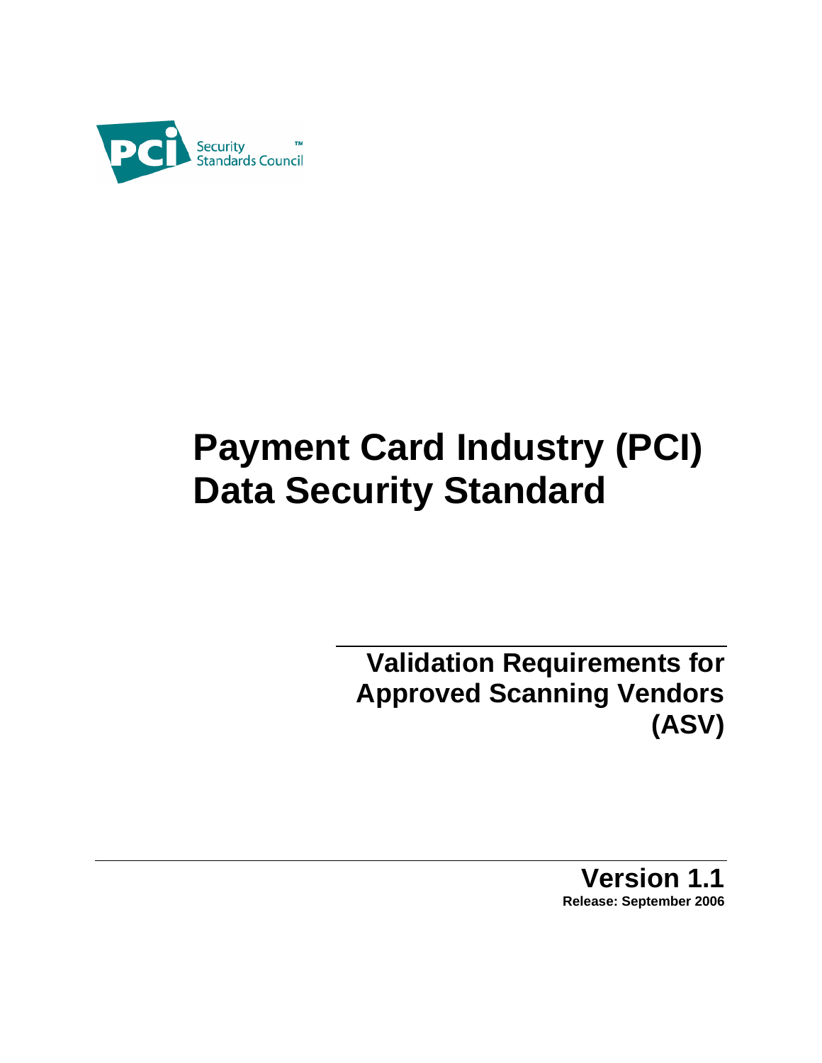PCI Security Standards Council™

# Payment Card Industry (PCI) Data Security Standard

## Validation Requirements for Approved Scanning Vendors (ASV)

**Version 1.1**

**Release: September 2006**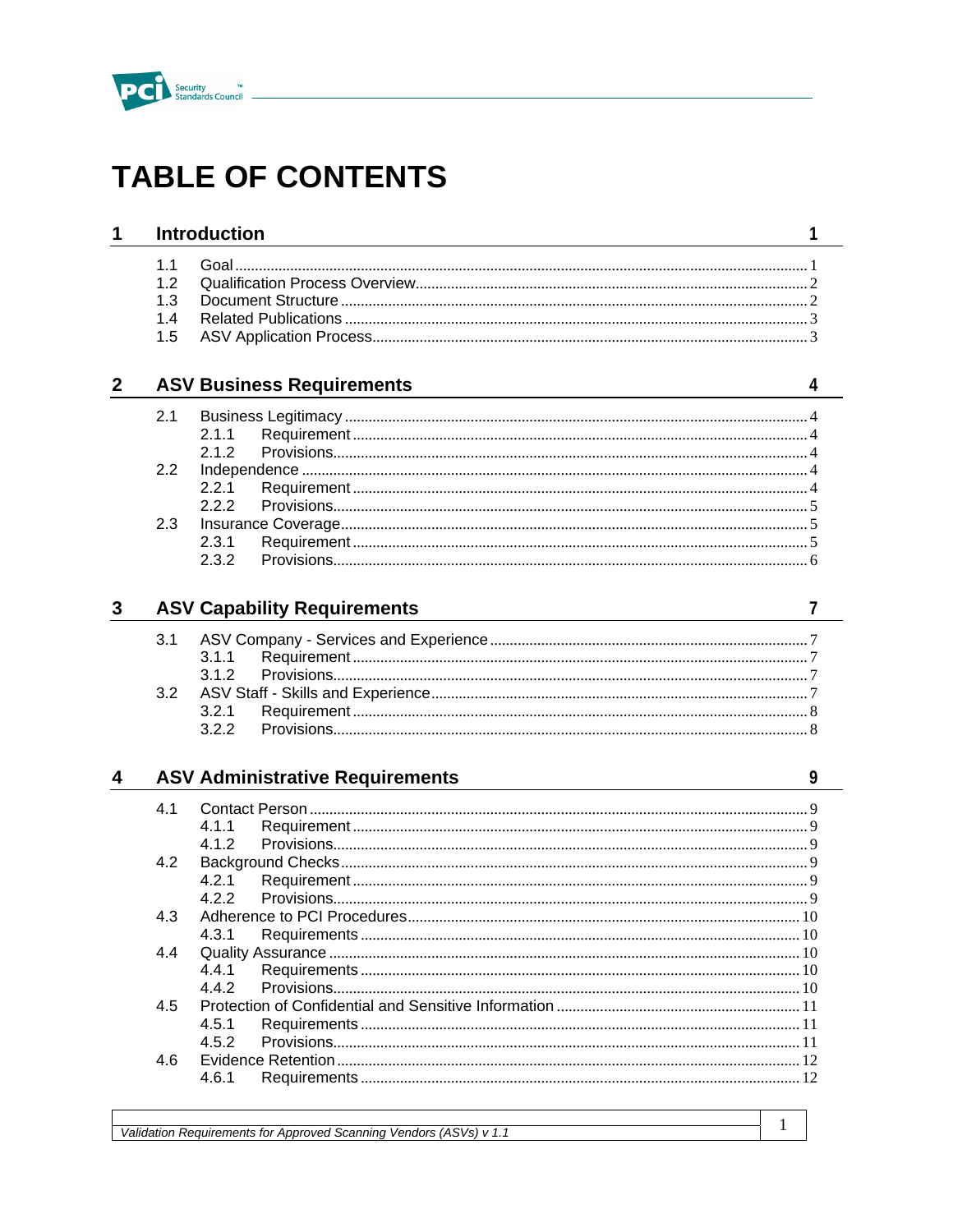# TABLE OF CONTENTS

## 1 Introduction 1

- 1.1 Goal ... 1
- 1.2 Qualification Process Overview ... 2
- 1.3 Document Structure ... 2
- 1.4 Related Publications ... 3
- 1.5 ASV Application Process ... 3

## 2 ASV Business Requirements 4

- 2.1 Business Legitimacy ... 4
  - 2.1.1 Requirement ... 4
  - 2.1.2 Provisions ... 4
- 2.2 Independence ... 4
  - 2.2.1 Requirement ... 4
  - 2.2.2 Provisions ... 5
- 2.3 Insurance Coverage ... 5
  - 2.3.1 Requirement ... 5
  - 2.3.2 Provisions ... 6

## 3 ASV Capability Requirements 7

- 3.1 ASV Company - Services and Experience ... 7
  - 3.1.1 Requirement ... 7
  - 3.1.2 Provisions ... 7
- 3.2 ASV Staff - Skills and Experience ... 7
  - 3.2.1 Requirement ... 8
  - 3.2.2 Provisions ... 8

## 4 ASV Administrative Requirements 9

- 4.1 Contact Person ... 9
  - 4.1.1 Requirement ... 9
  - 4.1.2 Provisions ... 9
- 4.2 Background Checks ... 9
  - 4.2.1 Requirement ... 9
  - 4.2.2 Provisions ... 9
- 4.3 Adherence to PCI Procedures ... 10
  - 4.3.1 Requirements ... 10
- 4.4 Quality Assurance ... 10
  - 4.4.1 Requirements ... 10
  - 4.4.2 Provisions ... 10
- 4.5 Protection of Confidential and Sensitive Information ... 11
  - 4.5.1 Requirements ... 11
  - 4.5.2 Provisions ... 11
- 4.6 Evidence Retention ... 12
  - 4.6.1 Requirements ... 12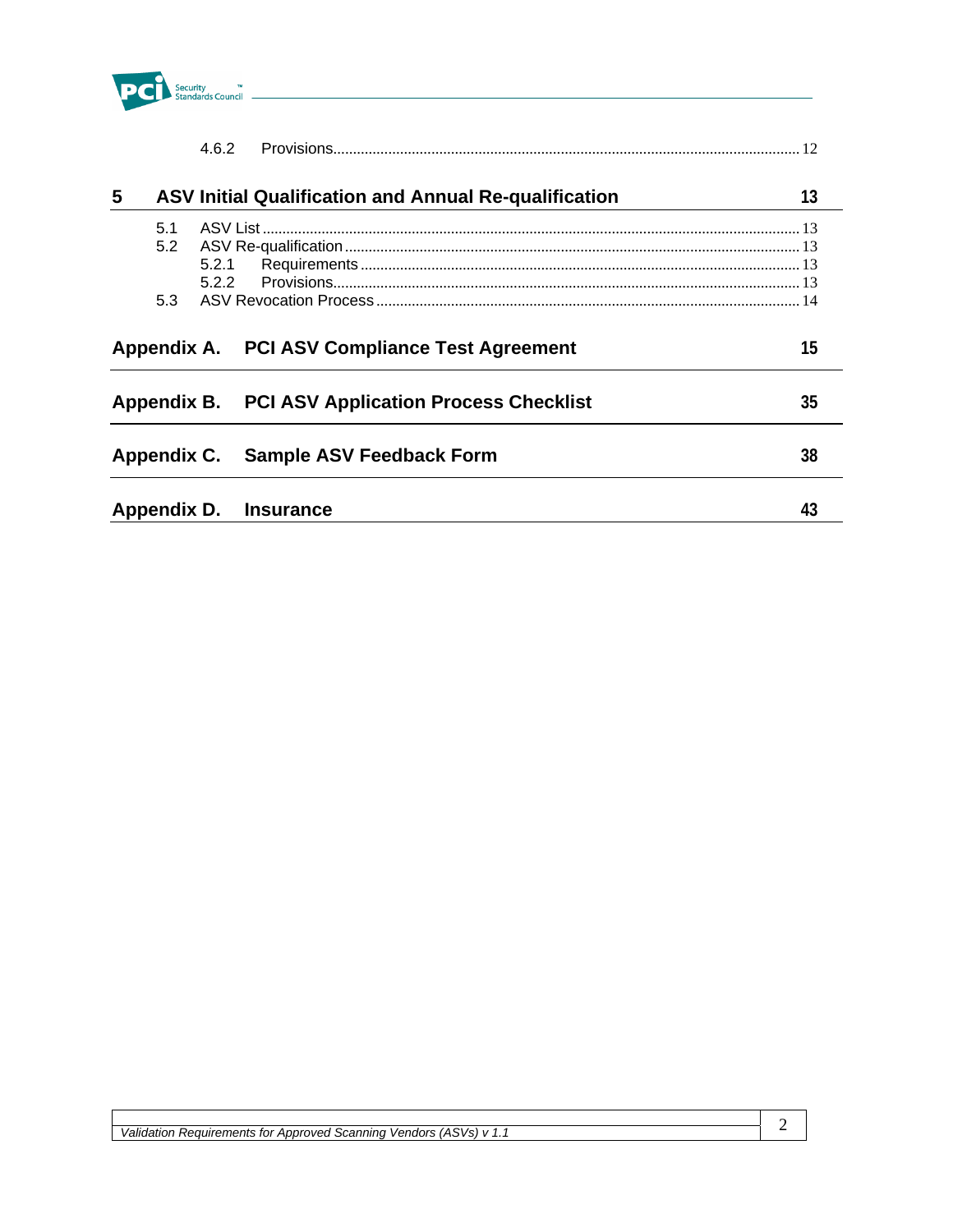4.6.2 Provisions ........................................................................................................ 12

**5 ASV Initial Qualification and Annual Re-qualification 13**

5.1 ASV List ........................................................................................................ 13
5.2 ASV Re-qualification ........................................................................................ 13
5.2.1 Requirements ................................................................................................ 13
5.2.2 Provisions ..................................................................................................... 13
5.3 ASV Revocation Process .................................................................................. 14

**Appendix A. PCI ASV Compliance Test Agreement 15**

**Appendix B. PCI ASV Application Process Checklist 35**

**Appendix C. Sample ASV Feedback Form 38**

**Appendix D. Insurance 43**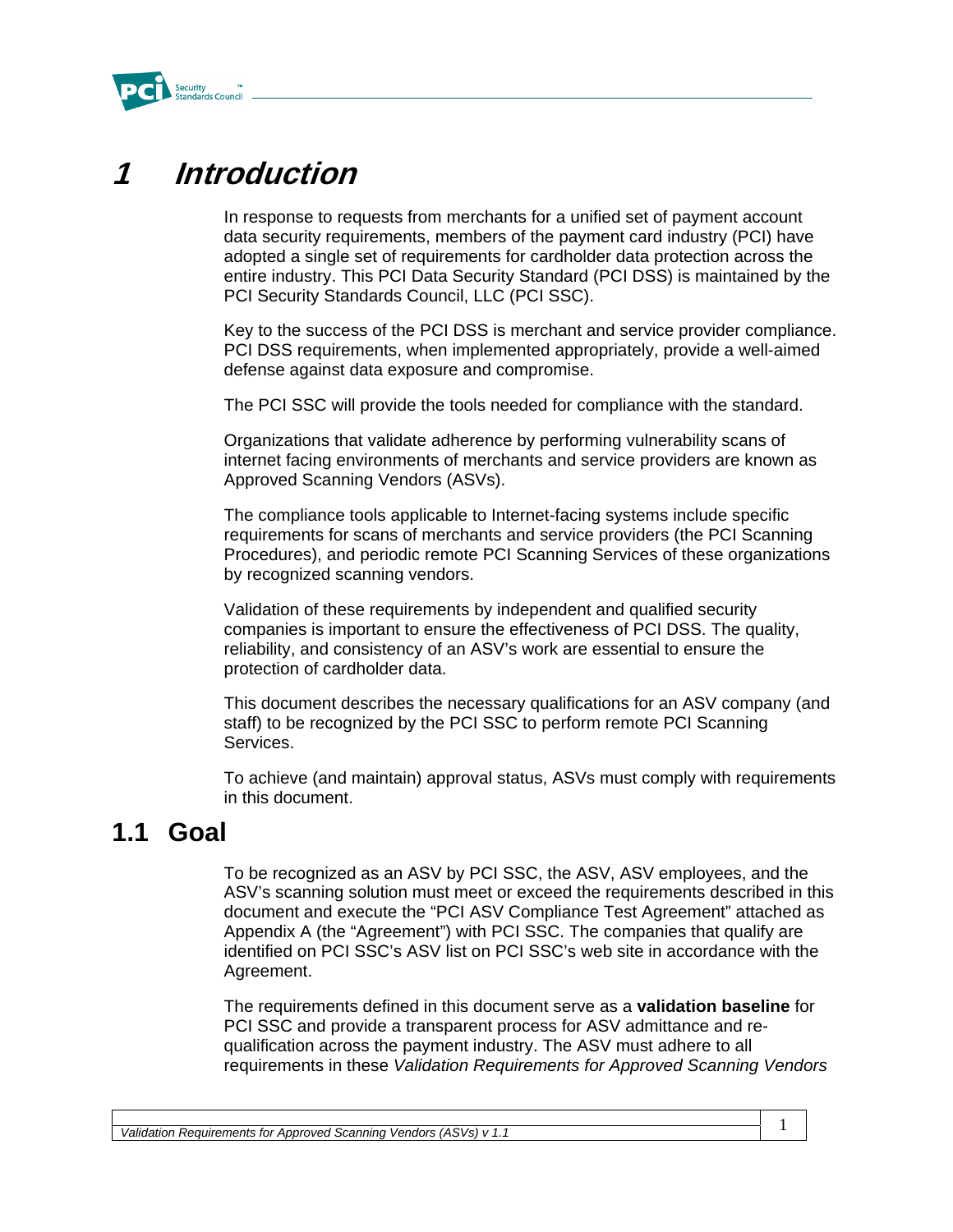# 1 Introduction

In response to requests from merchants for a unified set of payment account data security requirements, members of the payment card industry (PCI) have adopted a single set of requirements for cardholder data protection across the entire industry. This PCI Data Security Standard (PCI DSS) is maintained by the PCI Security Standards Council, LLC (PCI SSC).

Key to the success of the PCI DSS is merchant and service provider compliance. PCI DSS requirements, when implemented appropriately, provide a well-aimed defense against data exposure and compromise.

The PCI SSC will provide the tools needed for compliance with the standard.

Organizations that validate adherence by performing vulnerability scans of internet facing environments of merchants and service providers are known as Approved Scanning Vendors (ASVs).

The compliance tools applicable to Internet-facing systems include specific requirements for scans of merchants and service providers (the PCI Scanning Procedures), and periodic remote PCI Scanning Services of these organizations by recognized scanning vendors.

Validation of these requirements by independent and qualified security companies is important to ensure the effectiveness of PCI DSS. The quality, reliability, and consistency of an ASV's work are essential to ensure the protection of cardholder data.

This document describes the necessary qualifications for an ASV company (and staff) to be recognized by the PCI SSC to perform remote PCI Scanning Services.

To achieve (and maintain) approval status, ASVs must comply with requirements in this document.

## 1.1 Goal

To be recognized as an ASV by PCI SSC, the ASV, ASV employees, and the ASV's scanning solution must meet or exceed the requirements described in this document and execute the "PCI ASV Compliance Test Agreement" attached as Appendix A (the "Agreement") with PCI SSC. The companies that qualify are identified on PCI SSC's ASV list on PCI SSC's web site in accordance with the Agreement.

The requirements defined in this document serve as a **validation baseline** for PCI SSC and provide a transparent process for ASV admittance and re-qualification across the payment industry. The ASV must adhere to all requirements in these *Validation Requirements for Approved Scanning Vendors*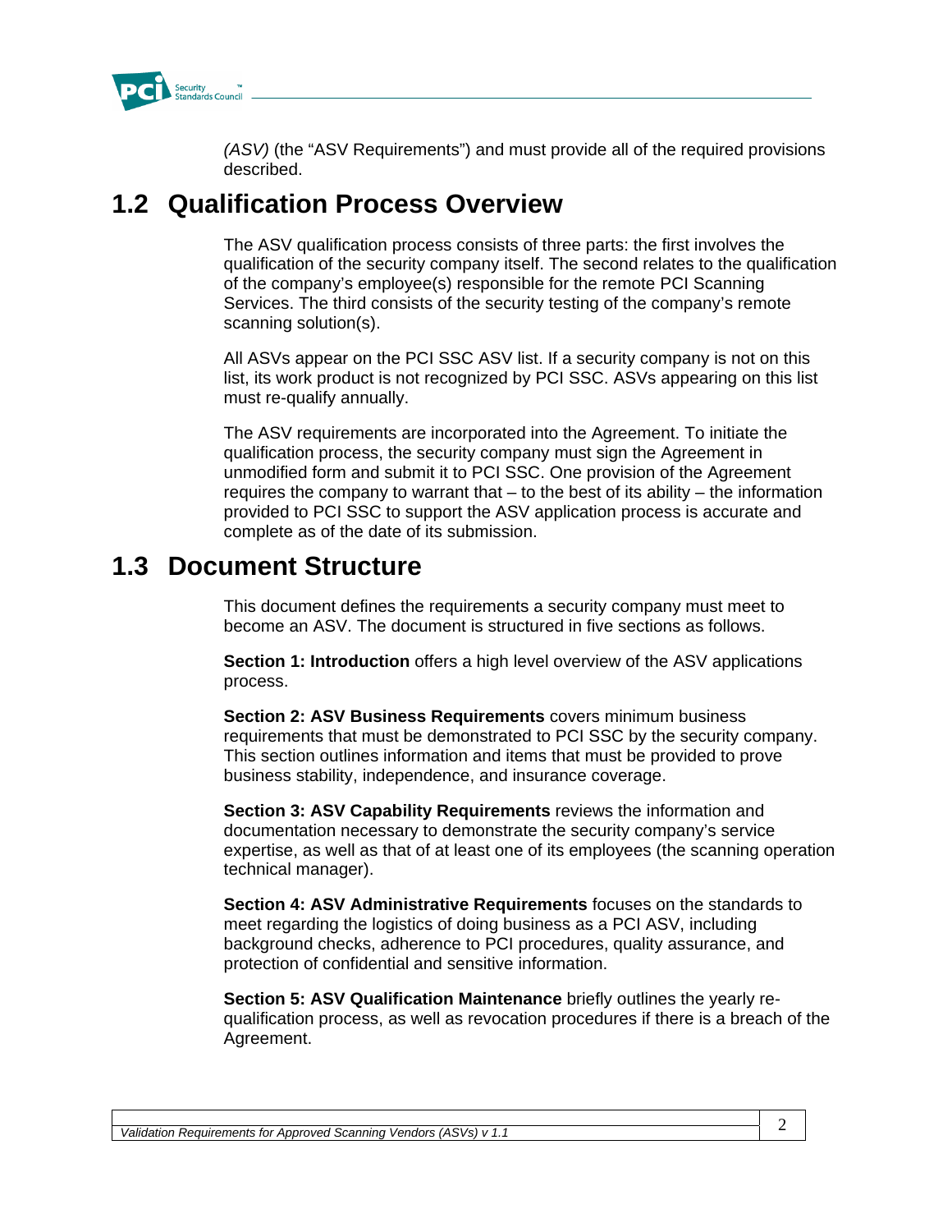*(ASV)* (the "ASV Requirements") and must provide all of the required provisions described.

## 1.2 Qualification Process Overview

The ASV qualification process consists of three parts: the first involves the qualification of the security company itself. The second relates to the qualification of the company's employee(s) responsible for the remote PCI Scanning Services. The third consists of the security testing of the company's remote scanning solution(s).

All ASVs appear on the PCI SSC ASV list. If a security company is not on this list, its work product is not recognized by PCI SSC. ASVs appearing on this list must re-qualify annually.

The ASV requirements are incorporated into the Agreement. To initiate the qualification process, the security company must sign the Agreement in unmodified form and submit it to PCI SSC. One provision of the Agreement requires the company to warrant that – to the best of its ability – the information provided to PCI SSC to support the ASV application process is accurate and complete as of the date of its submission.

## 1.3 Document Structure

This document defines the requirements a security company must meet to become an ASV. The document is structured in five sections as follows.

**Section 1: Introduction** offers a high level overview of the ASV applications process.

**Section 2: ASV Business Requirements** covers minimum business requirements that must be demonstrated to PCI SSC by the security company. This section outlines information and items that must be provided to prove business stability, independence, and insurance coverage.

**Section 3: ASV Capability Requirements** reviews the information and documentation necessary to demonstrate the security company's service expertise, as well as that of at least one of its employees (the scanning operation technical manager).

**Section 4: ASV Administrative Requirements** focuses on the standards to meet regarding the logistics of doing business as a PCI ASV, including background checks, adherence to PCI procedures, quality assurance, and protection of confidential and sensitive information.

**Section 5: ASV Qualification Maintenance** briefly outlines the yearly re-qualification process, as well as revocation procedures if there is a breach of the Agreement.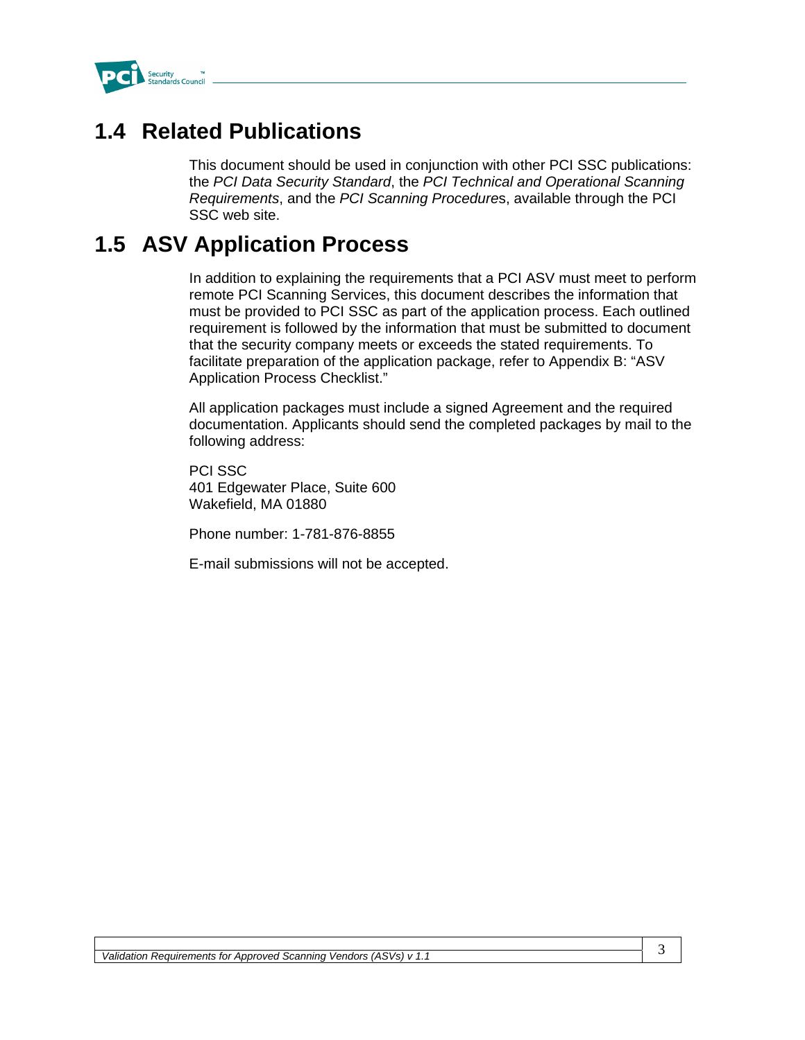## 1.4 Related Publications

This document should be used in conjunction with other PCI SSC publications: the *PCI Data Security Standard*, the *PCI Technical and Operational Scanning Requirements*, and the *PCI Scanning Procedure*s, available through the PCI SSC web site.

## 1.5 ASV Application Process

In addition to explaining the requirements that a PCI ASV must meet to perform remote PCI Scanning Services, this document describes the information that must be provided to PCI SSC as part of the application process. Each outlined requirement is followed by the information that must be submitted to document that the security company meets or exceeds the stated requirements. To facilitate preparation of the application package, refer to Appendix B: "ASV Application Process Checklist."

All application packages must include a signed Agreement and the required documentation. Applicants should send the completed packages by mail to the following address:

PCI SSC
401 Edgewater Place, Suite 600
Wakefield, MA 01880

Phone number: 1-781-876-8855

E-mail submissions will not be accepted.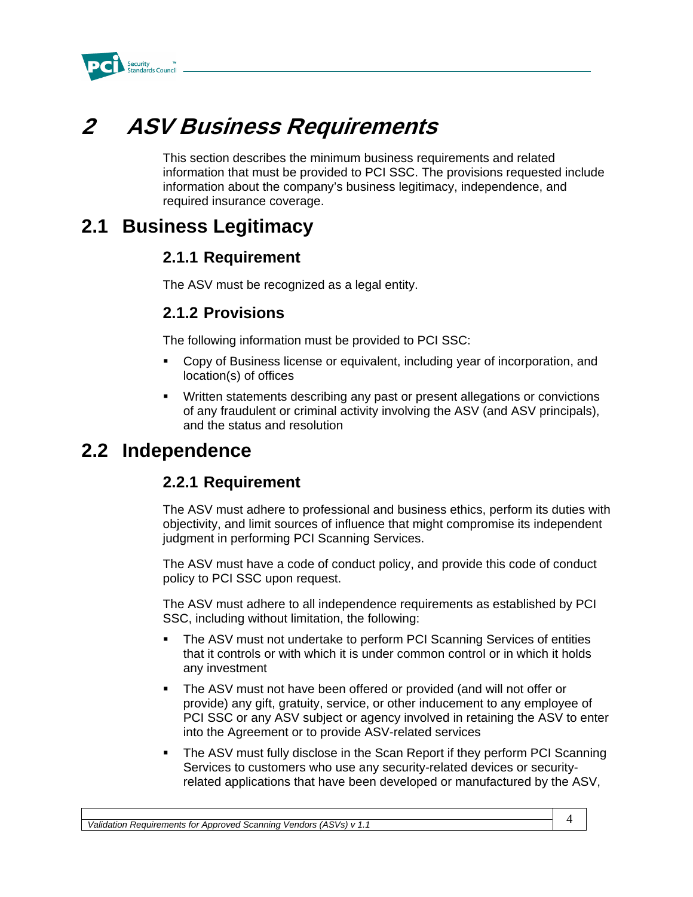# 2 ASV Business Requirements

This section describes the minimum business requirements and related information that must be provided to PCI SSC. The provisions requested include information about the company's business legitimacy, independence, and required insurance coverage.

## 2.1 Business Legitimacy

### 2.1.1 Requirement

The ASV must be recognized as a legal entity.

### 2.1.2 Provisions

The following information must be provided to PCI SSC:

- Copy of Business license or equivalent, including year of incorporation, and location(s) of offices
- Written statements describing any past or present allegations or convictions of any fraudulent or criminal activity involving the ASV (and ASV principals), and the status and resolution

## 2.2 Independence

### 2.2.1 Requirement

The ASV must adhere to professional and business ethics, perform its duties with objectivity, and limit sources of influence that might compromise its independent judgment in performing PCI Scanning Services.

The ASV must have a code of conduct policy, and provide this code of conduct policy to PCI SSC upon request.

The ASV must adhere to all independence requirements as established by PCI SSC, including without limitation, the following:

- The ASV must not undertake to perform PCI Scanning Services of entities that it controls or with which it is under common control or in which it holds any investment
- The ASV must not have been offered or provided (and will not offer or provide) any gift, gratuity, service, or other inducement to any employee of PCI SSC or any ASV subject or agency involved in retaining the ASV to enter into the Agreement or to provide ASV-related services
- The ASV must fully disclose in the Scan Report if they perform PCI Scanning Services to customers who use any security-related devices or security-related applications that have been developed or manufactured by the ASV,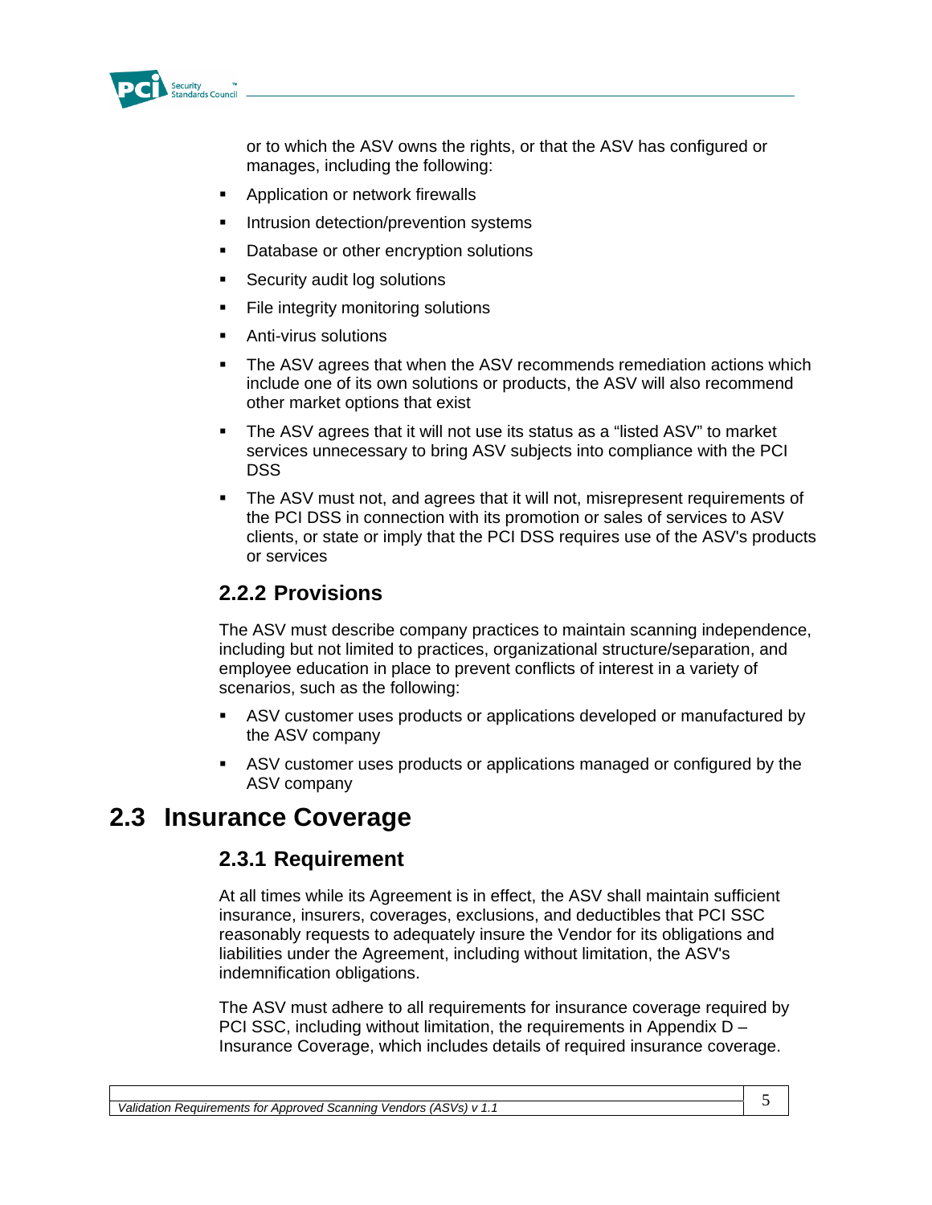or to which the ASV owns the rights, or that the ASV has configured or manages, including the following:

- Application or network firewalls
- Intrusion detection/prevention systems
- Database or other encryption solutions
- Security audit log solutions
- File integrity monitoring solutions
- Anti-virus solutions
- The ASV agrees that when the ASV recommends remediation actions which include one of its own solutions or products, the ASV will also recommend other market options that exist
- The ASV agrees that it will not use its status as a "listed ASV" to market services unnecessary to bring ASV subjects into compliance with the PCI DSS
- The ASV must not, and agrees that it will not, misrepresent requirements of the PCI DSS in connection with its promotion or sales of services to ASV clients, or state or imply that the PCI DSS requires use of the ASV's products or services

### 2.2.2 Provisions

The ASV must describe company practices to maintain scanning independence, including but not limited to practices, organizational structure/separation, and employee education in place to prevent conflicts of interest in a variety of scenarios, such as the following:

- ASV customer uses products or applications developed or manufactured by the ASV company
- ASV customer uses products or applications managed or configured by the ASV company

## 2.3 Insurance Coverage

### 2.3.1 Requirement

At all times while its Agreement is in effect, the ASV shall maintain sufficient insurance, insurers, coverages, exclusions, and deductibles that PCI SSC reasonably requests to adequately insure the Vendor for its obligations and liabilities under the Agreement, including without limitation, the ASV's indemnification obligations.

The ASV must adhere to all requirements for insurance coverage required by PCI SSC, including without limitation, the requirements in Appendix D – Insurance Coverage, which includes details of required insurance coverage.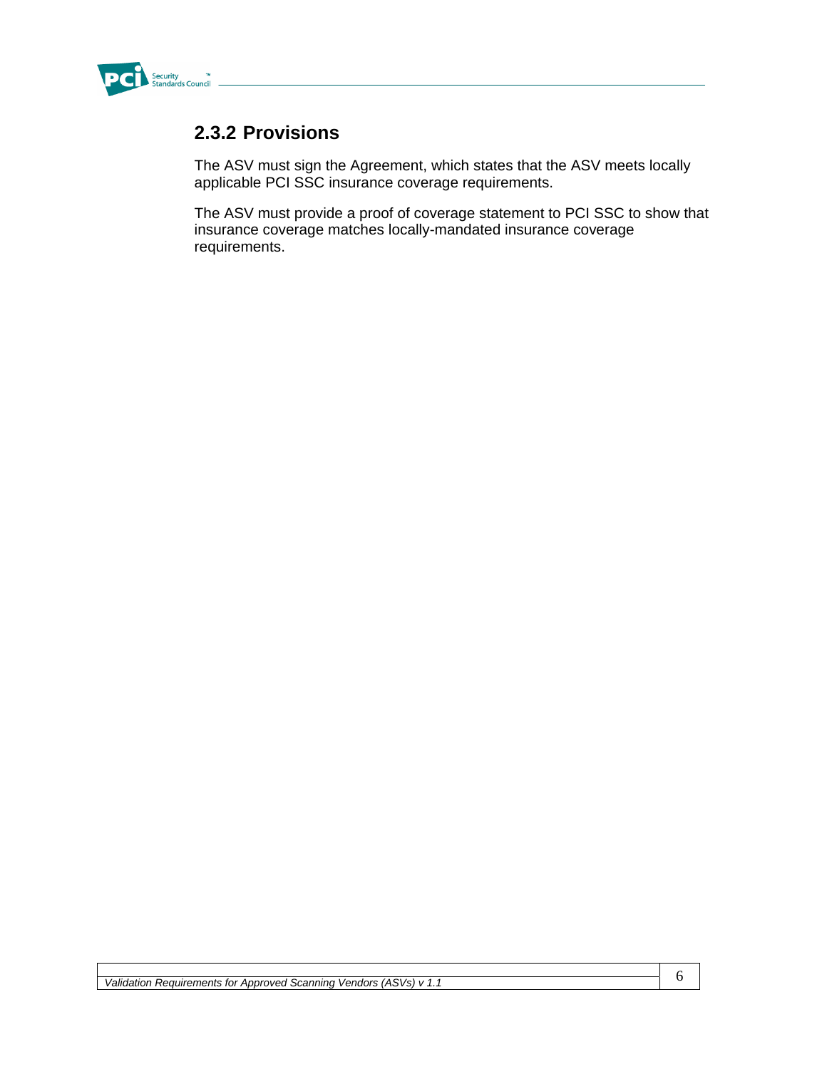### 2.3.2 Provisions

The ASV must sign the Agreement, which states that the ASV meets locally applicable PCI SSC insurance coverage requirements.

The ASV must provide a proof of coverage statement to PCI SSC to show that insurance coverage matches locally-mandated insurance coverage requirements.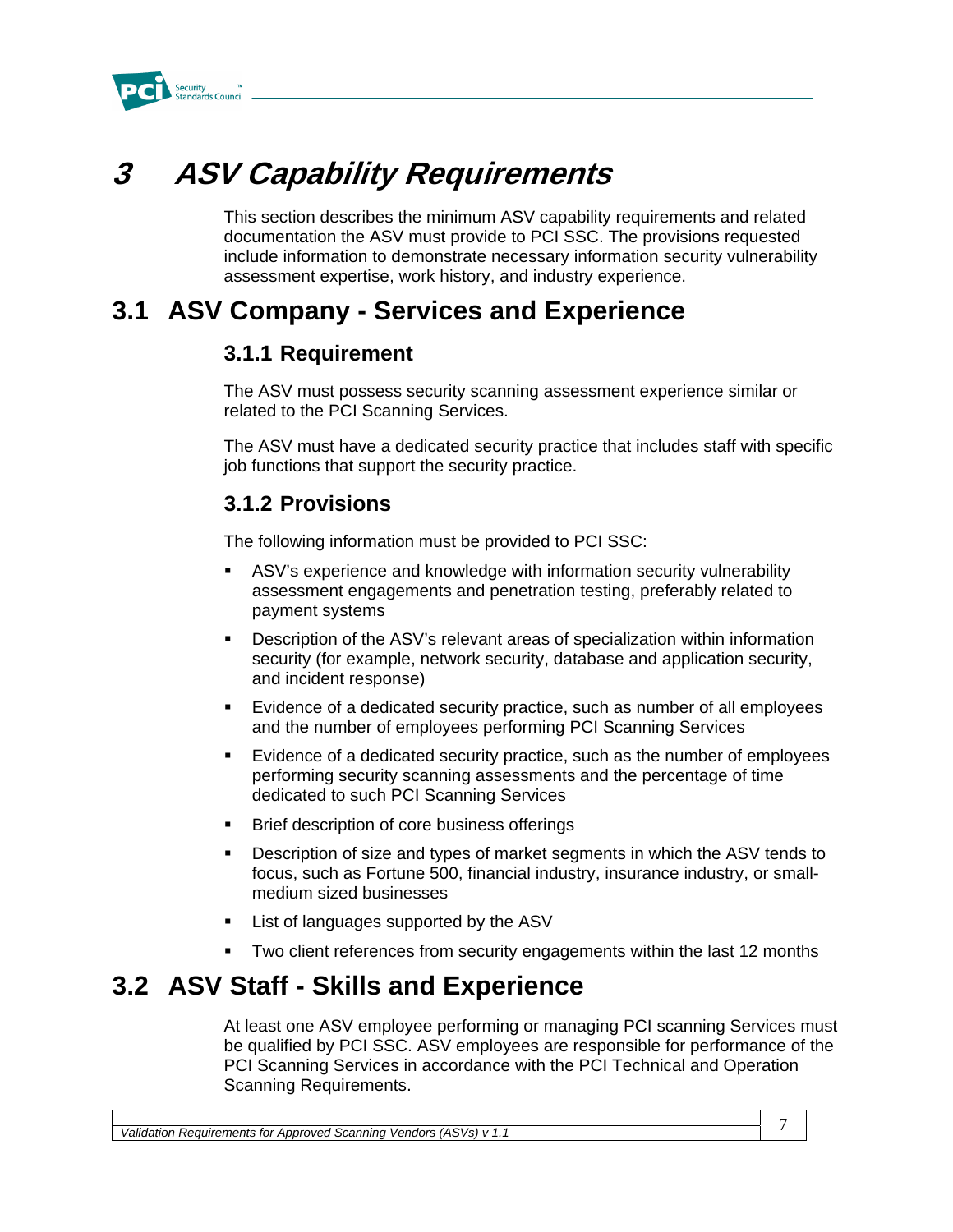# 3 ASV Capability Requirements

This section describes the minimum ASV capability requirements and related documentation the ASV must provide to PCI SSC. The provisions requested include information to demonstrate necessary information security vulnerability assessment expertise, work history, and industry experience.

## 3.1 ASV Company - Services and Experience

### 3.1.1 Requirement

The ASV must possess security scanning assessment experience similar or related to the PCI Scanning Services.

The ASV must have a dedicated security practice that includes staff with specific job functions that support the security practice.

### 3.1.2 Provisions

The following information must be provided to PCI SSC:

- ASV's experience and knowledge with information security vulnerability assessment engagements and penetration testing, preferably related to payment systems
- Description of the ASV's relevant areas of specialization within information security (for example, network security, database and application security, and incident response)
- Evidence of a dedicated security practice, such as number of all employees and the number of employees performing PCI Scanning Services
- Evidence of a dedicated security practice, such as the number of employees performing security scanning assessments and the percentage of time dedicated to such PCI Scanning Services
- Brief description of core business offerings
- Description of size and types of market segments in which the ASV tends to focus, such as Fortune 500, financial industry, insurance industry, or small-medium sized businesses
- List of languages supported by the ASV
- Two client references from security engagements within the last 12 months

## 3.2 ASV Staff - Skills and Experience

At least one ASV employee performing or managing PCI scanning Services must be qualified by PCI SSC. ASV employees are responsible for performance of the PCI Scanning Services in accordance with the PCI Technical and Operation Scanning Requirements.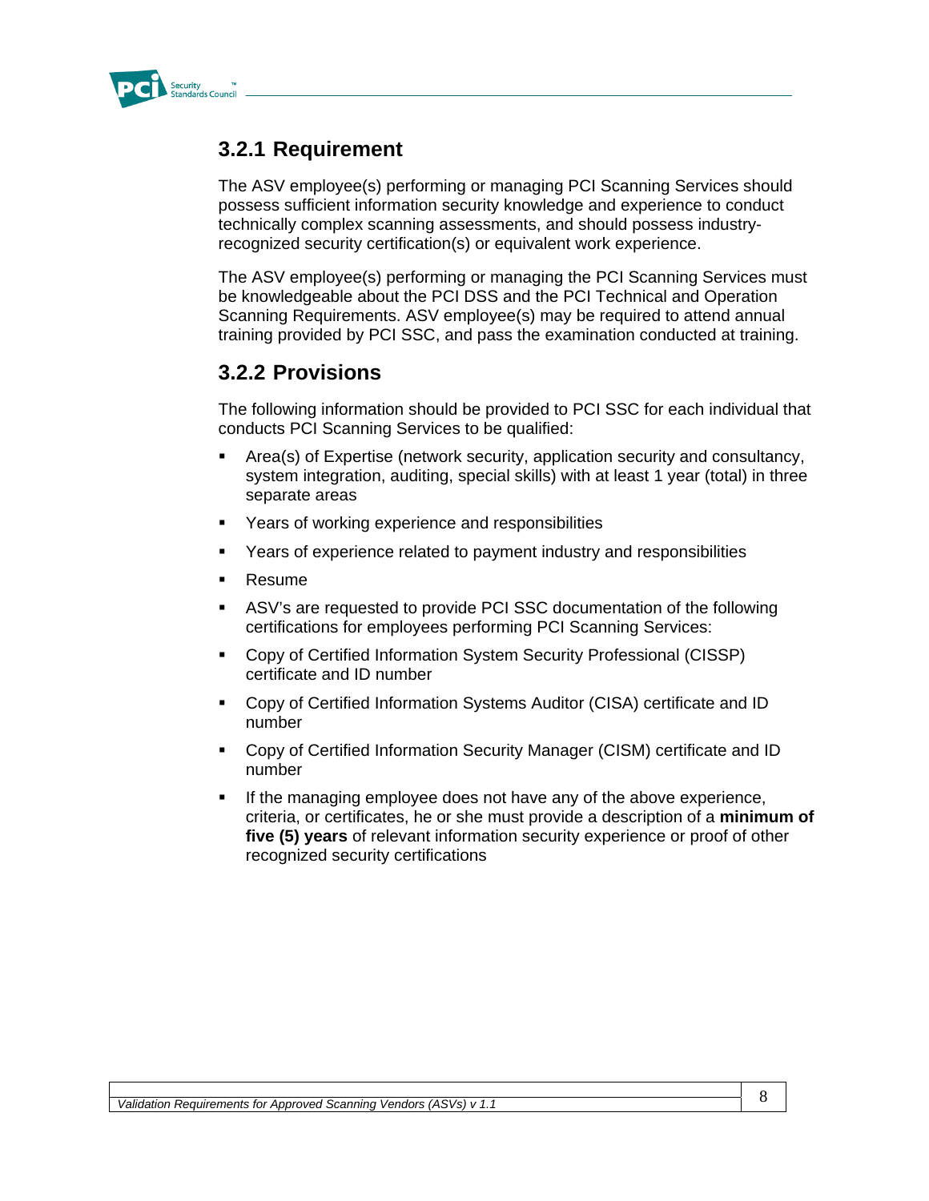### 3.2.1 Requirement

The ASV employee(s) performing or managing PCI Scanning Services should possess sufficient information security knowledge and experience to conduct technically complex scanning assessments, and should possess industry-recognized security certification(s) or equivalent work experience.

The ASV employee(s) performing or managing the PCI Scanning Services must be knowledgeable about the PCI DSS and the PCI Technical and Operation Scanning Requirements. ASV employee(s) may be required to attend annual training provided by PCI SSC, and pass the examination conducted at training.

### 3.2.2 Provisions

The following information should be provided to PCI SSC for each individual that conducts PCI Scanning Services to be qualified:

- Area(s) of Expertise (network security, application security and consultancy, system integration, auditing, special skills) with at least 1 year (total) in three separate areas
- Years of working experience and responsibilities
- Years of experience related to payment industry and responsibilities
- Resume
- ASV's are requested to provide PCI SSC documentation of the following certifications for employees performing PCI Scanning Services:
- Copy of Certified Information System Security Professional (CISSP) certificate and ID number
- Copy of Certified Information Systems Auditor (CISA) certificate and ID number
- Copy of Certified Information Security Manager (CISM) certificate and ID number
- If the managing employee does not have any of the above experience, criteria, or certificates, he or she must provide a description of a **minimum of five (5) years** of relevant information security experience or proof of other recognized security certifications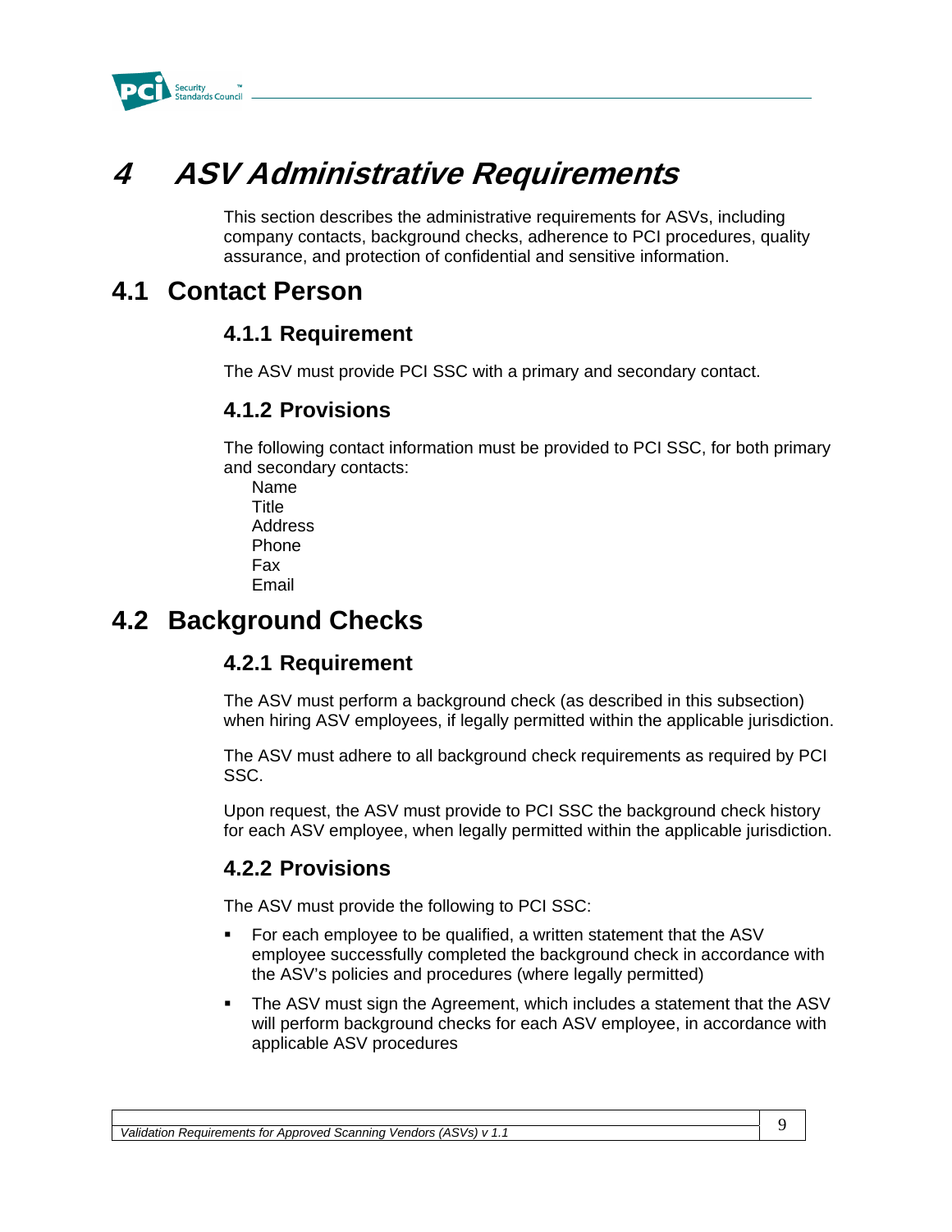# 4 ASV Administrative Requirements

This section describes the administrative requirements for ASVs, including company contacts, background checks, adherence to PCI procedures, quality assurance, and protection of confidential and sensitive information.

## 4.1 Contact Person

### 4.1.1 Requirement

The ASV must provide PCI SSC with a primary and secondary contact.

### 4.1.2 Provisions

The following contact information must be provided to PCI SSC, for both primary and secondary contacts:

- Name
- Title
- Address
- Phone
- Fax
- Email

## 4.2 Background Checks

### 4.2.1 Requirement

The ASV must perform a background check (as described in this subsection) when hiring ASV employees, if legally permitted within the applicable jurisdiction.

The ASV must adhere to all background check requirements as required by PCI SSC.

Upon request, the ASV must provide to PCI SSC the background check history for each ASV employee, when legally permitted within the applicable jurisdiction.

### 4.2.2 Provisions

The ASV must provide the following to PCI SSC:

- For each employee to be qualified, a written statement that the ASV employee successfully completed the background check in accordance with the ASV's policies and procedures (where legally permitted)
- The ASV must sign the Agreement, which includes a statement that the ASV will perform background checks for each ASV employee, in accordance with applicable ASV procedures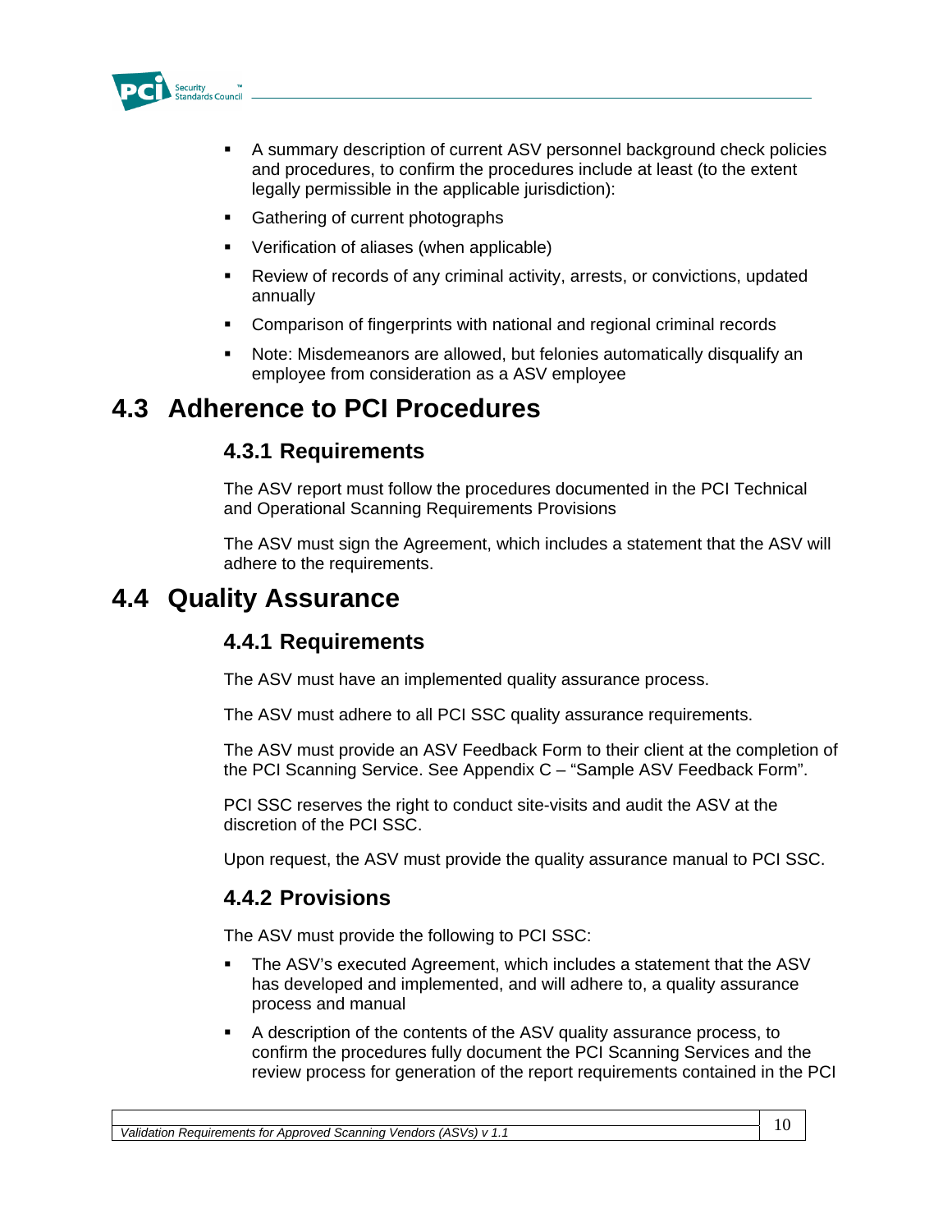- A summary description of current ASV personnel background check policies and procedures, to confirm the procedures include at least (to the extent legally permissible in the applicable jurisdiction):
- Gathering of current photographs
- Verification of aliases (when applicable)
- Review of records of any criminal activity, arrests, or convictions, updated annually
- Comparison of fingerprints with national and regional criminal records
- Note: Misdemeanors are allowed, but felonies automatically disqualify an employee from consideration as a ASV employee

## 4.3 Adherence to PCI Procedures

### 4.3.1 Requirements

The ASV report must follow the procedures documented in the PCI Technical and Operational Scanning Requirements Provisions

The ASV must sign the Agreement, which includes a statement that the ASV will adhere to the requirements.

## 4.4 Quality Assurance

### 4.4.1 Requirements

The ASV must have an implemented quality assurance process.

The ASV must adhere to all PCI SSC quality assurance requirements.

The ASV must provide an ASV Feedback Form to their client at the completion of the PCI Scanning Service. See Appendix C – "Sample ASV Feedback Form".

PCI SSC reserves the right to conduct site-visits and audit the ASV at the discretion of the PCI SSC.

Upon request, the ASV must provide the quality assurance manual to PCI SSC.

### 4.4.2 Provisions

The ASV must provide the following to PCI SSC:

- The ASV's executed Agreement, which includes a statement that the ASV has developed and implemented, and will adhere to, a quality assurance process and manual
- A description of the contents of the ASV quality assurance process, to confirm the procedures fully document the PCI Scanning Services and the review process for generation of the report requirements contained in the PCI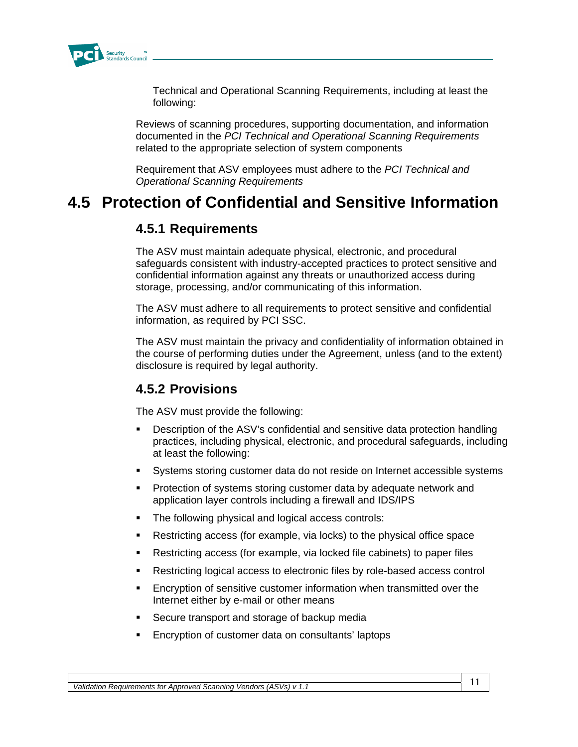Technical and Operational Scanning Requirements, including at least the following:

Reviews of scanning procedures, supporting documentation, and information documented in the *PCI Technical and Operational Scanning Requirements* related to the appropriate selection of system components

Requirement that ASV employees must adhere to the *PCI Technical and Operational Scanning Requirements*

# 4.5 Protection of Confidential and Sensitive Information

## 4.5.1 Requirements

The ASV must maintain adequate physical, electronic, and procedural safeguards consistent with industry-accepted practices to protect sensitive and confidential information against any threats or unauthorized access during storage, processing, and/or communicating of this information.

The ASV must adhere to all requirements to protect sensitive and confidential information, as required by PCI SSC.

The ASV must maintain the privacy and confidentiality of information obtained in the course of performing duties under the Agreement, unless (and to the extent) disclosure is required by legal authority.

## 4.5.2 Provisions

The ASV must provide the following:

- Description of the ASV's confidential and sensitive data protection handling practices, including physical, electronic, and procedural safeguards, including at least the following:
- Systems storing customer data do not reside on Internet accessible systems
- Protection of systems storing customer data by adequate network and application layer controls including a firewall and IDS/IPS
- The following physical and logical access controls:
- Restricting access (for example, via locks) to the physical office space
- Restricting access (for example, via locked file cabinets) to paper files
- Restricting logical access to electronic files by role-based access control
- Encryption of sensitive customer information when transmitted over the Internet either by e-mail or other means
- Secure transport and storage of backup media
- Encryption of customer data on consultants' laptops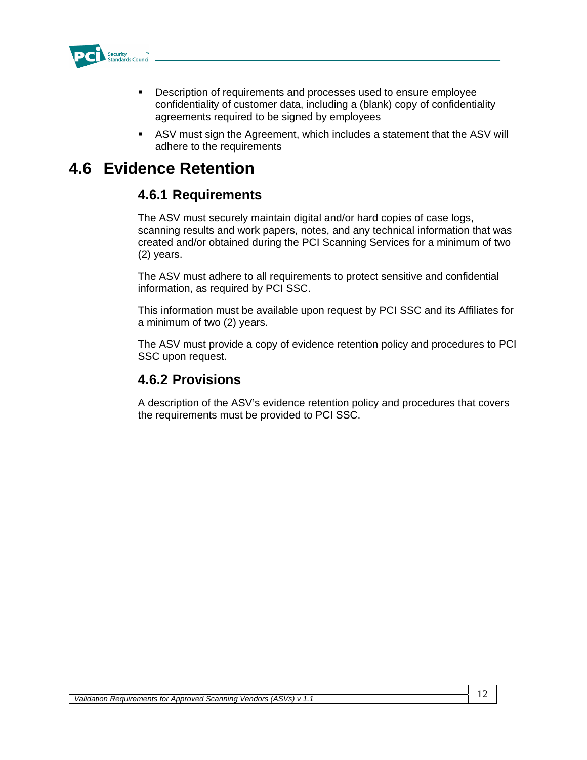- Description of requirements and processes used to ensure employee confidentiality of customer data, including a (blank) copy of confidentiality agreements required to be signed by employees
- ASV must sign the Agreement, which includes a statement that the ASV will adhere to the requirements

## 4.6 Evidence Retention

### 4.6.1 Requirements

The ASV must securely maintain digital and/or hard copies of case logs, scanning results and work papers, notes, and any technical information that was created and/or obtained during the PCI Scanning Services for a minimum of two (2) years.

The ASV must adhere to all requirements to protect sensitive and confidential information, as required by PCI SSC.

This information must be available upon request by PCI SSC and its Affiliates for a minimum of two (2) years.

The ASV must provide a copy of evidence retention policy and procedures to PCI SSC upon request.

### 4.6.2 Provisions

A description of the ASV's evidence retention policy and procedures that covers the requirements must be provided to PCI SSC.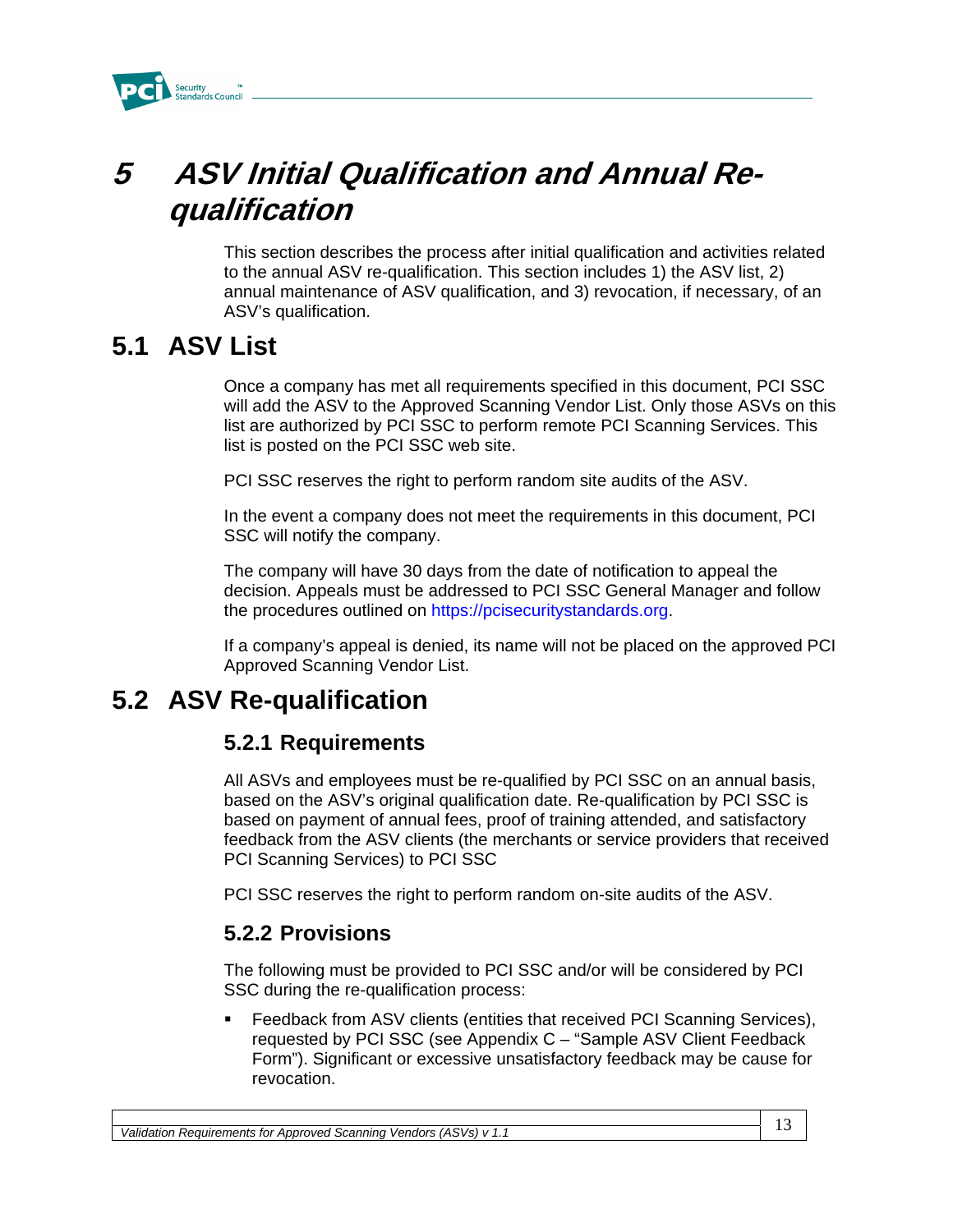# 5 ASV Initial Qualification and Annual Re-qualification

This section describes the process after initial qualification and activities related to the annual ASV re-qualification. This section includes 1) the ASV list, 2) annual maintenance of ASV qualification, and 3) revocation, if necessary, of an ASV's qualification.

## 5.1 ASV List

Once a company has met all requirements specified in this document, PCI SSC will add the ASV to the Approved Scanning Vendor List. Only those ASVs on this list are authorized by PCI SSC to perform remote PCI Scanning Services. This list is posted on the PCI SSC web site.

PCI SSC reserves the right to perform random site audits of the ASV.

In the event a company does not meet the requirements in this document, PCI SSC will notify the company.

The company will have 30 days from the date of notification to appeal the decision. Appeals must be addressed to PCI SSC General Manager and follow the procedures outlined on https://pcisecuritystandards.org.

If a company's appeal is denied, its name will not be placed on the approved PCI Approved Scanning Vendor List.

## 5.2 ASV Re-qualification

### 5.2.1 Requirements

All ASVs and employees must be re-qualified by PCI SSC on an annual basis, based on the ASV's original qualification date. Re-qualification by PCI SSC is based on payment of annual fees, proof of training attended, and satisfactory feedback from the ASV clients (the merchants or service providers that received PCI Scanning Services) to PCI SSC

PCI SSC reserves the right to perform random on-site audits of the ASV.

### 5.2.2 Provisions

The following must be provided to PCI SSC and/or will be considered by PCI SSC during the re-qualification process:

- Feedback from ASV clients (entities that received PCI Scanning Services), requested by PCI SSC (see Appendix C – "Sample ASV Client Feedback Form"). Significant or excessive unsatisfactory feedback may be cause for revocation.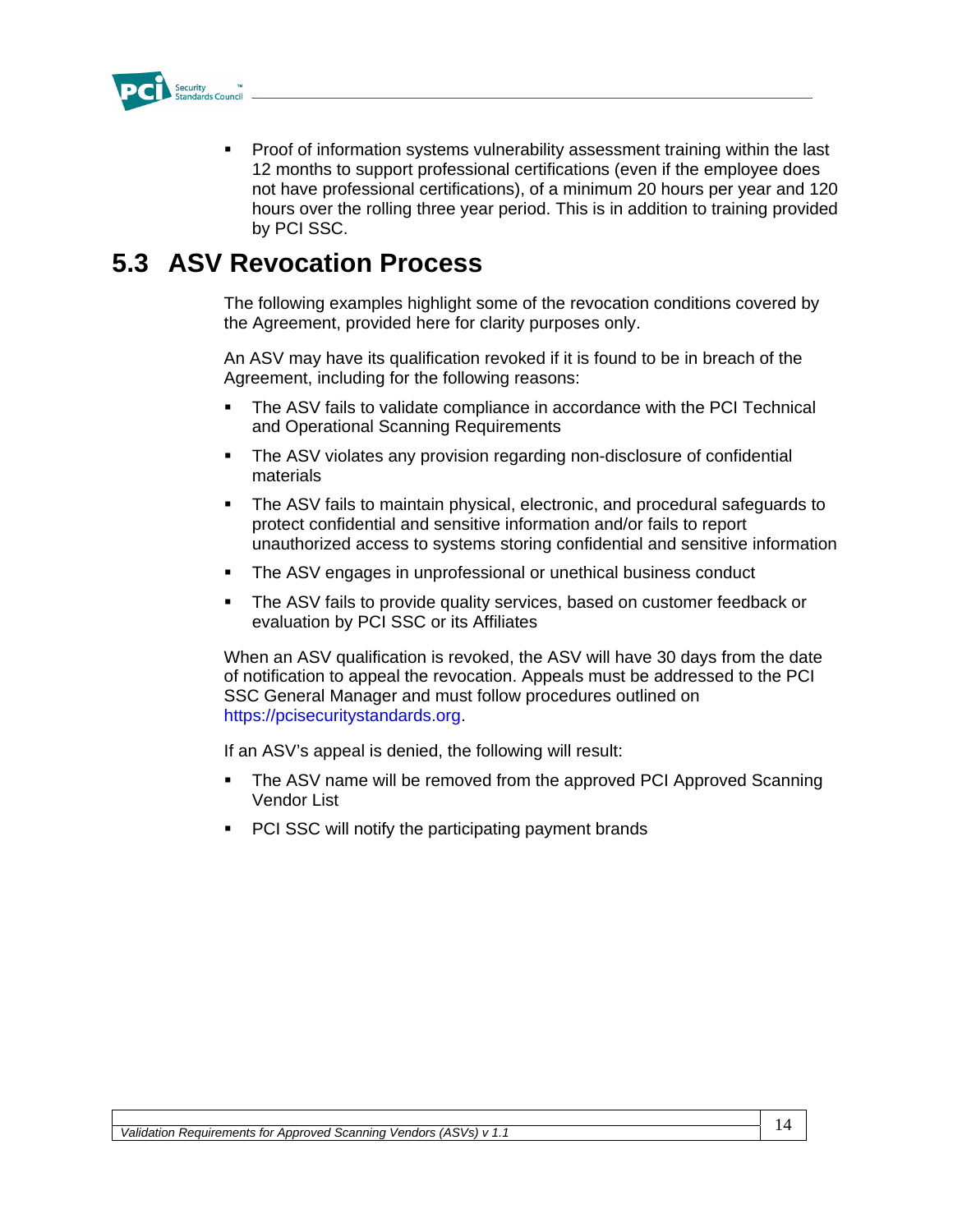- Proof of information systems vulnerability assessment training within the last 12 months to support professional certifications (even if the employee does not have professional certifications), of a minimum 20 hours per year and 120 hours over the rolling three year period. This is in addition to training provided by PCI SSC.

## 5.3 ASV Revocation Process

The following examples highlight some of the revocation conditions covered by the Agreement, provided here for clarity purposes only.

An ASV may have its qualification revoked if it is found to be in breach of the Agreement, including for the following reasons:

- The ASV fails to validate compliance in accordance with the PCI Technical and Operational Scanning Requirements
- The ASV violates any provision regarding non-disclosure of confidential materials
- The ASV fails to maintain physical, electronic, and procedural safeguards to protect confidential and sensitive information and/or fails to report unauthorized access to systems storing confidential and sensitive information
- The ASV engages in unprofessional or unethical business conduct
- The ASV fails to provide quality services, based on customer feedback or evaluation by PCI SSC or its Affiliates

When an ASV qualification is revoked, the ASV will have 30 days from the date of notification to appeal the revocation. Appeals must be addressed to the PCI SSC General Manager and must follow procedures outlined on https://pcisecuritystandards.org.

If an ASV's appeal is denied, the following will result:

- The ASV name will be removed from the approved PCI Approved Scanning Vendor List
- PCI SSC will notify the participating payment brands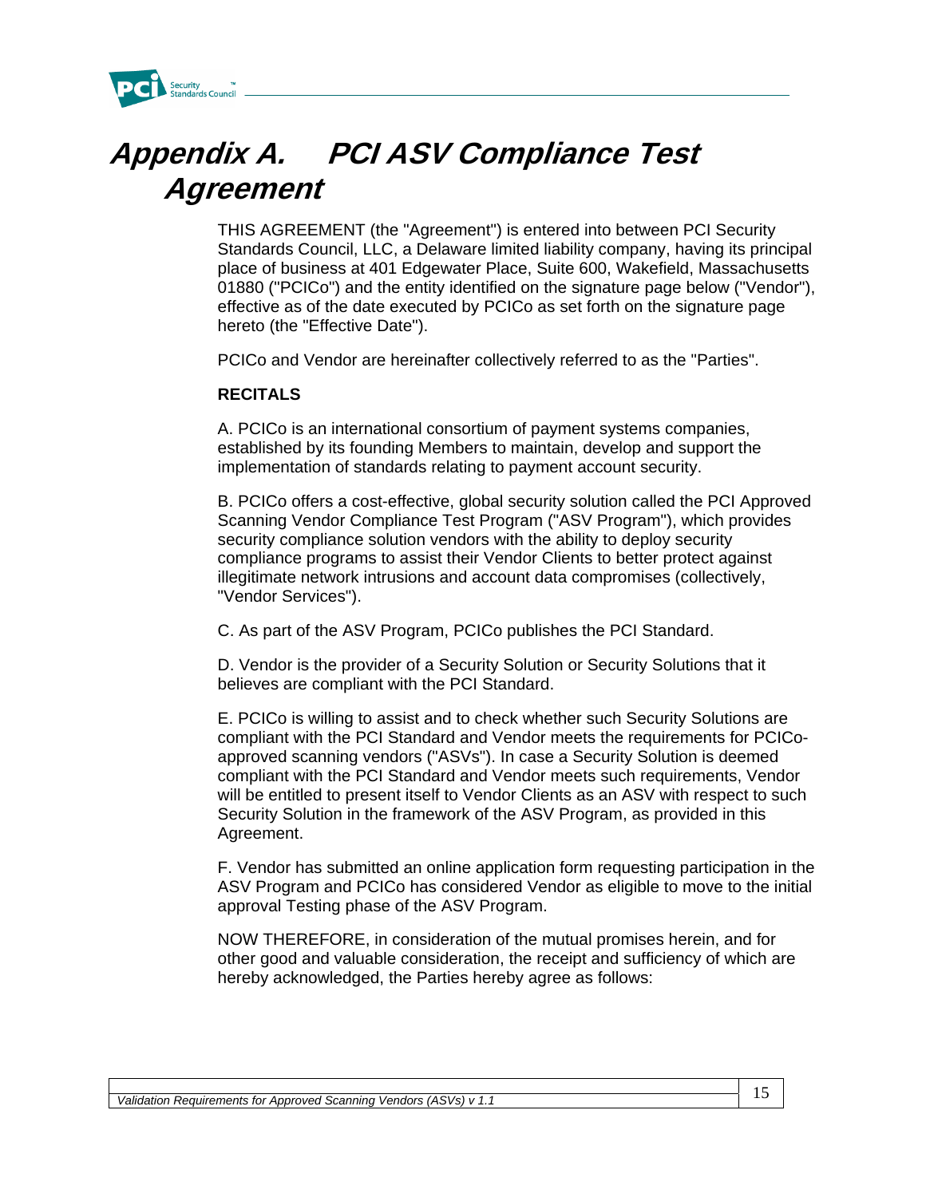# Appendix A. PCI ASV Compliance Test Agreement

THIS AGREEMENT (the "Agreement") is entered into between PCI Security Standards Council, LLC, a Delaware limited liability company, having its principal place of business at 401 Edgewater Place, Suite 600, Wakefield, Massachusetts 01880 ("PCICo") and the entity identified on the signature page below ("Vendor"), effective as of the date executed by PCICo as set forth on the signature page hereto (the "Effective Date").

PCICo and Vendor are hereinafter collectively referred to as the "Parties".

**RECITALS**

A. PCICo is an international consortium of payment systems companies, established by its founding Members to maintain, develop and support the implementation of standards relating to payment account security.

B. PCICo offers a cost-effective, global security solution called the PCI Approved Scanning Vendor Compliance Test Program ("ASV Program"), which provides security compliance solution vendors with the ability to deploy security compliance programs to assist their Vendor Clients to better protect against illegitimate network intrusions and account data compromises (collectively, "Vendor Services").

C. As part of the ASV Program, PCICo publishes the PCI Standard.

D. Vendor is the provider of a Security Solution or Security Solutions that it believes are compliant with the PCI Standard.

E. PCICo is willing to assist and to check whether such Security Solutions are compliant with the PCI Standard and Vendor meets the requirements for PCICo-approved scanning vendors ("ASVs"). In case a Security Solution is deemed compliant with the PCI Standard and Vendor meets such requirements, Vendor will be entitled to present itself to Vendor Clients as an ASV with respect to such Security Solution in the framework of the ASV Program, as provided in this Agreement.

F. Vendor has submitted an online application form requesting participation in the ASV Program and PCICo has considered Vendor as eligible to move to the initial approval Testing phase of the ASV Program.

NOW THEREFORE, in consideration of the mutual promises herein, and for other good and valuable consideration, the receipt and sufficiency of which are hereby acknowledged, the Parties hereby agree as follows: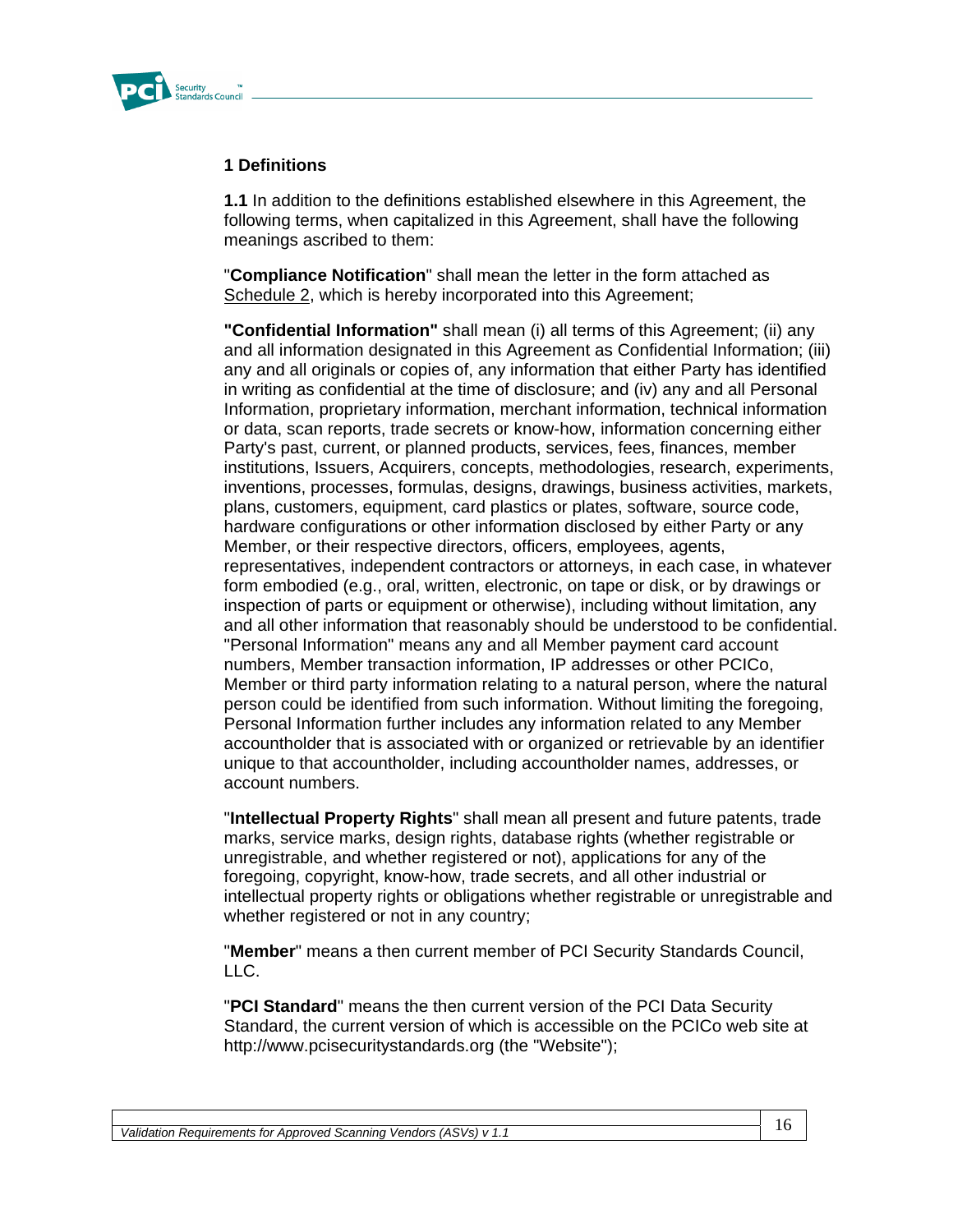## 1 Definitions

**1.1** In addition to the definitions established elsewhere in this Agreement, the following terms, when capitalized in this Agreement, shall have the following meanings ascribed to them:

"**Compliance Notification**" shall mean the letter in the form attached as Schedule 2, which is hereby incorporated into this Agreement;

**"Confidential Information"** shall mean (i) all terms of this Agreement; (ii) any and all information designated in this Agreement as Confidential Information; (iii) any and all originals or copies of, any information that either Party has identified in writing as confidential at the time of disclosure; and (iv) any and all Personal Information, proprietary information, merchant information, technical information or data, scan reports, trade secrets or know-how, information concerning either Party's past, current, or planned products, services, fees, finances, member institutions, Issuers, Acquirers, concepts, methodologies, research, experiments, inventions, processes, formulas, designs, drawings, business activities, markets, plans, customers, equipment, card plastics or plates, software, source code, hardware configurations or other information disclosed by either Party or any Member, or their respective directors, officers, employees, agents, representatives, independent contractors or attorneys, in each case, in whatever form embodied (e.g., oral, written, electronic, on tape or disk, or by drawings or inspection of parts or equipment or otherwise), including without limitation, any and all other information that reasonably should be understood to be confidential. "Personal Information" means any and all Member payment card account numbers, Member transaction information, IP addresses or other PCICo, Member or third party information relating to a natural person, where the natural person could be identified from such information. Without limiting the foregoing, Personal Information further includes any information related to any Member accountholder that is associated with or organized or retrievable by an identifier unique to that accountholder, including accountholder names, addresses, or account numbers.

"**Intellectual Property Rights**" shall mean all present and future patents, trade marks, service marks, design rights, database rights (whether registrable or unregistrable, and whether registered or not), applications for any of the foregoing, copyright, know-how, trade secrets, and all other industrial or intellectual property rights or obligations whether registrable or unregistrable and whether registered or not in any country;

"**Member**" means a then current member of PCI Security Standards Council, LLC.

"**PCI Standard**" means the then current version of the PCI Data Security Standard, the current version of which is accessible on the PCICo web site at http://www.pcisecuritystandards.org (the "Website");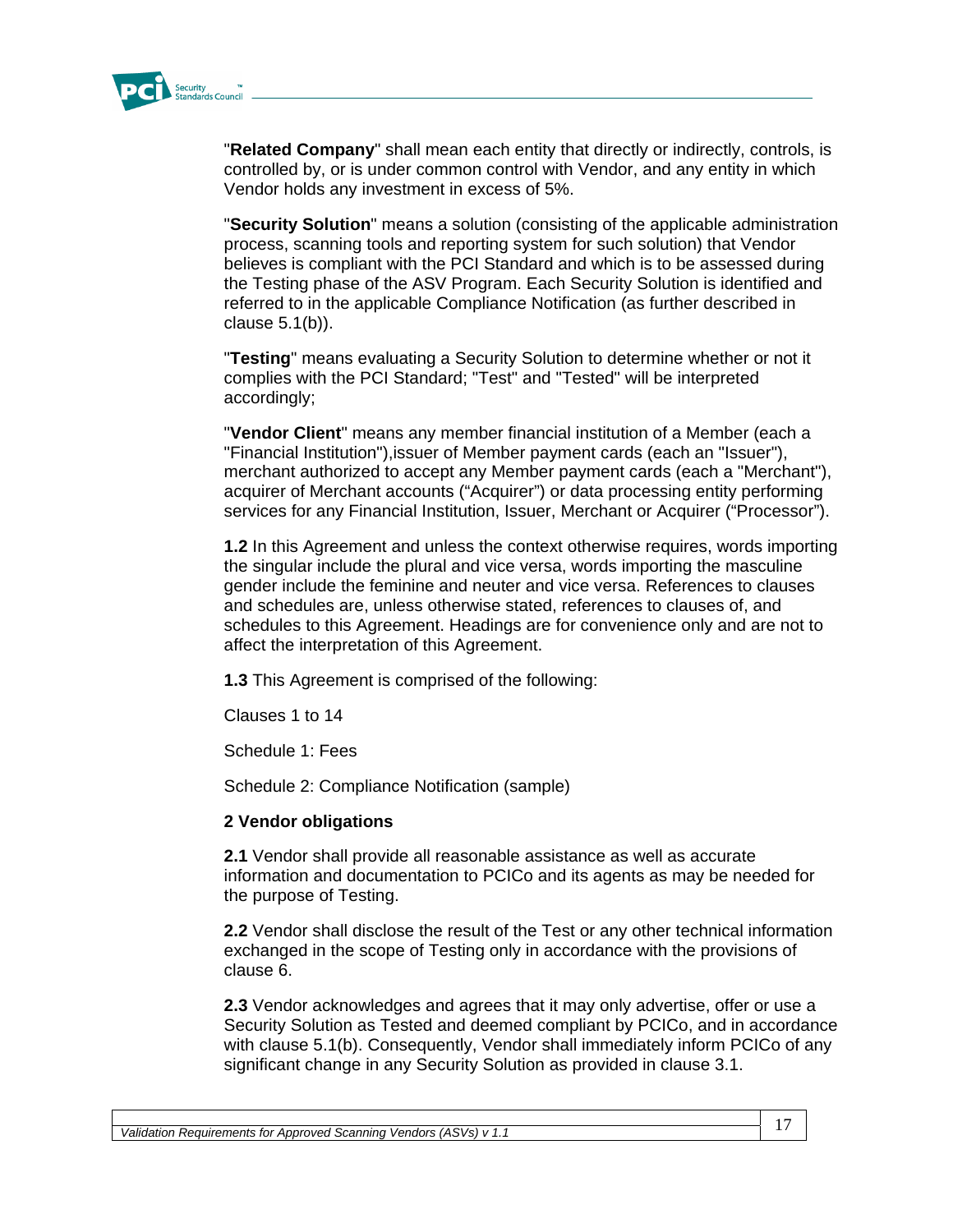"**Related Company**" shall mean each entity that directly or indirectly, controls, is controlled by, or is under common control with Vendor, and any entity in which Vendor holds any investment in excess of 5%.

"**Security Solution**" means a solution (consisting of the applicable administration process, scanning tools and reporting system for such solution) that Vendor believes is compliant with the PCI Standard and which is to be assessed during the Testing phase of the ASV Program. Each Security Solution is identified and referred to in the applicable Compliance Notification (as further described in clause 5.1(b)).

"**Testing**" means evaluating a Security Solution to determine whether or not it complies with the PCI Standard; "Test" and "Tested" will be interpreted accordingly;

"**Vendor Client**" means any member financial institution of a Member (each a "Financial Institution"),issuer of Member payment cards (each an "Issuer"), merchant authorized to accept any Member payment cards (each a "Merchant"), acquirer of Merchant accounts ("Acquirer") or data processing entity performing services for any Financial Institution, Issuer, Merchant or Acquirer ("Processor").

**1.2** In this Agreement and unless the context otherwise requires, words importing the singular include the plural and vice versa, words importing the masculine gender include the feminine and neuter and vice versa. References to clauses and schedules are, unless otherwise stated, references to clauses of, and schedules to this Agreement. Headings are for convenience only and are not to affect the interpretation of this Agreement.

**1.3** This Agreement is comprised of the following:

Clauses 1 to 14

Schedule 1: Fees

Schedule 2: Compliance Notification (sample)

**2 Vendor obligations**

**2.1** Vendor shall provide all reasonable assistance as well as accurate information and documentation to PCICo and its agents as may be needed for the purpose of Testing.

**2.2** Vendor shall disclose the result of the Test or any other technical information exchanged in the scope of Testing only in accordance with the provisions of clause 6.

**2.3** Vendor acknowledges and agrees that it may only advertise, offer or use a Security Solution as Tested and deemed compliant by PCICo, and in accordance with clause 5.1(b). Consequently, Vendor shall immediately inform PCICo of any significant change in any Security Solution as provided in clause 3.1.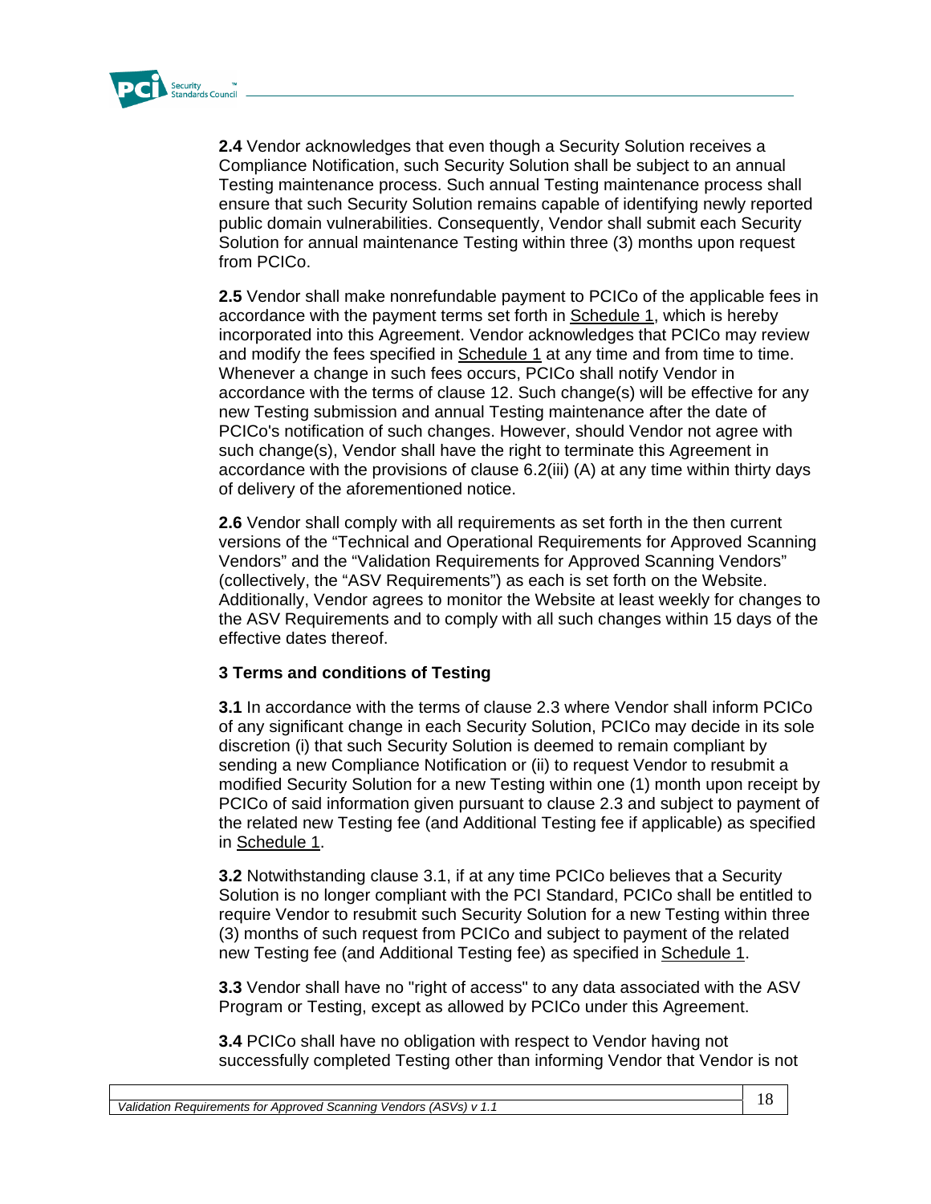**2.4** Vendor acknowledges that even though a Security Solution receives a Compliance Notification, such Security Solution shall be subject to an annual Testing maintenance process. Such annual Testing maintenance process shall ensure that such Security Solution remains capable of identifying newly reported public domain vulnerabilities. Consequently, Vendor shall submit each Security Solution for annual maintenance Testing within three (3) months upon request from PCICo.

**2.5** Vendor shall make nonrefundable payment to PCICo of the applicable fees in accordance with the payment terms set forth in Schedule 1, which is hereby incorporated into this Agreement. Vendor acknowledges that PCICo may review and modify the fees specified in Schedule 1 at any time and from time to time. Whenever a change in such fees occurs, PCICo shall notify Vendor in accordance with the terms of clause 12. Such change(s) will be effective for any new Testing submission and annual Testing maintenance after the date of PCICo's notification of such changes. However, should Vendor not agree with such change(s), Vendor shall have the right to terminate this Agreement in accordance with the provisions of clause 6.2(iii) (A) at any time within thirty days of delivery of the aforementioned notice.

**2.6** Vendor shall comply with all requirements as set forth in the then current versions of the "Technical and Operational Requirements for Approved Scanning Vendors" and the "Validation Requirements for Approved Scanning Vendors" (collectively, the "ASV Requirements") as each is set forth on the Website. Additionally, Vendor agrees to monitor the Website at least weekly for changes to the ASV Requirements and to comply with all such changes within 15 days of the effective dates thereof.

### 3 Terms and conditions of Testing

**3.1** In accordance with the terms of clause 2.3 where Vendor shall inform PCICo of any significant change in each Security Solution, PCICo may decide in its sole discretion (i) that such Security Solution is deemed to remain compliant by sending a new Compliance Notification or (ii) to request Vendor to resubmit a modified Security Solution for a new Testing within one (1) month upon receipt by PCICo of said information given pursuant to clause 2.3 and subject to payment of the related new Testing fee (and Additional Testing fee if applicable) as specified in Schedule 1.

**3.2** Notwithstanding clause 3.1, if at any time PCICo believes that a Security Solution is no longer compliant with the PCI Standard, PCICo shall be entitled to require Vendor to resubmit such Security Solution for a new Testing within three (3) months of such request from PCICo and subject to payment of the related new Testing fee (and Additional Testing fee) as specified in Schedule 1.

**3.3** Vendor shall have no "right of access" to any data associated with the ASV Program or Testing, except as allowed by PCICo under this Agreement.

**3.4** PCICo shall have no obligation with respect to Vendor having not successfully completed Testing other than informing Vendor that Vendor is not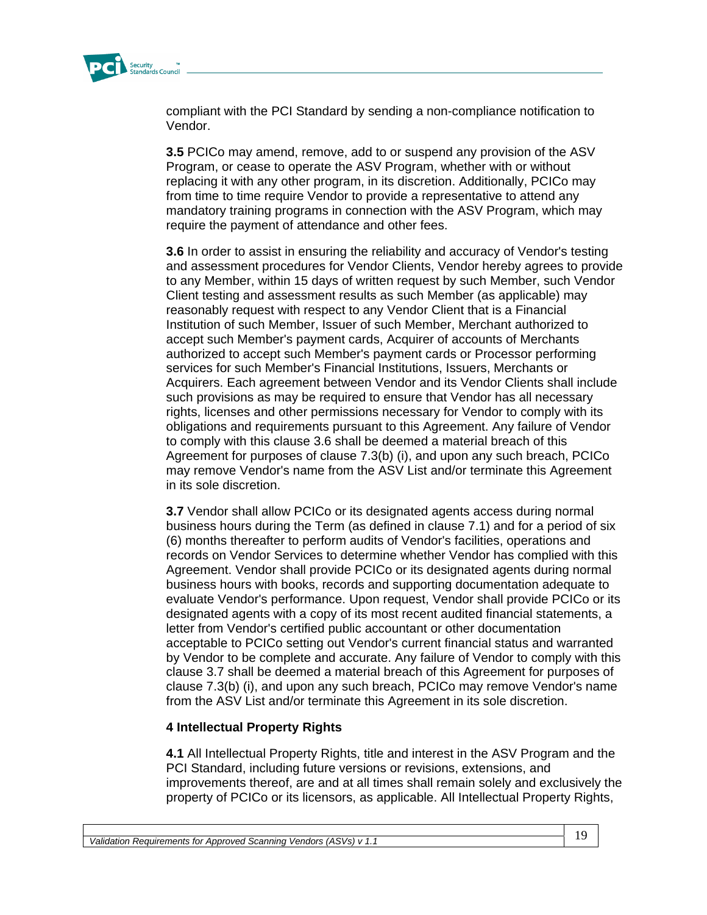compliant with the PCI Standard by sending a non-compliance notification to Vendor.

**3.5** PCICo may amend, remove, add to or suspend any provision of the ASV Program, or cease to operate the ASV Program, whether with or without replacing it with any other program, in its discretion. Additionally, PCICo may from time to time require Vendor to provide a representative to attend any mandatory training programs in connection with the ASV Program, which may require the payment of attendance and other fees.

**3.6** In order to assist in ensuring the reliability and accuracy of Vendor's testing and assessment procedures for Vendor Clients, Vendor hereby agrees to provide to any Member, within 15 days of written request by such Member, such Vendor Client testing and assessment results as such Member (as applicable) may reasonably request with respect to any Vendor Client that is a Financial Institution of such Member, Issuer of such Member, Merchant authorized to accept such Member's payment cards, Acquirer of accounts of Merchants authorized to accept such Member's payment cards or Processor performing services for such Member's Financial Institutions, Issuers, Merchants or Acquirers. Each agreement between Vendor and its Vendor Clients shall include such provisions as may be required to ensure that Vendor has all necessary rights, licenses and other permissions necessary for Vendor to comply with its obligations and requirements pursuant to this Agreement. Any failure of Vendor to comply with this clause 3.6 shall be deemed a material breach of this Agreement for purposes of clause 7.3(b) (i), and upon any such breach, PCICo may remove Vendor's name from the ASV List and/or terminate this Agreement in its sole discretion.

**3.7** Vendor shall allow PCICo or its designated agents access during normal business hours during the Term (as defined in clause 7.1) and for a period of six (6) months thereafter to perform audits of Vendor's facilities, operations and records on Vendor Services to determine whether Vendor has complied with this Agreement. Vendor shall provide PCICo or its designated agents during normal business hours with books, records and supporting documentation adequate to evaluate Vendor's performance. Upon request, Vendor shall provide PCICo or its designated agents with a copy of its most recent audited financial statements, a letter from Vendor's certified public accountant or other documentation acceptable to PCICo setting out Vendor's current financial status and warranted by Vendor to be complete and accurate. Any failure of Vendor to comply with this clause 3.7 shall be deemed a material breach of this Agreement for purposes of clause 7.3(b) (i), and upon any such breach, PCICo may remove Vendor's name from the ASV List and/or terminate this Agreement in its sole discretion.

### 4 Intellectual Property Rights

**4.1** All Intellectual Property Rights, title and interest in the ASV Program and the PCI Standard, including future versions or revisions, extensions, and improvements thereof, are and at all times shall remain solely and exclusively the property of PCICo or its licensors, as applicable. All Intellectual Property Rights,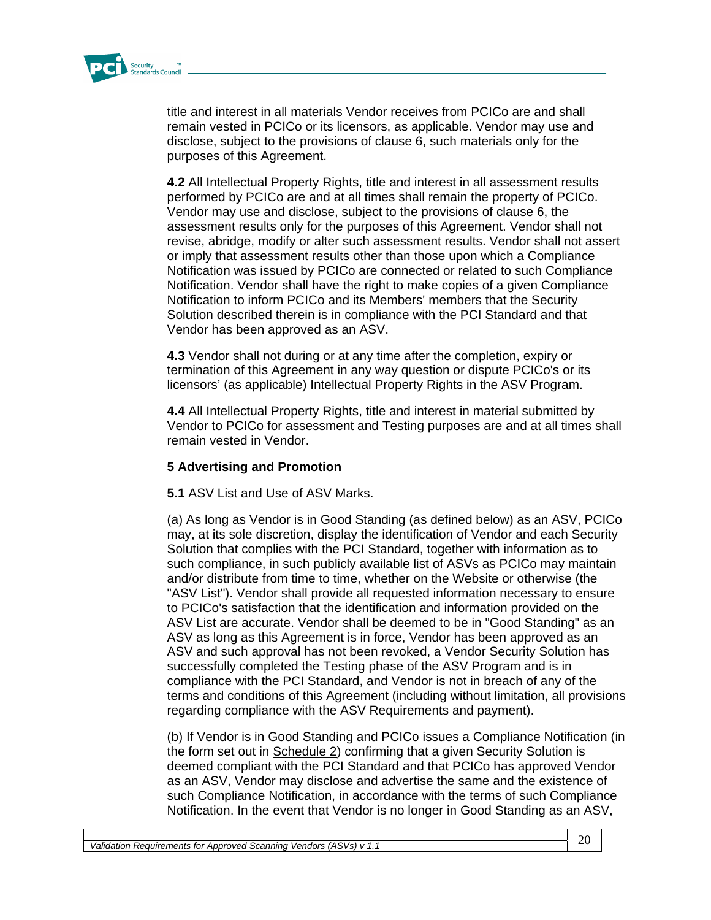title and interest in all materials Vendor receives from PCICo are and shall remain vested in PCICo or its licensors, as applicable. Vendor may use and disclose, subject to the provisions of clause 6, such materials only for the purposes of this Agreement.

**4.2** All Intellectual Property Rights, title and interest in all assessment results performed by PCICo are and at all times shall remain the property of PCICo. Vendor may use and disclose, subject to the provisions of clause 6, the assessment results only for the purposes of this Agreement. Vendor shall not revise, abridge, modify or alter such assessment results. Vendor shall not assert or imply that assessment results other than those upon which a Compliance Notification was issued by PCICo are connected or related to such Compliance Notification. Vendor shall have the right to make copies of a given Compliance Notification to inform PCICo and its Members' members that the Security Solution described therein is in compliance with the PCI Standard and that Vendor has been approved as an ASV.

**4.3** Vendor shall not during or at any time after the completion, expiry or termination of this Agreement in any way question or dispute PCICo's or its licensors' (as applicable) Intellectual Property Rights in the ASV Program.

**4.4** All Intellectual Property Rights, title and interest in material submitted by Vendor to PCICo for assessment and Testing purposes are and at all times shall remain vested in Vendor.

**5 Advertising and Promotion**

**5.1** ASV List and Use of ASV Marks.

(a) As long as Vendor is in Good Standing (as defined below) as an ASV, PCICo may, at its sole discretion, display the identification of Vendor and each Security Solution that complies with the PCI Standard, together with information as to such compliance, in such publicly available list of ASVs as PCICo may maintain and/or distribute from time to time, whether on the Website or otherwise (the "ASV List"). Vendor shall provide all requested information necessary to ensure to PCICo's satisfaction that the identification and information provided on the ASV List are accurate. Vendor shall be deemed to be in "Good Standing" as an ASV as long as this Agreement is in force, Vendor has been approved as an ASV and such approval has not been revoked, a Vendor Security Solution has successfully completed the Testing phase of the ASV Program and is in compliance with the PCI Standard, and Vendor is not in breach of any of the terms and conditions of this Agreement (including without limitation, all provisions regarding compliance with the ASV Requirements and payment).

(b) If Vendor is in Good Standing and PCICo issues a Compliance Notification (in the form set out in Schedule 2) confirming that a given Security Solution is deemed compliant with the PCI Standard and that PCICo has approved Vendor as an ASV, Vendor may disclose and advertise the same and the existence of such Compliance Notification, in accordance with the terms of such Compliance Notification. In the event that Vendor is no longer in Good Standing as an ASV,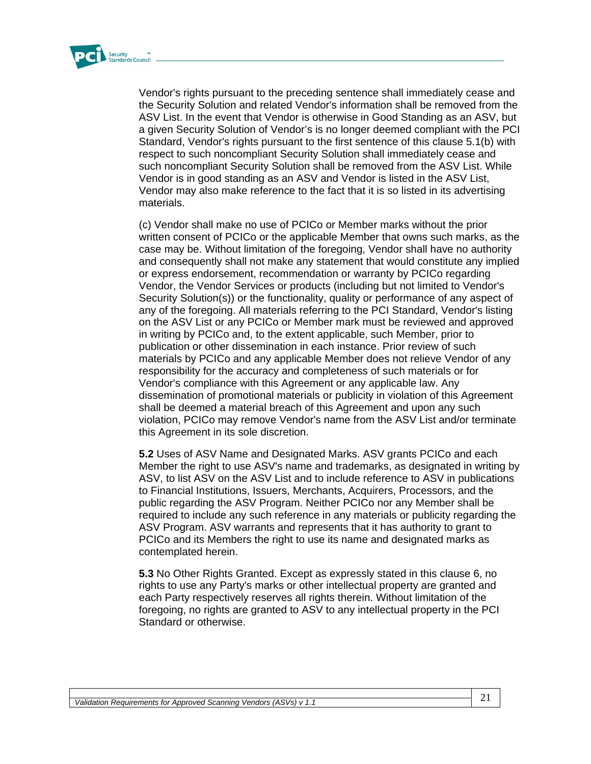Vendor's rights pursuant to the preceding sentence shall immediately cease and the Security Solution and related Vendor's information shall be removed from the ASV List. In the event that Vendor is otherwise in Good Standing as an ASV, but a given Security Solution of Vendor's is no longer deemed compliant with the PCI Standard, Vendor's rights pursuant to the first sentence of this clause 5.1(b) with respect to such noncompliant Security Solution shall immediately cease and such noncompliant Security Solution shall be removed from the ASV List. While Vendor is in good standing as an ASV and Vendor is listed in the ASV List, Vendor may also make reference to the fact that it is so listed in its advertising materials.

(c) Vendor shall make no use of PCICo or Member marks without the prior written consent of PCICo or the applicable Member that owns such marks, as the case may be. Without limitation of the foregoing, Vendor shall have no authority and consequently shall not make any statement that would constitute any implied or express endorsement, recommendation or warranty by PCICo regarding Vendor, the Vendor Services or products (including but not limited to Vendor's Security Solution(s)) or the functionality, quality or performance of any aspect of any of the foregoing. All materials referring to the PCI Standard, Vendor's listing on the ASV List or any PCICo or Member mark must be reviewed and approved in writing by PCICo and, to the extent applicable, such Member, prior to publication or other dissemination in each instance. Prior review of such materials by PCICo and any applicable Member does not relieve Vendor of any responsibility for the accuracy and completeness of such materials or for Vendor's compliance with this Agreement or any applicable law. Any dissemination of promotional materials or publicity in violation of this Agreement shall be deemed a material breach of this Agreement and upon any such violation, PCICo may remove Vendor's name from the ASV List and/or terminate this Agreement in its sole discretion.

**5.2** Uses of ASV Name and Designated Marks. ASV grants PCICo and each Member the right to use ASV's name and trademarks, as designated in writing by ASV, to list ASV on the ASV List and to include reference to ASV in publications to Financial Institutions, Issuers, Merchants, Acquirers, Processors, and the public regarding the ASV Program. Neither PCICo nor any Member shall be required to include any such reference in any materials or publicity regarding the ASV Program. ASV warrants and represents that it has authority to grant to PCICo and its Members the right to use its name and designated marks as contemplated herein.

**5.3** No Other Rights Granted. Except as expressly stated in this clause 6, no rights to use any Party's marks or other intellectual property are granted and each Party respectively reserves all rights therein. Without limitation of the foregoing, no rights are granted to ASV to any intellectual property in the PCI Standard or otherwise.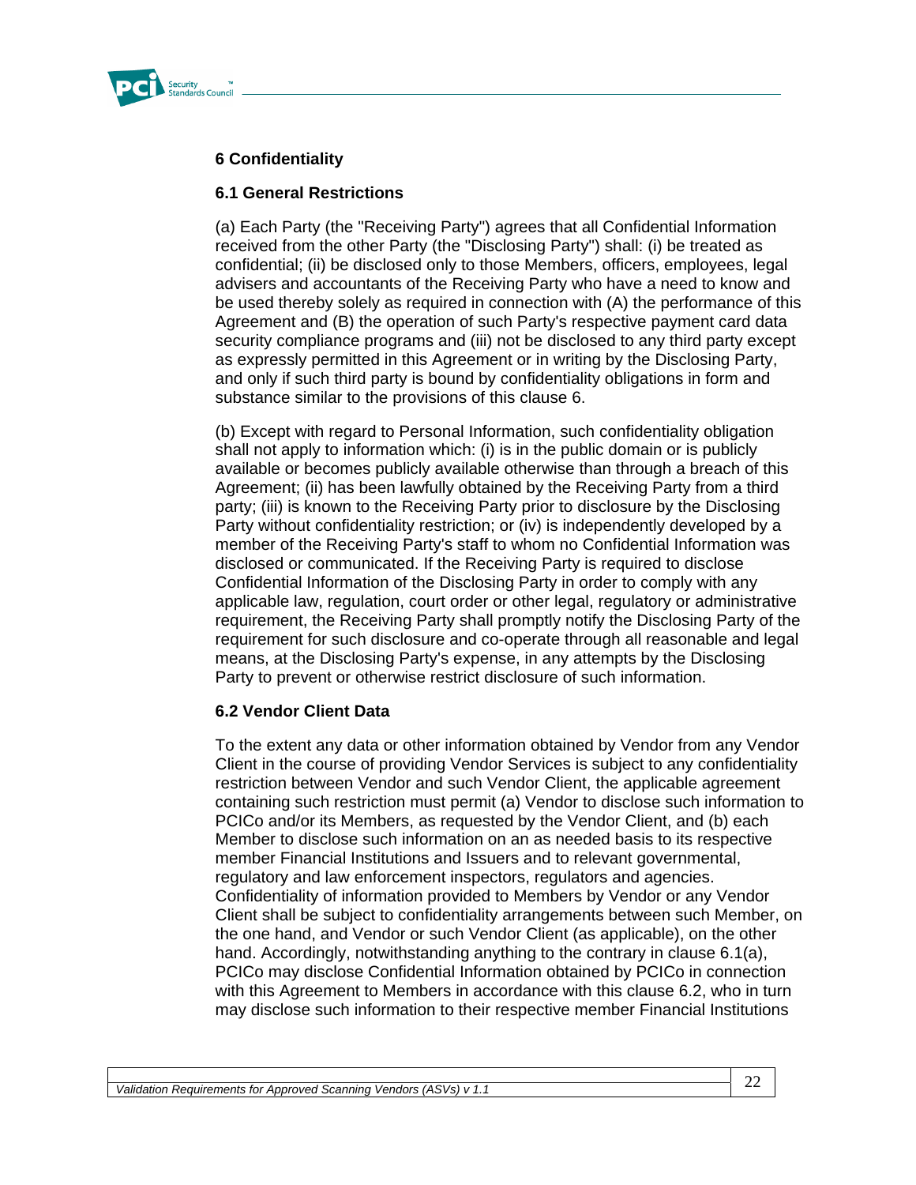## 6 Confidentiality

### 6.1 General Restrictions

(a) Each Party (the "Receiving Party") agrees that all Confidential Information received from the other Party (the "Disclosing Party") shall: (i) be treated as confidential; (ii) be disclosed only to those Members, officers, employees, legal advisers and accountants of the Receiving Party who have a need to know and be used thereby solely as required in connection with (A) the performance of this Agreement and (B) the operation of such Party's respective payment card data security compliance programs and (iii) not be disclosed to any third party except as expressly permitted in this Agreement or in writing by the Disclosing Party, and only if such third party is bound by confidentiality obligations in form and substance similar to the provisions of this clause 6.

(b) Except with regard to Personal Information, such confidentiality obligation shall not apply to information which: (i) is in the public domain or is publicly available or becomes publicly available otherwise than through a breach of this Agreement; (ii) has been lawfully obtained by the Receiving Party from a third party; (iii) is known to the Receiving Party prior to disclosure by the Disclosing Party without confidentiality restriction; or (iv) is independently developed by a member of the Receiving Party's staff to whom no Confidential Information was disclosed or communicated. If the Receiving Party is required to disclose Confidential Information of the Disclosing Party in order to comply with any applicable law, regulation, court order or other legal, regulatory or administrative requirement, the Receiving Party shall promptly notify the Disclosing Party of the requirement for such disclosure and co-operate through all reasonable and legal means, at the Disclosing Party's expense, in any attempts by the Disclosing Party to prevent or otherwise restrict disclosure of such information.

### 6.2 Vendor Client Data

To the extent any data or other information obtained by Vendor from any Vendor Client in the course of providing Vendor Services is subject to any confidentiality restriction between Vendor and such Vendor Client, the applicable agreement containing such restriction must permit (a) Vendor to disclose such information to PCICo and/or its Members, as requested by the Vendor Client, and (b) each Member to disclose such information on an as needed basis to its respective member Financial Institutions and Issuers and to relevant governmental, regulatory and law enforcement inspectors, regulators and agencies. Confidentiality of information provided to Members by Vendor or any Vendor Client shall be subject to confidentiality arrangements between such Member, on the one hand, and Vendor or such Vendor Client (as applicable), on the other hand. Accordingly, notwithstanding anything to the contrary in clause 6.1(a), PCICo may disclose Confidential Information obtained by PCICo in connection with this Agreement to Members in accordance with this clause 6.2, who in turn may disclose such information to their respective member Financial Institutions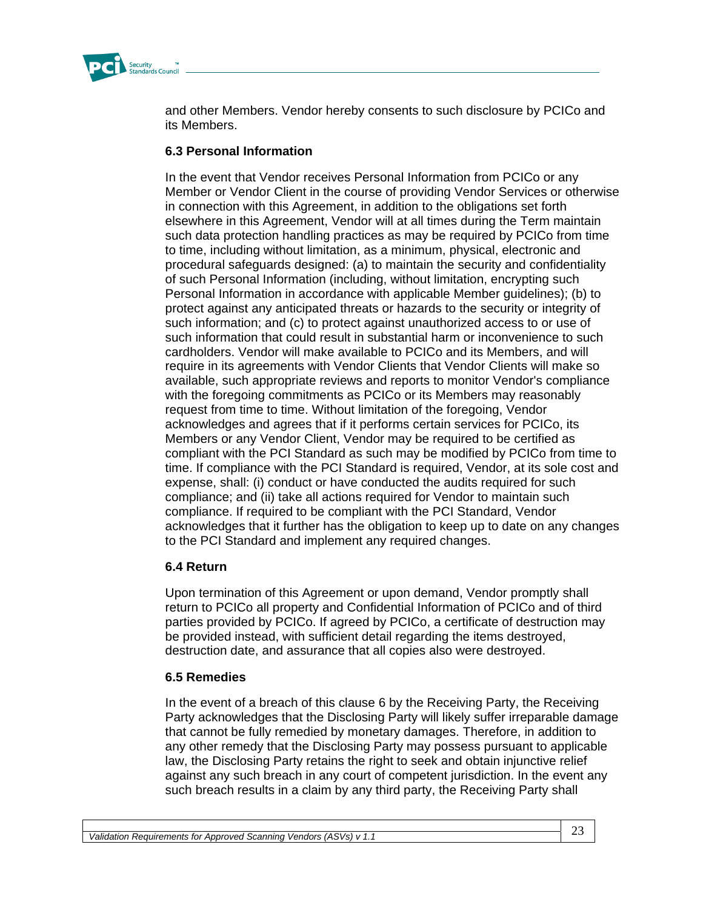and other Members. Vendor hereby consents to such disclosure by PCICo and its Members.

### 6.3 Personal Information

In the event that Vendor receives Personal Information from PCICo or any Member or Vendor Client in the course of providing Vendor Services or otherwise in connection with this Agreement, in addition to the obligations set forth elsewhere in this Agreement, Vendor will at all times during the Term maintain such data protection handling practices as may be required by PCICo from time to time, including without limitation, as a minimum, physical, electronic and procedural safeguards designed: (a) to maintain the security and confidentiality of such Personal Information (including, without limitation, encrypting such Personal Information in accordance with applicable Member guidelines); (b) to protect against any anticipated threats or hazards to the security or integrity of such information; and (c) to protect against unauthorized access to or use of such information that could result in substantial harm or inconvenience to such cardholders. Vendor will make available to PCICo and its Members, and will require in its agreements with Vendor Clients that Vendor Clients will make so available, such appropriate reviews and reports to monitor Vendor's compliance with the foregoing commitments as PCICo or its Members may reasonably request from time to time. Without limitation of the foregoing, Vendor acknowledges and agrees that if it performs certain services for PCICo, its Members or any Vendor Client, Vendor may be required to be certified as compliant with the PCI Standard as such may be modified by PCICo from time to time. If compliance with the PCI Standard is required, Vendor, at its sole cost and expense, shall: (i) conduct or have conducted the audits required for such compliance; and (ii) take all actions required for Vendor to maintain such compliance. If required to be compliant with the PCI Standard, Vendor acknowledges that it further has the obligation to keep up to date on any changes to the PCI Standard and implement any required changes.

### 6.4 Return

Upon termination of this Agreement or upon demand, Vendor promptly shall return to PCICo all property and Confidential Information of PCICo and of third parties provided by PCICo. If agreed by PCICo, a certificate of destruction may be provided instead, with sufficient detail regarding the items destroyed, destruction date, and assurance that all copies also were destroyed.

### 6.5 Remedies

In the event of a breach of this clause 6 by the Receiving Party, the Receiving Party acknowledges that the Disclosing Party will likely suffer irreparable damage that cannot be fully remedied by monetary damages. Therefore, in addition to any other remedy that the Disclosing Party may possess pursuant to applicable law, the Disclosing Party retains the right to seek and obtain injunctive relief against any such breach in any court of competent jurisdiction. In the event any such breach results in a claim by any third party, the Receiving Party shall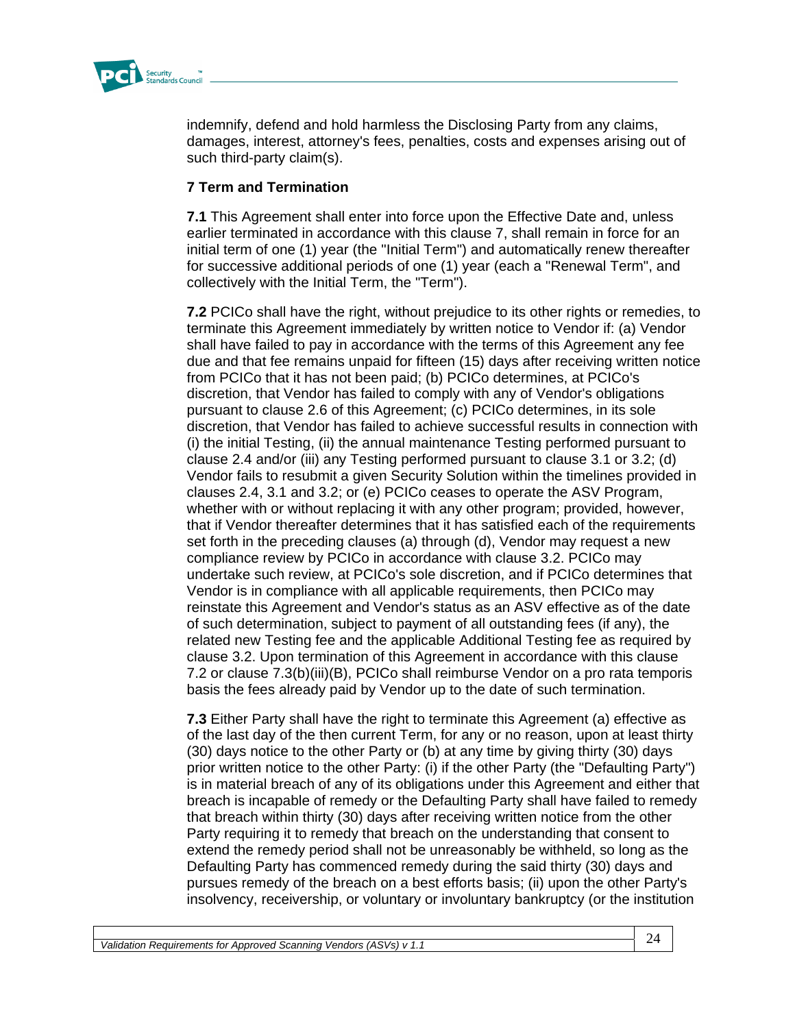indemnify, defend and hold harmless the Disclosing Party from any claims, damages, interest, attorney's fees, penalties, costs and expenses arising out of such third-party claim(s).

### 7 Term and Termination

**7.1** This Agreement shall enter into force upon the Effective Date and, unless earlier terminated in accordance with this clause 7, shall remain in force for an initial term of one (1) year (the "Initial Term") and automatically renew thereafter for successive additional periods of one (1) year (each a "Renewal Term", and collectively with the Initial Term, the "Term").

**7.2** PCICo shall have the right, without prejudice to its other rights or remedies, to terminate this Agreement immediately by written notice to Vendor if: (a) Vendor shall have failed to pay in accordance with the terms of this Agreement any fee due and that fee remains unpaid for fifteen (15) days after receiving written notice from PCICo that it has not been paid; (b) PCICo determines, at PCICo's discretion, that Vendor has failed to comply with any of Vendor's obligations pursuant to clause 2.6 of this Agreement; (c) PCICo determines, in its sole discretion, that Vendor has failed to achieve successful results in connection with (i) the initial Testing, (ii) the annual maintenance Testing performed pursuant to clause 2.4 and/or (iii) any Testing performed pursuant to clause 3.1 or 3.2; (d) Vendor fails to resubmit a given Security Solution within the timelines provided in clauses 2.4, 3.1 and 3.2; or (e) PCICo ceases to operate the ASV Program, whether with or without replacing it with any other program; provided, however, that if Vendor thereafter determines that it has satisfied each of the requirements set forth in the preceding clauses (a) through (d), Vendor may request a new compliance review by PCICo in accordance with clause 3.2. PCICo may undertake such review, at PCICo's sole discretion, and if PCICo determines that Vendor is in compliance with all applicable requirements, then PCICo may reinstate this Agreement and Vendor's status as an ASV effective as of the date of such determination, subject to payment of all outstanding fees (if any), the related new Testing fee and the applicable Additional Testing fee as required by clause 3.2. Upon termination of this Agreement in accordance with this clause 7.2 or clause 7.3(b)(iii)(B), PCICo shall reimburse Vendor on a pro rata temporis basis the fees already paid by Vendor up to the date of such termination.

**7.3** Either Party shall have the right to terminate this Agreement (a) effective as of the last day of the then current Term, for any or no reason, upon at least thirty (30) days notice to the other Party or (b) at any time by giving thirty (30) days prior written notice to the other Party: (i) if the other Party (the "Defaulting Party") is in material breach of any of its obligations under this Agreement and either that breach is incapable of remedy or the Defaulting Party shall have failed to remedy that breach within thirty (30) days after receiving written notice from the other Party requiring it to remedy that breach on the understanding that consent to extend the remedy period shall not be unreasonably be withheld, so long as the Defaulting Party has commenced remedy during the said thirty (30) days and pursues remedy of the breach on a best efforts basis; (ii) upon the other Party's insolvency, receivership, or voluntary or involuntary bankruptcy (or the institution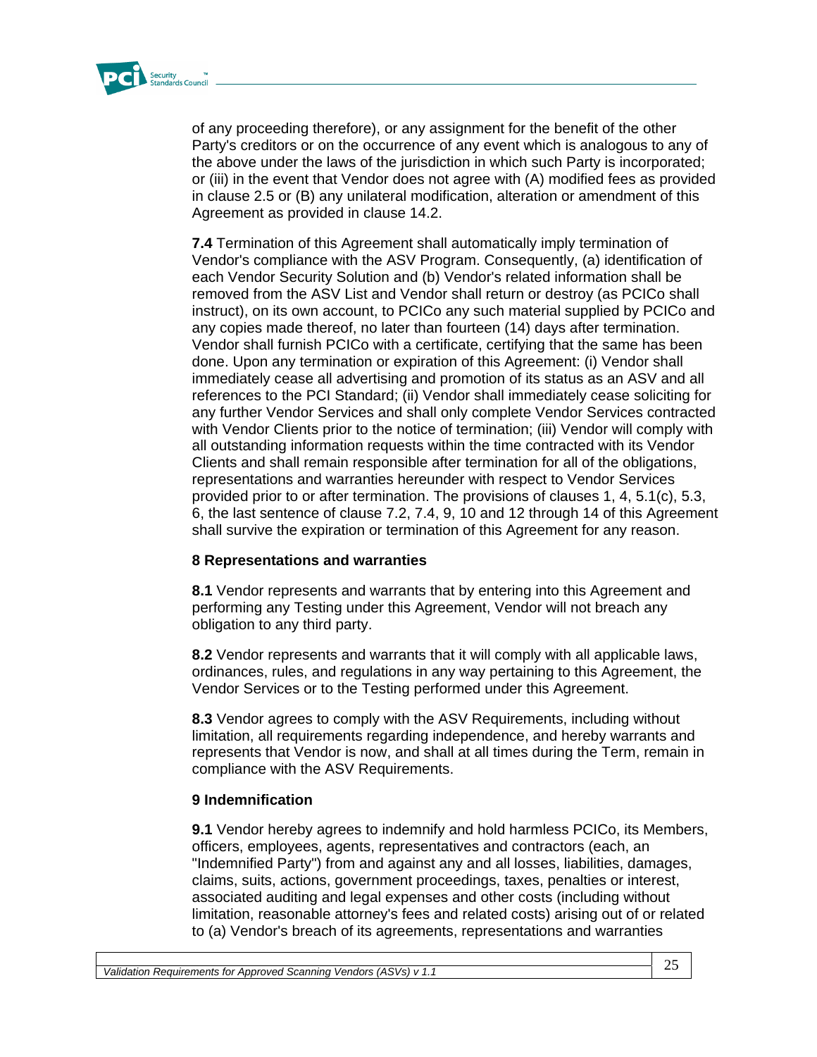of any proceeding therefore), or any assignment for the benefit of the other Party's creditors or on the occurrence of any event which is analogous to any of the above under the laws of the jurisdiction in which such Party is incorporated; or (iii) in the event that Vendor does not agree with (A) modified fees as provided in clause 2.5 or (B) any unilateral modification, alteration or amendment of this Agreement as provided in clause 14.2.

**7.4** Termination of this Agreement shall automatically imply termination of Vendor's compliance with the ASV Program. Consequently, (a) identification of each Vendor Security Solution and (b) Vendor's related information shall be removed from the ASV List and Vendor shall return or destroy (as PCICo shall instruct), on its own account, to PCICo any such material supplied by PCICo and any copies made thereof, no later than fourteen (14) days after termination. Vendor shall furnish PCICo with a certificate, certifying that the same has been done. Upon any termination or expiration of this Agreement: (i) Vendor shall immediately cease all advertising and promotion of its status as an ASV and all references to the PCI Standard; (ii) Vendor shall immediately cease soliciting for any further Vendor Services and shall only complete Vendor Services contracted with Vendor Clients prior to the notice of termination; (iii) Vendor will comply with all outstanding information requests within the time contracted with its Vendor Clients and shall remain responsible after termination for all of the obligations, representations and warranties hereunder with respect to Vendor Services provided prior to or after termination. The provisions of clauses 1, 4, 5.1(c), 5.3, 6, the last sentence of clause 7.2, 7.4, 9, 10 and 12 through 14 of this Agreement shall survive the expiration or termination of this Agreement for any reason.

### 8 Representations and warranties

**8.1** Vendor represents and warrants that by entering into this Agreement and performing any Testing under this Agreement, Vendor will not breach any obligation to any third party.

**8.2** Vendor represents and warrants that it will comply with all applicable laws, ordinances, rules, and regulations in any way pertaining to this Agreement, the Vendor Services or to the Testing performed under this Agreement.

**8.3** Vendor agrees to comply with the ASV Requirements, including without limitation, all requirements regarding independence, and hereby warrants and represents that Vendor is now, and shall at all times during the Term, remain in compliance with the ASV Requirements.

### 9 Indemnification

**9.1** Vendor hereby agrees to indemnify and hold harmless PCICo, its Members, officers, employees, agents, representatives and contractors (each, an "Indemnified Party") from and against any and all losses, liabilities, damages, claims, suits, actions, government proceedings, taxes, penalties or interest, associated auditing and legal expenses and other costs (including without limitation, reasonable attorney's fees and related costs) arising out of or related to (a) Vendor's breach of its agreements, representations and warranties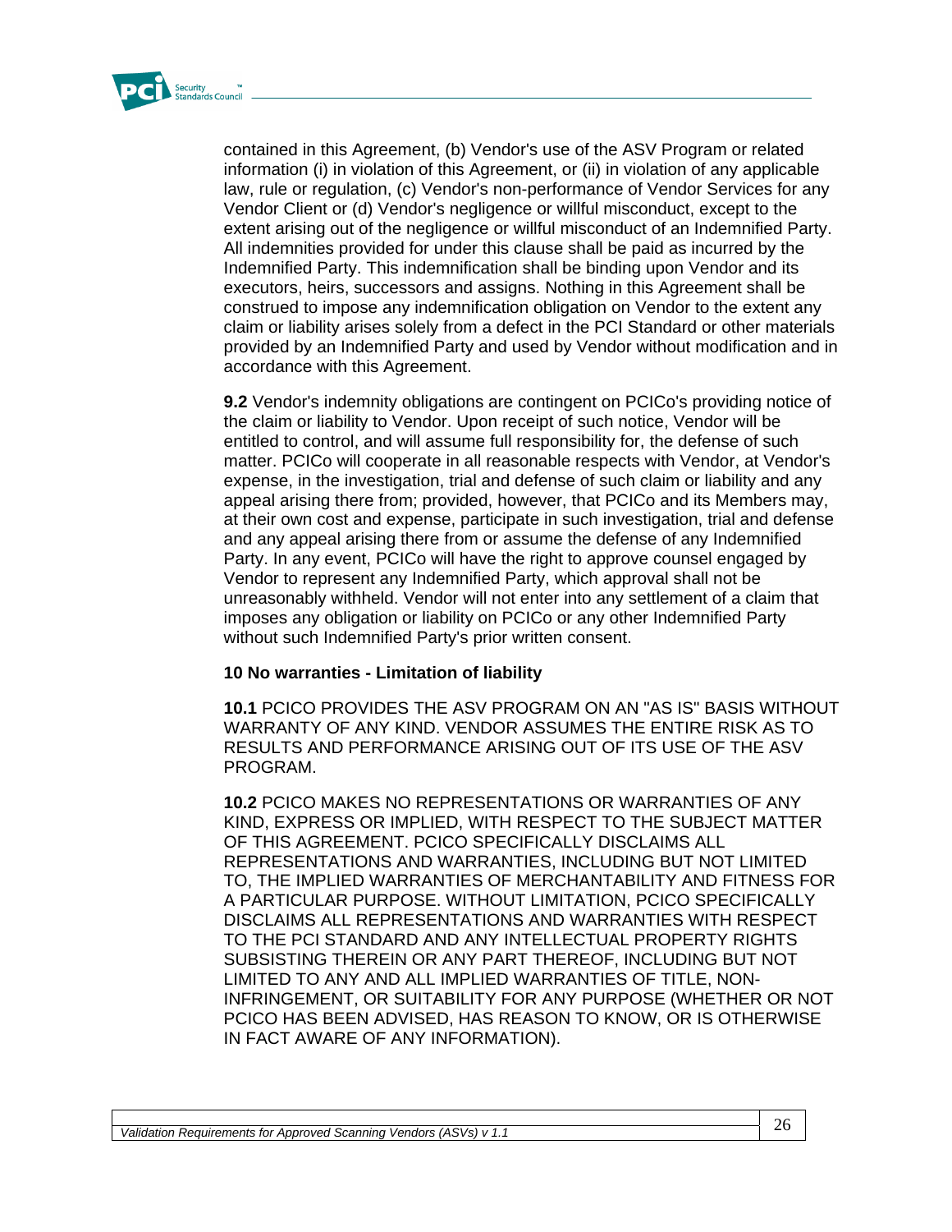contained in this Agreement, (b) Vendor's use of the ASV Program or related information (i) in violation of this Agreement, or (ii) in violation of any applicable law, rule or regulation, (c) Vendor's non-performance of Vendor Services for any Vendor Client or (d) Vendor's negligence or willful misconduct, except to the extent arising out of the negligence or willful misconduct of an Indemnified Party. All indemnities provided for under this clause shall be paid as incurred by the Indemnified Party. This indemnification shall be binding upon Vendor and its executors, heirs, successors and assigns. Nothing in this Agreement shall be construed to impose any indemnification obligation on Vendor to the extent any claim or liability arises solely from a defect in the PCI Standard or other materials provided by an Indemnified Party and used by Vendor without modification and in accordance with this Agreement.

**9.2** Vendor's indemnity obligations are contingent on PCICo's providing notice of the claim or liability to Vendor. Upon receipt of such notice, Vendor will be entitled to control, and will assume full responsibility for, the defense of such matter. PCICo will cooperate in all reasonable respects with Vendor, at Vendor's expense, in the investigation, trial and defense of such claim or liability and any appeal arising there from; provided, however, that PCICo and its Members may, at their own cost and expense, participate in such investigation, trial and defense and any appeal arising there from or assume the defense of any Indemnified Party. In any event, PCICo will have the right to approve counsel engaged by Vendor to represent any Indemnified Party, which approval shall not be unreasonably withheld. Vendor will not enter into any settlement of a claim that imposes any obligation or liability on PCICo or any other Indemnified Party without such Indemnified Party's prior written consent.

**10 No warranties - Limitation of liability**

**10.1** PCICO PROVIDES THE ASV PROGRAM ON AN "AS IS" BASIS WITHOUT WARRANTY OF ANY KIND. VENDOR ASSUMES THE ENTIRE RISK AS TO RESULTS AND PERFORMANCE ARISING OUT OF ITS USE OF THE ASV PROGRAM.

**10.2** PCICO MAKES NO REPRESENTATIONS OR WARRANTIES OF ANY KIND, EXPRESS OR IMPLIED, WITH RESPECT TO THE SUBJECT MATTER OF THIS AGREEMENT. PCICO SPECIFICALLY DISCLAIMS ALL REPRESENTATIONS AND WARRANTIES, INCLUDING BUT NOT LIMITED TO, THE IMPLIED WARRANTIES OF MERCHANTABILITY AND FITNESS FOR A PARTICULAR PURPOSE. WITHOUT LIMITATION, PCICO SPECIFICALLY DISCLAIMS ALL REPRESENTATIONS AND WARRANTIES WITH RESPECT TO THE PCI STANDARD AND ANY INTELLECTUAL PROPERTY RIGHTS SUBSISTING THEREIN OR ANY PART THEREOF, INCLUDING BUT NOT LIMITED TO ANY AND ALL IMPLIED WARRANTIES OF TITLE, NON-INFRINGEMENT, OR SUITABILITY FOR ANY PURPOSE (WHETHER OR NOT PCICO HAS BEEN ADVISED, HAS REASON TO KNOW, OR IS OTHERWISE IN FACT AWARE OF ANY INFORMATION).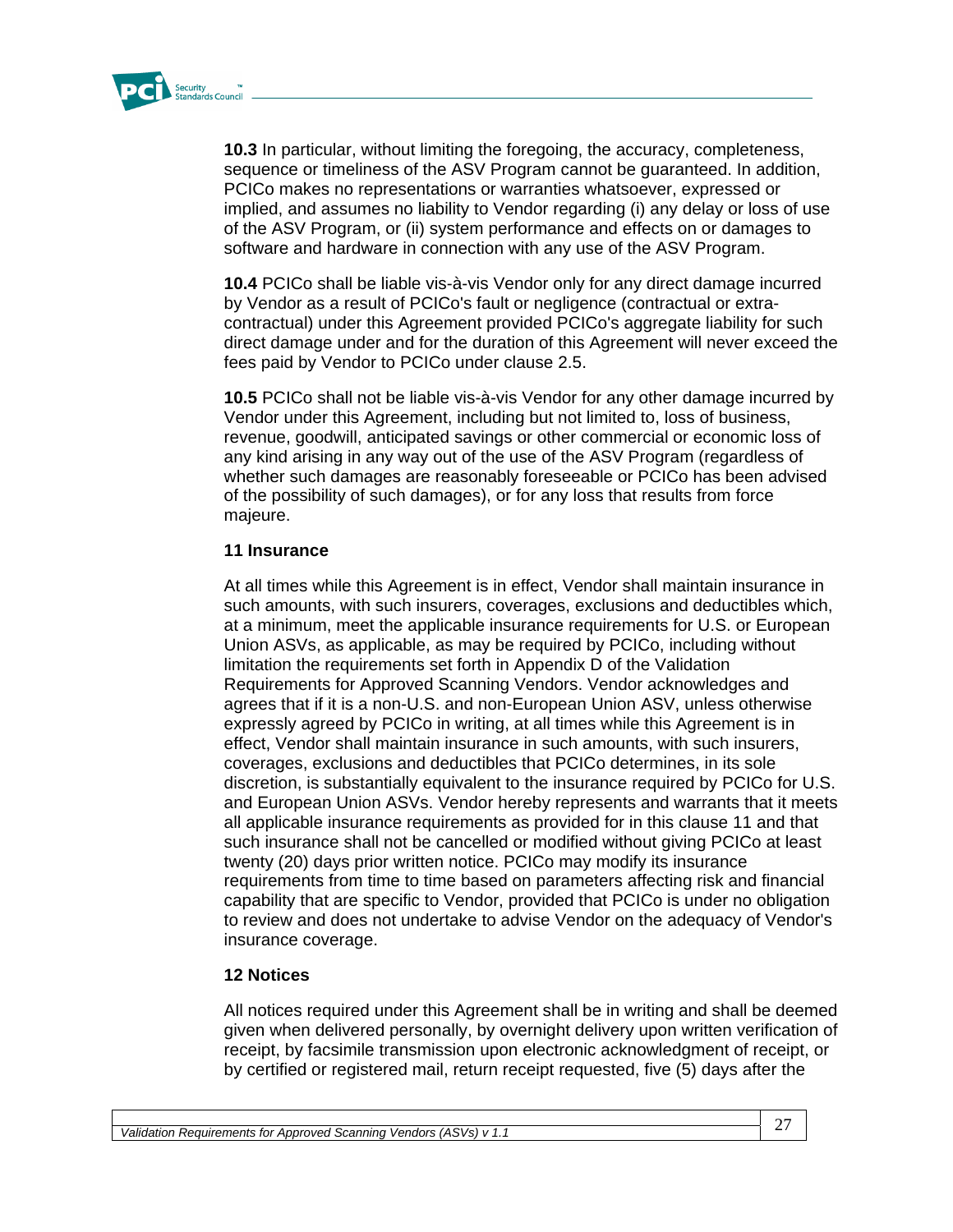**10.3** In particular, without limiting the foregoing, the accuracy, completeness, sequence or timeliness of the ASV Program cannot be guaranteed. In addition, PCICo makes no representations or warranties whatsoever, expressed or implied, and assumes no liability to Vendor regarding (i) any delay or loss of use of the ASV Program, or (ii) system performance and effects on or damages to software and hardware in connection with any use of the ASV Program.

**10.4** PCICo shall be liable vis-à-vis Vendor only for any direct damage incurred by Vendor as a result of PCICo's fault or negligence (contractual or extra-contractual) under this Agreement provided PCICo's aggregate liability for such direct damage under and for the duration of this Agreement will never exceed the fees paid by Vendor to PCICo under clause 2.5.

**10.5** PCICo shall not be liable vis-à-vis Vendor for any other damage incurred by Vendor under this Agreement, including but not limited to, loss of business, revenue, goodwill, anticipated savings or other commercial or economic loss of any kind arising in any way out of the use of the ASV Program (regardless of whether such damages are reasonably foreseeable or PCICo has been advised of the possibility of such damages), or for any loss that results from force majeure.

### 11 Insurance

At all times while this Agreement is in effect, Vendor shall maintain insurance in such amounts, with such insurers, coverages, exclusions and deductibles which, at a minimum, meet the applicable insurance requirements for U.S. or European Union ASVs, as applicable, as may be required by PCICo, including without limitation the requirements set forth in Appendix D of the Validation Requirements for Approved Scanning Vendors. Vendor acknowledges and agrees that if it is a non-U.S. and non-European Union ASV, unless otherwise expressly agreed by PCICo in writing, at all times while this Agreement is in effect, Vendor shall maintain insurance in such amounts, with such insurers, coverages, exclusions and deductibles that PCICo determines, in its sole discretion, is substantially equivalent to the insurance required by PCICo for U.S. and European Union ASVs. Vendor hereby represents and warrants that it meets all applicable insurance requirements as provided for in this clause 11 and that such insurance shall not be cancelled or modified without giving PCICo at least twenty (20) days prior written notice. PCICo may modify its insurance requirements from time to time based on parameters affecting risk and financial capability that are specific to Vendor, provided that PCICo is under no obligation to review and does not undertake to advise Vendor on the adequacy of Vendor's insurance coverage.

### 12 Notices

All notices required under this Agreement shall be in writing and shall be deemed given when delivered personally, by overnight delivery upon written verification of receipt, by facsimile transmission upon electronic acknowledgment of receipt, or by certified or registered mail, return receipt requested, five (5) days after the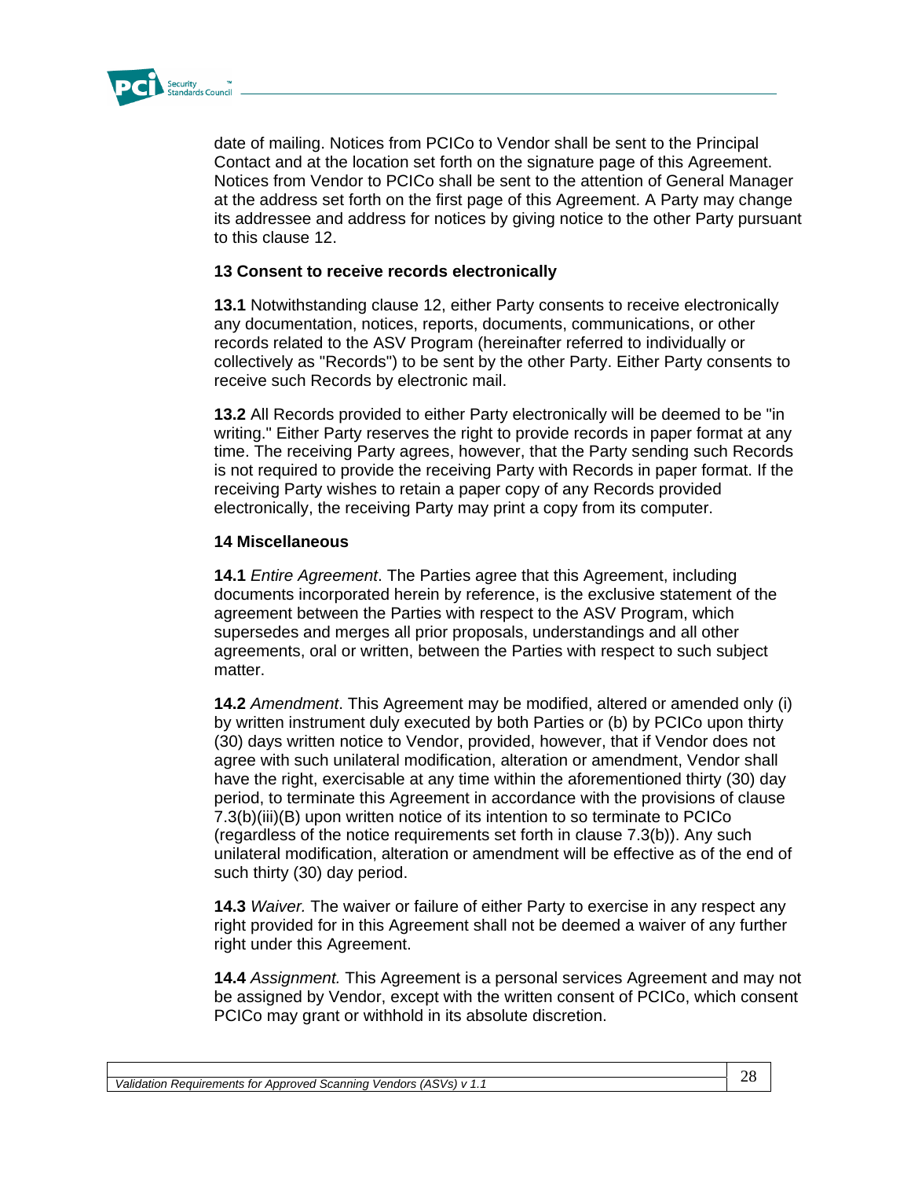date of mailing. Notices from PCICo to Vendor shall be sent to the Principal Contact and at the location set forth on the signature page of this Agreement. Notices from Vendor to PCICo shall be sent to the attention of General Manager at the address set forth on the first page of this Agreement. A Party may change its addressee and address for notices by giving notice to the other Party pursuant to this clause 12.

### 13 Consent to receive records electronically

**13.1** Notwithstanding clause 12, either Party consents to receive electronically any documentation, notices, reports, documents, communications, or other records related to the ASV Program (hereinafter referred to individually or collectively as "Records") to be sent by the other Party. Either Party consents to receive such Records by electronic mail.

**13.2** All Records provided to either Party electronically will be deemed to be "in writing." Either Party reserves the right to provide records in paper format at any time. The receiving Party agrees, however, that the Party sending such Records is not required to provide the receiving Party with Records in paper format. If the receiving Party wishes to retain a paper copy of any Records provided electronically, the receiving Party may print a copy from its computer.

### 14 Miscellaneous

**14.1** *Entire Agreement*. The Parties agree that this Agreement, including documents incorporated herein by reference, is the exclusive statement of the agreement between the Parties with respect to the ASV Program, which supersedes and merges all prior proposals, understandings and all other agreements, oral or written, between the Parties with respect to such subject matter.

**14.2** *Amendment*. This Agreement may be modified, altered or amended only (i) by written instrument duly executed by both Parties or (b) by PCICo upon thirty (30) days written notice to Vendor, provided, however, that if Vendor does not agree with such unilateral modification, alteration or amendment, Vendor shall have the right, exercisable at any time within the aforementioned thirty (30) day period, to terminate this Agreement in accordance with the provisions of clause 7.3(b)(iii)(B) upon written notice of its intention to so terminate to PCICo (regardless of the notice requirements set forth in clause 7.3(b)). Any such unilateral modification, alteration or amendment will be effective as of the end of such thirty (30) day period.

**14.3** *Waiver.* The waiver or failure of either Party to exercise in any respect any right provided for in this Agreement shall not be deemed a waiver of any further right under this Agreement.

**14.4** *Assignment.* This Agreement is a personal services Agreement and may not be assigned by Vendor, except with the written consent of PCICo, which consent PCICo may grant or withhold in its absolute discretion.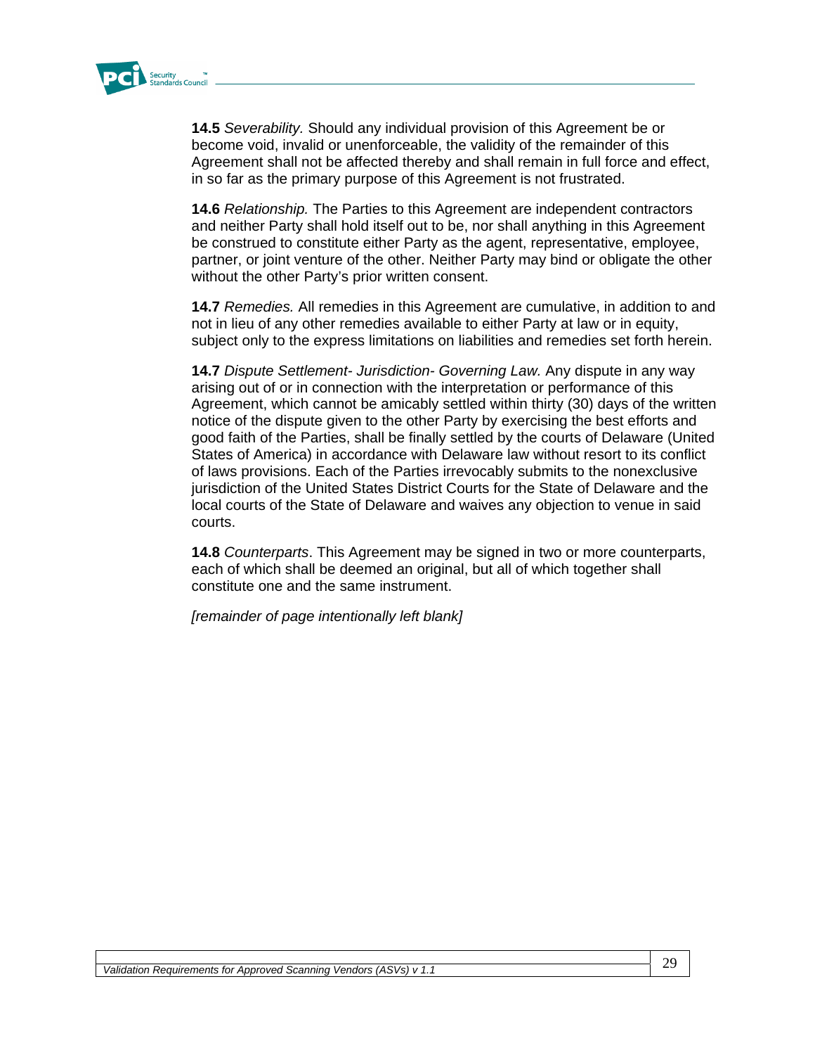**14.5** *Severability.* Should any individual provision of this Agreement be or become void, invalid or unenforceable, the validity of the remainder of this Agreement shall not be affected thereby and shall remain in full force and effect, in so far as the primary purpose of this Agreement is not frustrated.

**14.6** *Relationship.* The Parties to this Agreement are independent contractors and neither Party shall hold itself out to be, nor shall anything in this Agreement be construed to constitute either Party as the agent, representative, employee, partner, or joint venture of the other. Neither Party may bind or obligate the other without the other Party's prior written consent.

**14.7** *Remedies.* All remedies in this Agreement are cumulative, in addition to and not in lieu of any other remedies available to either Party at law or in equity, subject only to the express limitations on liabilities and remedies set forth herein.

**14.7** *Dispute Settlement- Jurisdiction- Governing Law.* Any dispute in any way arising out of or in connection with the interpretation or performance of this Agreement, which cannot be amicably settled within thirty (30) days of the written notice of the dispute given to the other Party by exercising the best efforts and good faith of the Parties, shall be finally settled by the courts of Delaware (United States of America) in accordance with Delaware law without resort to its conflict of laws provisions. Each of the Parties irrevocably submits to the nonexclusive jurisdiction of the United States District Courts for the State of Delaware and the local courts of the State of Delaware and waives any objection to venue in said courts.

**14.8** *Counterparts*. This Agreement may be signed in two or more counterparts, each of which shall be deemed an original, but all of which together shall constitute one and the same instrument.

*[remainder of page intentionally left blank]*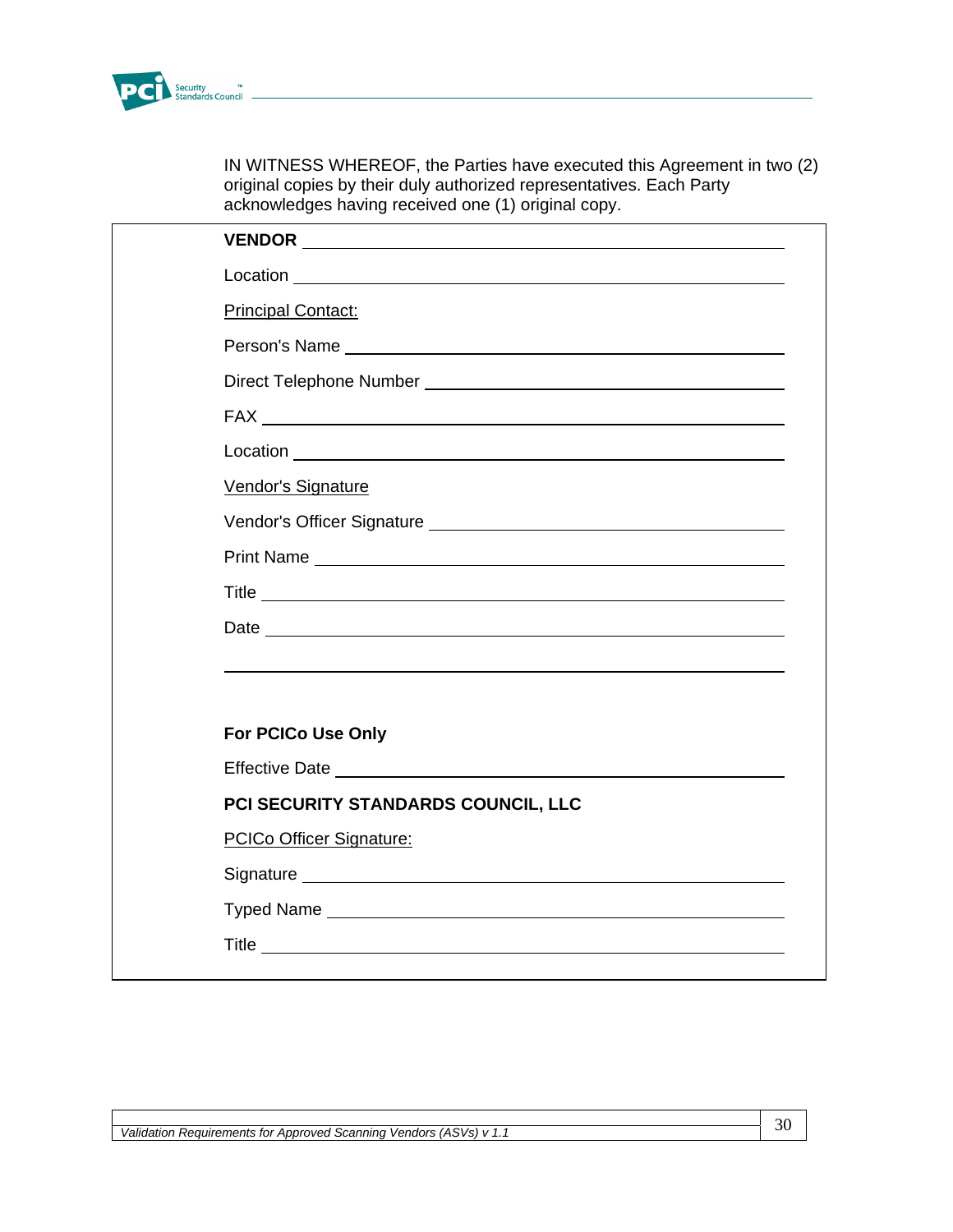IN WITNESS WHEREOF, the Parties have executed this Agreement in two (2) original copies by their duly authorized representatives. Each Party acknowledges having received one (1) original copy.

**VENDOR** \_\_\_\_\_\_\_\_\_\_\_\_\_\_\_\_\_\_\_\_\_\_\_\_\_\_\_\_\_\_\_\_\_\_\_\_\_\_\_\_

Location \_\_\_\_\_\_\_\_\_\_\_\_\_\_\_\_\_\_\_\_\_\_\_\_\_\_\_\_\_\_\_\_\_\_\_\_\_\_\_\_

<u>Principal Contact:</u>

Person's Name \_\_\_\_\_\_\_\_\_\_\_\_\_\_\_\_\_\_\_\_\_\_\_\_\_\_\_\_\_\_\_\_\_\_\_\_

Direct Telephone Number \_\_\_\_\_\_\_\_\_\_\_\_\_\_\_\_\_\_\_\_\_\_\_\_\_\_\_\_

FAX \_\_\_\_\_\_\_\_\_\_\_\_\_\_\_\_\_\_\_\_\_\_\_\_\_\_\_\_\_\_\_\_\_\_\_\_\_\_\_\_\_\_\_\_

Location \_\_\_\_\_\_\_\_\_\_\_\_\_\_\_\_\_\_\_\_\_\_\_\_\_\_\_\_\_\_\_\_\_\_\_\_\_\_\_\_

<u>Vendor's Signature</u>

Vendor's Officer Signature \_\_\_\_\_\_\_\_\_\_\_\_\_\_\_\_\_\_\_\_\_\_\_\_\_\_\_\_

Print Name \_\_\_\_\_\_\_\_\_\_\_\_\_\_\_\_\_\_\_\_\_\_\_\_\_\_\_\_\_\_\_\_\_\_\_\_\_\_\_

Title \_\_\_\_\_\_\_\_\_\_\_\_\_\_\_\_\_\_\_\_\_\_\_\_\_\_\_\_\_\_\_\_\_\_\_\_\_\_\_\_\_\_\_\_\_

Date \_\_\_\_\_\_\_\_\_\_\_\_\_\_\_\_\_\_\_\_\_\_\_\_\_\_\_\_\_\_\_\_\_\_\_\_\_\_\_\_\_\_\_\_\_

**For PCICo Use Only**

Effective Date \_\_\_\_\_\_\_\_\_\_\_\_\_\_\_\_\_\_\_\_\_\_\_\_\_\_\_\_\_\_\_\_\_\_\_\_\_

**PCI SECURITY STANDARDS COUNCIL, LLC**

<u>PCICo Officer Signature:</u>

Signature \_\_\_\_\_\_\_\_\_\_\_\_\_\_\_\_\_\_\_\_\_\_\_\_\_\_\_\_\_\_\_\_\_\_\_\_\_\_\_\_

Typed Name \_\_\_\_\_\_\_\_\_\_\_\_\_\_\_\_\_\_\_\_\_\_\_\_\_\_\_\_\_\_\_\_\_\_\_\_\_\_

Title \_\_\_\_\_\_\_\_\_\_\_\_\_\_\_\_\_\_\_\_\_\_\_\_\_\_\_\_\_\_\_\_\_\_\_\_\_\_\_\_\_\_\_\_\_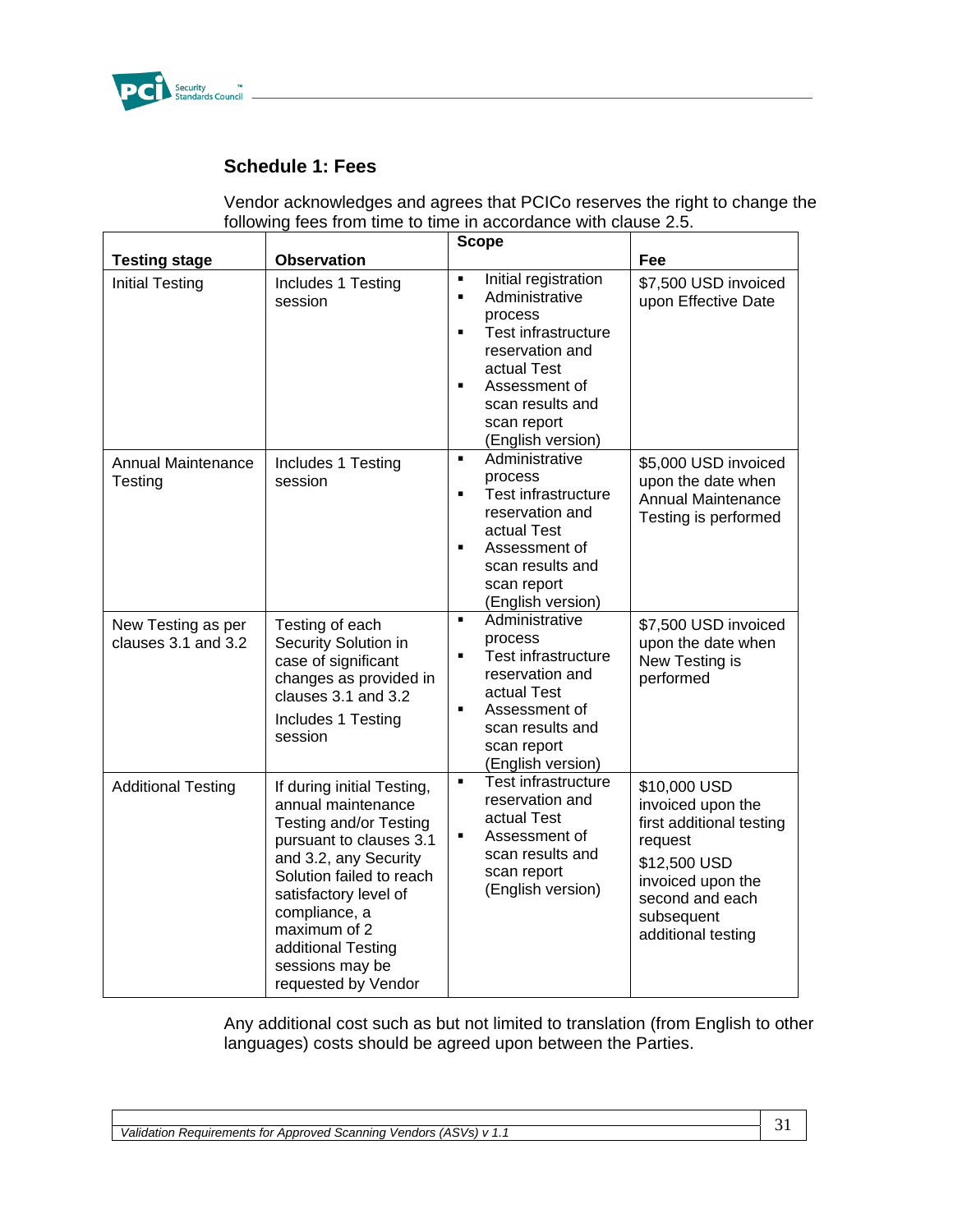## Schedule 1: Fees

Vendor acknowledges and agrees that PCICo reserves the right to change the following fees from time to time in accordance with clause 2.5.

| Testing stage | Observation | Scope | Fee |
|---|---|---|---|
| Initial Testing | Includes 1 Testing session | ▪ Initial registration<br>▪ Administrative process<br>▪ Test infrastructure reservation and actual Test<br>▪ Assessment of scan results and scan report (English version) | $7,500 USD invoiced upon Effective Date |
| Annual Maintenance Testing | Includes 1 Testing session | ▪ Administrative process<br>▪ Test infrastructure reservation and actual Test<br>▪ Assessment of scan results and scan report (English version) | $5,000 USD invoiced upon the date when Annual Maintenance Testing is performed |
| New Testing as per clauses 3.1 and 3.2 | Testing of each Security Solution in case of significant changes as provided in clauses 3.1 and 3.2<br><br>Includes 1 Testing session | ▪ Administrative process<br>▪ Test infrastructure reservation and actual Test<br>▪ Assessment of scan results and scan report (English version) | $7,500 USD invoiced upon the date when New Testing is performed |
| Additional Testing | If during initial Testing, annual maintenance Testing and/or Testing pursuant to clauses 3.1 and 3.2, any Security Solution failed to reach satisfactory level of compliance, a maximum of 2 additional Testing sessions may be requested by Vendor | ▪ Test infrastructure reservation and actual Test<br>▪ Assessment of scan results and scan report (English version) | $10,000 USD invoiced upon the first additional testing request<br><br>$12,500 USD invoiced upon the second and each subsequent additional testing |

Any additional cost such as but not limited to translation (from English to other languages) costs should be agreed upon between the Parties.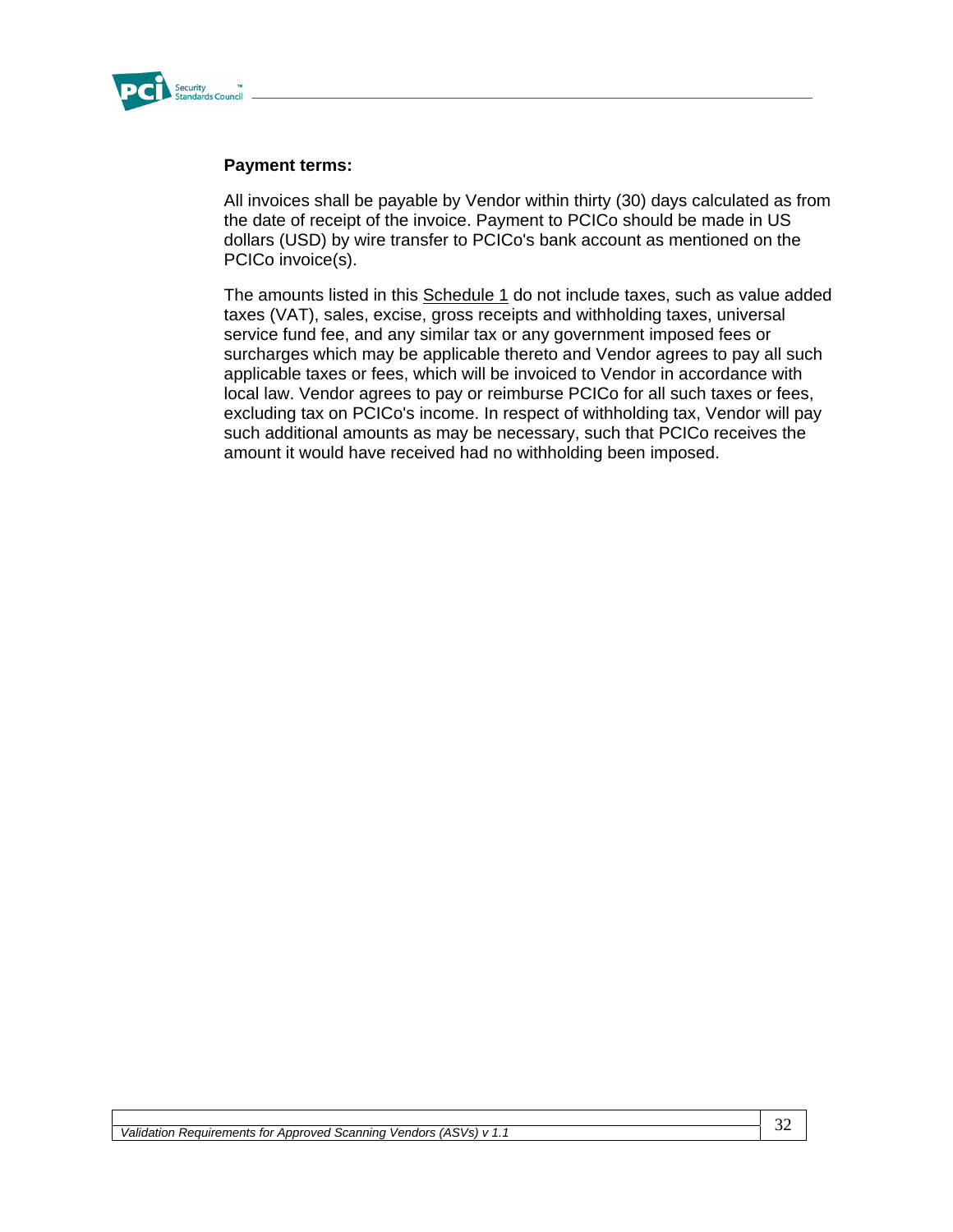**Payment terms:**

All invoices shall be payable by Vendor within thirty (30) days calculated as from the date of receipt of the invoice. Payment to PCICo should be made in US dollars (USD) by wire transfer to PCICo's bank account as mentioned on the PCICo invoice(s).

The amounts listed in this Schedule 1 do not include taxes, such as value added taxes (VAT), sales, excise, gross receipts and withholding taxes, universal service fund fee, and any similar tax or any government imposed fees or surcharges which may be applicable thereto and Vendor agrees to pay all such applicable taxes or fees, which will be invoiced to Vendor in accordance with local law. Vendor agrees to pay or reimburse PCICo for all such taxes or fees, excluding tax on PCICo's income. In respect of withholding tax, Vendor will pay such additional amounts as may be necessary, such that PCICo receives the amount it would have received had no withholding been imposed.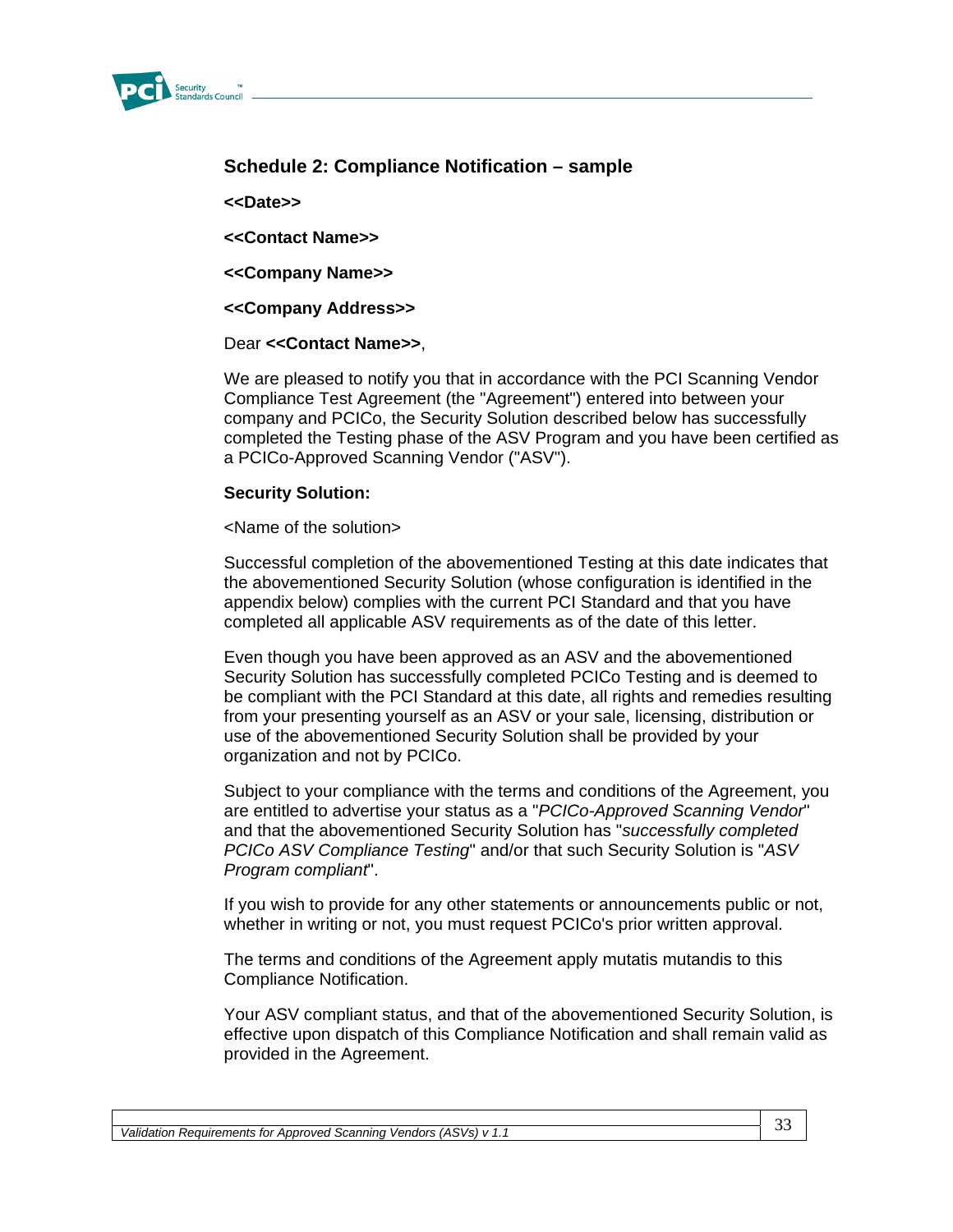## Schedule 2: Compliance Notification – sample

**<<Date>>**

**<<Contact Name>>**

**<<Company Name>>**

**<<Company Address>>**

Dear **<<Contact Name>>**,

We are pleased to notify you that in accordance with the PCI Scanning Vendor Compliance Test Agreement (the "Agreement") entered into between your company and PCICo, the Security Solution described below has successfully completed the Testing phase of the ASV Program and you have been certified as a PCICo-Approved Scanning Vendor ("ASV").

**Security Solution:**

<Name of the solution>

Successful completion of the abovementioned Testing at this date indicates that the abovementioned Security Solution (whose configuration is identified in the appendix below) complies with the current PCI Standard and that you have completed all applicable ASV requirements as of the date of this letter.

Even though you have been approved as an ASV and the abovementioned Security Solution has successfully completed PCICo Testing and is deemed to be compliant with the PCI Standard at this date, all rights and remedies resulting from your presenting yourself as an ASV or your sale, licensing, distribution or use of the abovementioned Security Solution shall be provided by your organization and not by PCICo.

Subject to your compliance with the terms and conditions of the Agreement, you are entitled to advertise your status as a "*PCICo-Approved Scanning Vendor*" and that the abovementioned Security Solution has "*successfully completed PCICo ASV Compliance Testing*" and/or that such Security Solution is "*ASV Program compliant*".

If you wish to provide for any other statements or announcements public or not, whether in writing or not, you must request PCICo's prior written approval.

The terms and conditions of the Agreement apply mutatis mutandis to this Compliance Notification.

Your ASV compliant status, and that of the abovementioned Security Solution, is effective upon dispatch of this Compliance Notification and shall remain valid as provided in the Agreement.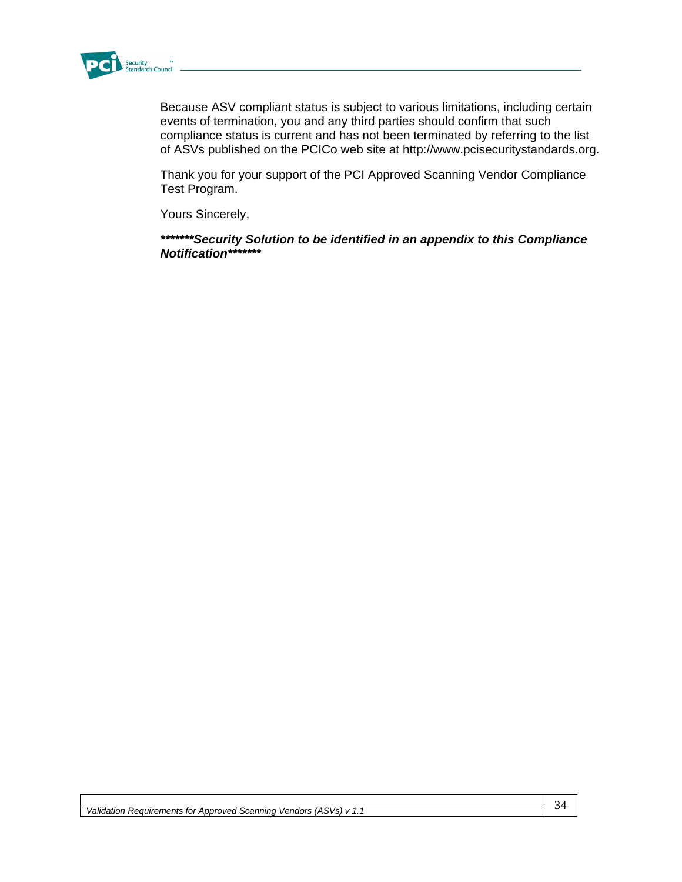Because ASV compliant status is subject to various limitations, including certain events of termination, you and any third parties should confirm that such compliance status is current and has not been terminated by referring to the list of ASVs published on the PCICo web site at http://www.pcisecuritystandards.org.

Thank you for your support of the PCI Approved Scanning Vendor Compliance Test Program.

Yours Sincerely,

***\*\*\*\*\*\*\*Security Solution to be identified in an appendix to this Compliance Notification\*\*\*\*\*\*\****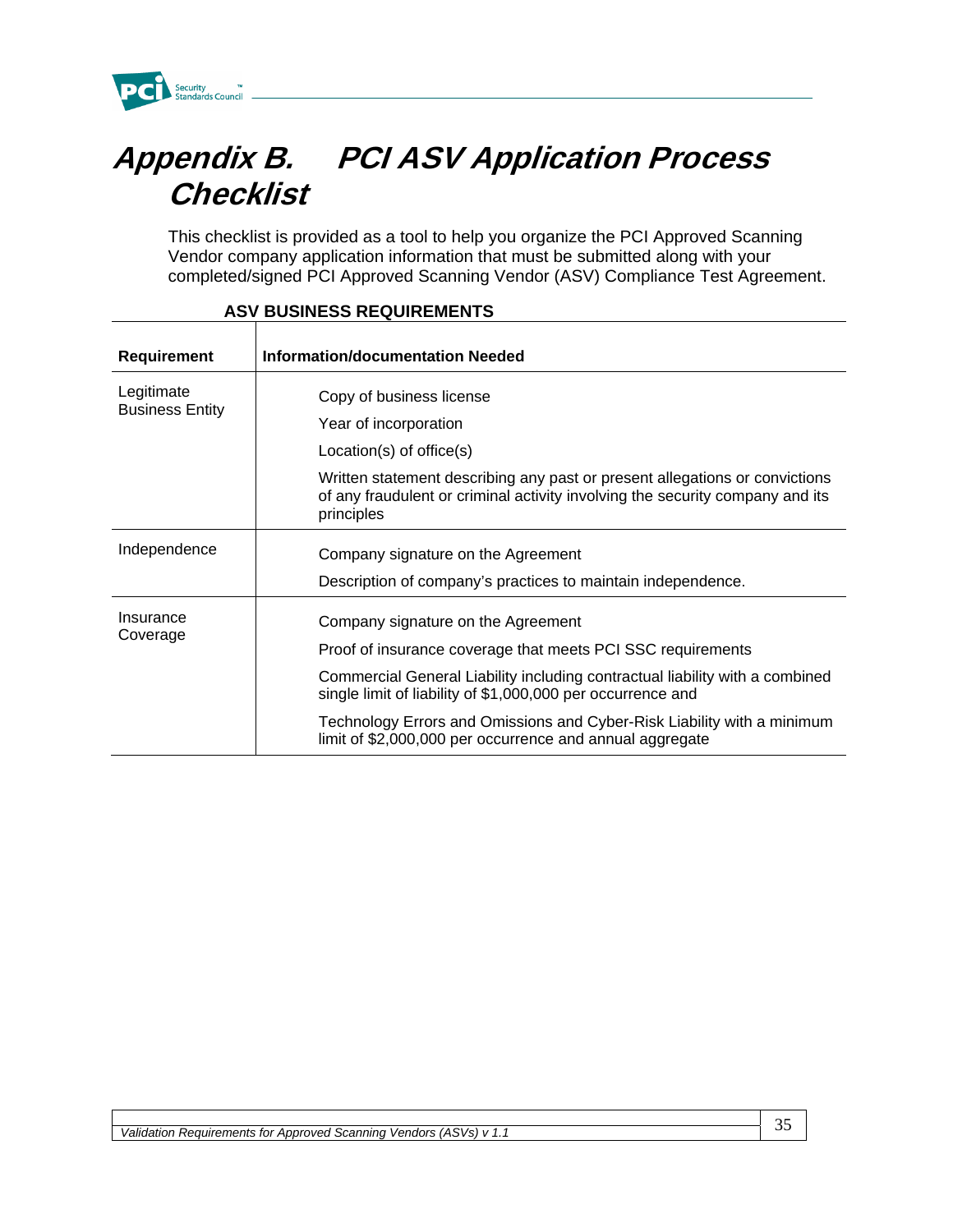# *Appendix B. PCI ASV Application Process Checklist*

This checklist is provided as a tool to help you organize the PCI Approved Scanning Vendor company application information that must be submitted along with your completed/signed PCI Approved Scanning Vendor (ASV) Compliance Test Agreement.

**ASV BUSINESS REQUIREMENTS**

| Requirement | Information/documentation Needed |
|---|---|
| Legitimate Business Entity | Copy of business license<br>Year of incorporation<br>Location(s) of office(s)<br>Written statement describing any past or present allegations or convictions of any fraudulent or criminal activity involving the security company and its principles |
| Independence | Company signature on the Agreement<br>Description of company's practices to maintain independence. |
| Insurance Coverage | Company signature on the Agreement<br>Proof of insurance coverage that meets PCI SSC requirements<br>Commercial General Liability including contractual liability with a combined single limit of liability of $1,000,000 per occurrence and<br>Technology Errors and Omissions and Cyber-Risk Liability with a minimum limit of $2,000,000 per occurrence and annual aggregate |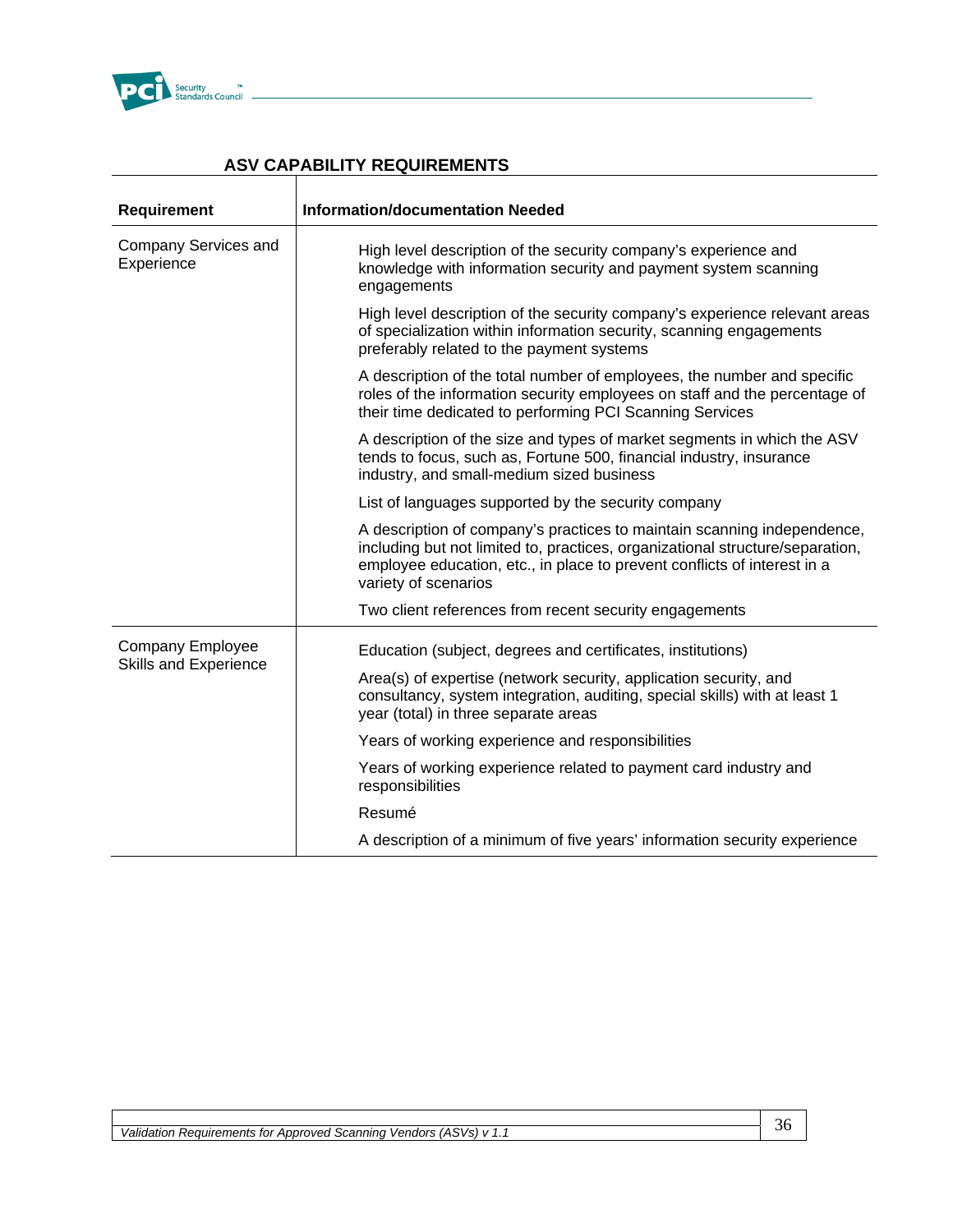## ASV CAPABILITY REQUIREMENTS

| Requirement | Information/documentation Needed |
|---|---|
| Company Services and Experience | High level description of the security company's experience and knowledge with information security and payment system scanning engagements<br><br>High level description of the security company's experience relevant areas of specialization within information security, scanning engagements preferably related to the payment systems<br><br>A description of the total number of employees, the number and specific roles of the information security employees on staff and the percentage of their time dedicated to performing PCI Scanning Services<br><br>A description of the size and types of market segments in which the ASV tends to focus, such as, Fortune 500, financial industry, insurance industry, and small-medium sized business<br><br>List of languages supported by the security company<br><br>A description of company's practices to maintain scanning independence, including but not limited to, practices, organizational structure/separation, employee education, etc., in place to prevent conflicts of interest in a variety of scenarios<br><br>Two client references from recent security engagements |
| Company Employee Skills and Experience | Education (subject, degrees and certificates, institutions)<br><br>Area(s) of expertise (network security, application security, and consultancy, system integration, auditing, special skills) with at least 1 year (total) in three separate areas<br><br>Years of working experience and responsibilities<br><br>Years of working experience related to payment card industry and responsibilities<br><br>Resumé<br><br>A description of a minimum of five years' information security experience |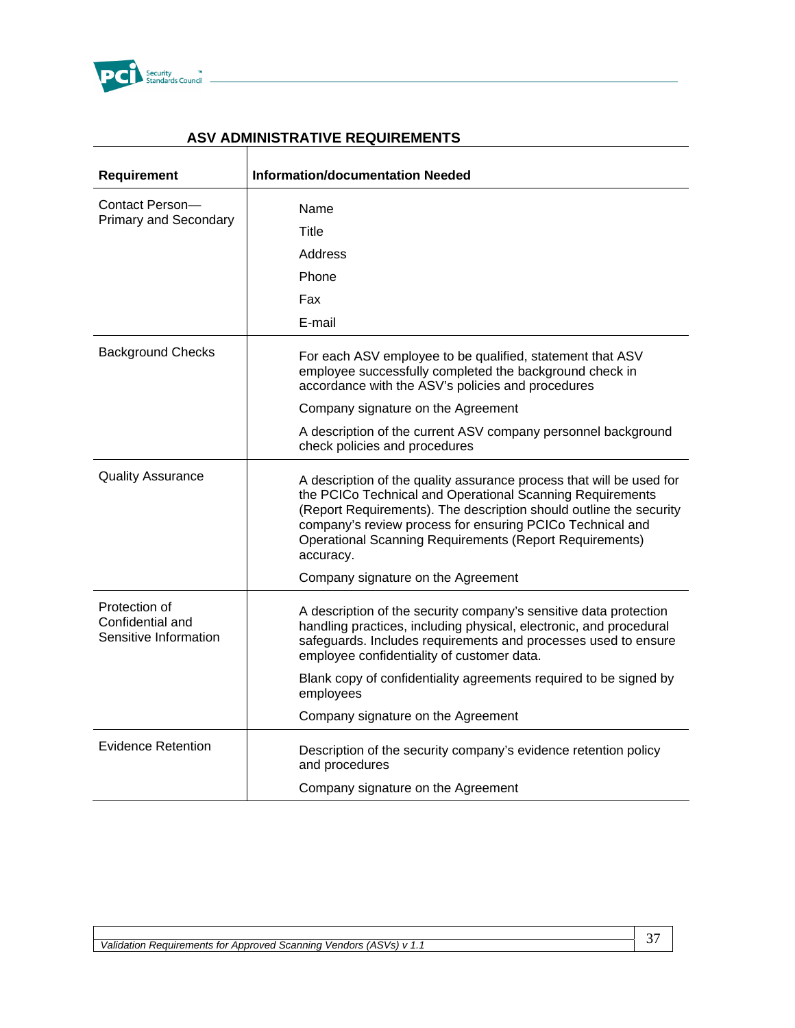## ASV ADMINISTRATIVE REQUIREMENTS

| Requirement | Information/documentation Needed |
|---|---|
| Contact Person—Primary and Secondary | Name<br>Title<br>Address<br>Phone<br>Fax<br>E-mail |
| Background Checks | For each ASV employee to be qualified, statement that ASV employee successfully completed the background check in accordance with the ASV's policies and procedures<br>Company signature on the Agreement<br>A description of the current ASV company personnel background check policies and procedures |
| Quality Assurance | A description of the quality assurance process that will be used for the PCICo Technical and Operational Scanning Requirements (Report Requirements). The description should outline the security company's review process for ensuring PCICo Technical and Operational Scanning Requirements (Report Requirements) accuracy.<br>Company signature on the Agreement |
| Protection of Confidential and Sensitive Information | A description of the security company's sensitive data protection handling practices, including physical, electronic, and procedural safeguards. Includes requirements and processes used to ensure employee confidentiality of customer data.<br>Blank copy of confidentiality agreements required to be signed by employees<br>Company signature on the Agreement |
| Evidence Retention | Description of the security company's evidence retention policy and procedures<br>Company signature on the Agreement |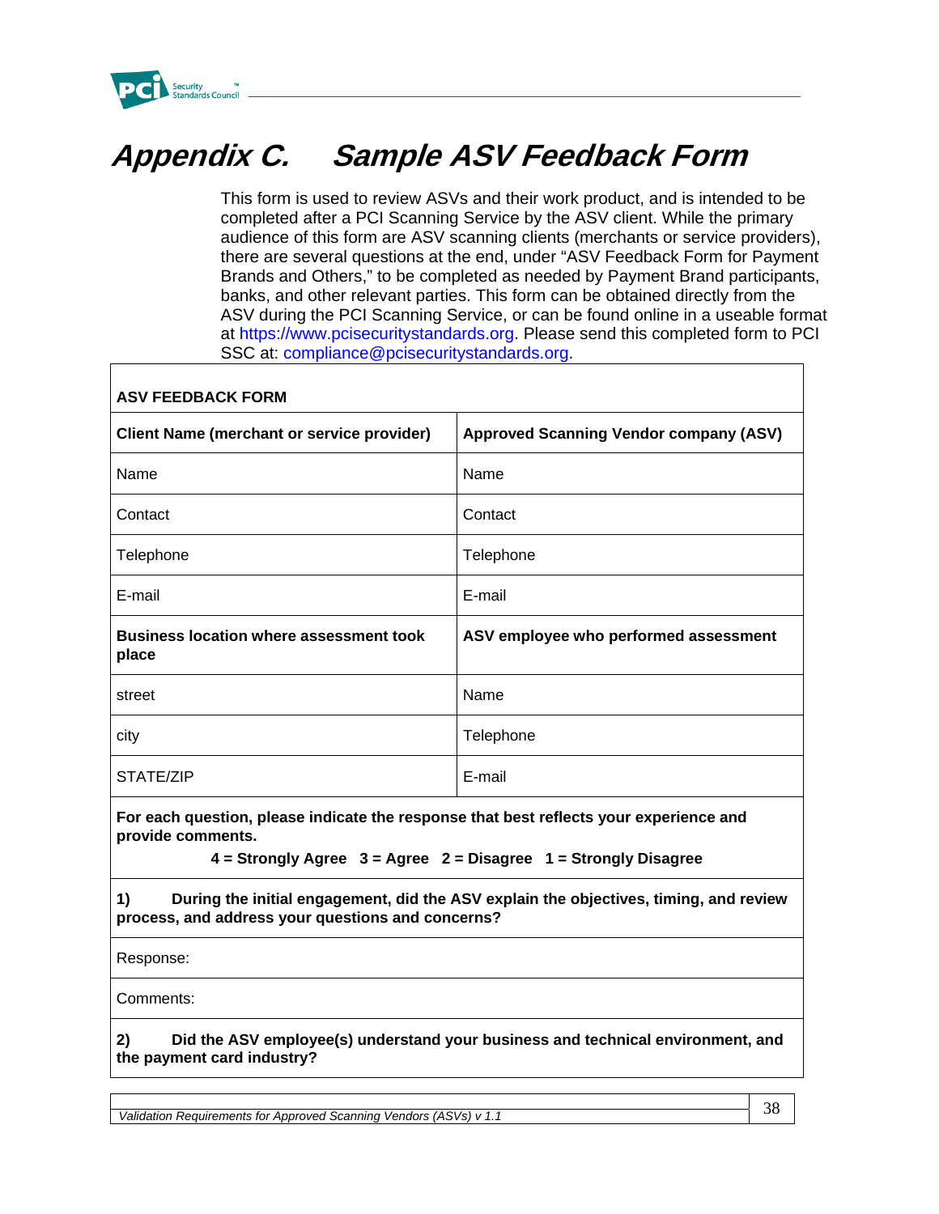// Appendix C. Sample ASV Feedback Form

This form is used to review ASVs and their work product, and is intended to be completed after a PCI Scanning Service by the ASV client. While the primary audience of this form are ASV scanning clients (merchants or service providers), there are several questions at the end, under "ASV Feedback Form for Payment Brands and Others," to be completed as needed by Payment Brand participants, banks, and other relevant parties. This form can be obtained directly from the ASV during the PCI Scanning Service, or can be found online in a useable format at https://www.pcisecuritystandards.org. Please send this completed form to PCI SSC at: compliance@pcisecuritystandards.org.

| **ASV FEEDBACK FORM** | |
|---|---|
| **Client Name (merchant or service provider)** | **Approved Scanning Vendor company (ASV)** |
| Name | Name |
| Contact | Contact |
| Telephone | Telephone |
| E-mail | E-mail |
| **Business location where assessment took place** | **ASV employee who performed assessment** |
| street | Name |
| city | Telephone |
| STATE/ZIP | E-mail |
| **For each question, please indicate the response that best reflects your experience and provide comments.**<br>**4 = Strongly Agree 3 = Agree 2 = Disagree 1 = Strongly Disagree** | |
| **1) During the initial engagement, did the ASV explain the objectives, timing, and review process, and address your questions and concerns?** | |
| Response: | |
| Comments: | |
| **2) Did the ASV employee(s) understand your business and technical environment, and the payment card industry?** | |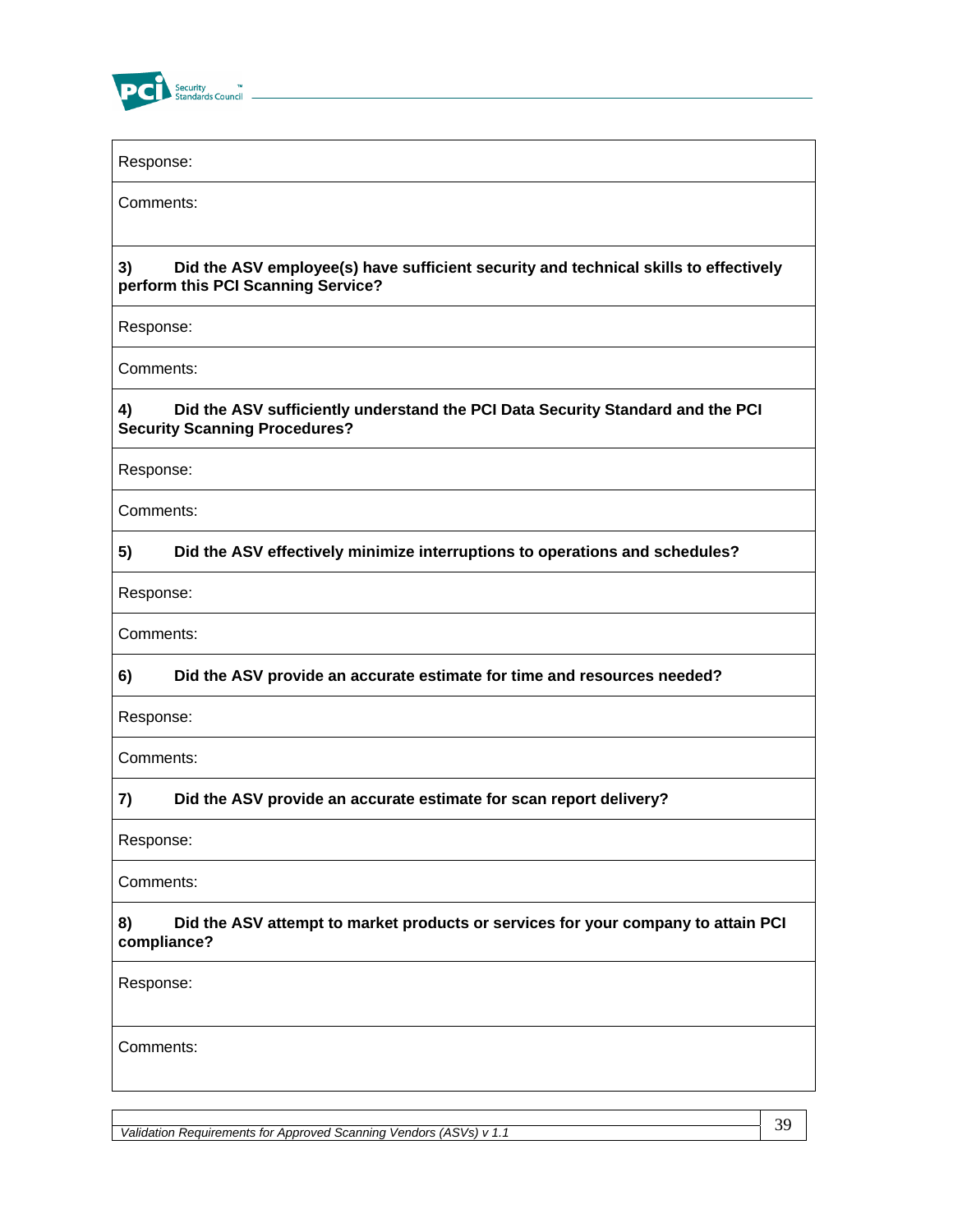| |
|---|
| Response: |
| Comments: |
| **3) Did the ASV employee(s) have sufficient security and technical skills to effectively perform this PCI Scanning Service?** |
| Response: |
| Comments: |
| **4) Did the ASV sufficiently understand the PCI Data Security Standard and the PCI Security Scanning Procedures?** |
| Response: |
| Comments: |
| **5) Did the ASV effectively minimize interruptions to operations and schedules?** |
| Response: |
| Comments: |
| **6) Did the ASV provide an accurate estimate for time and resources needed?** |
| Response: |
| Comments: |
| **7) Did the ASV provide an accurate estimate for scan report delivery?** |
| Response: |
| Comments: |
| **8) Did the ASV attempt to market products or services for your company to attain PCI compliance?** |
| Response: |
| Comments: |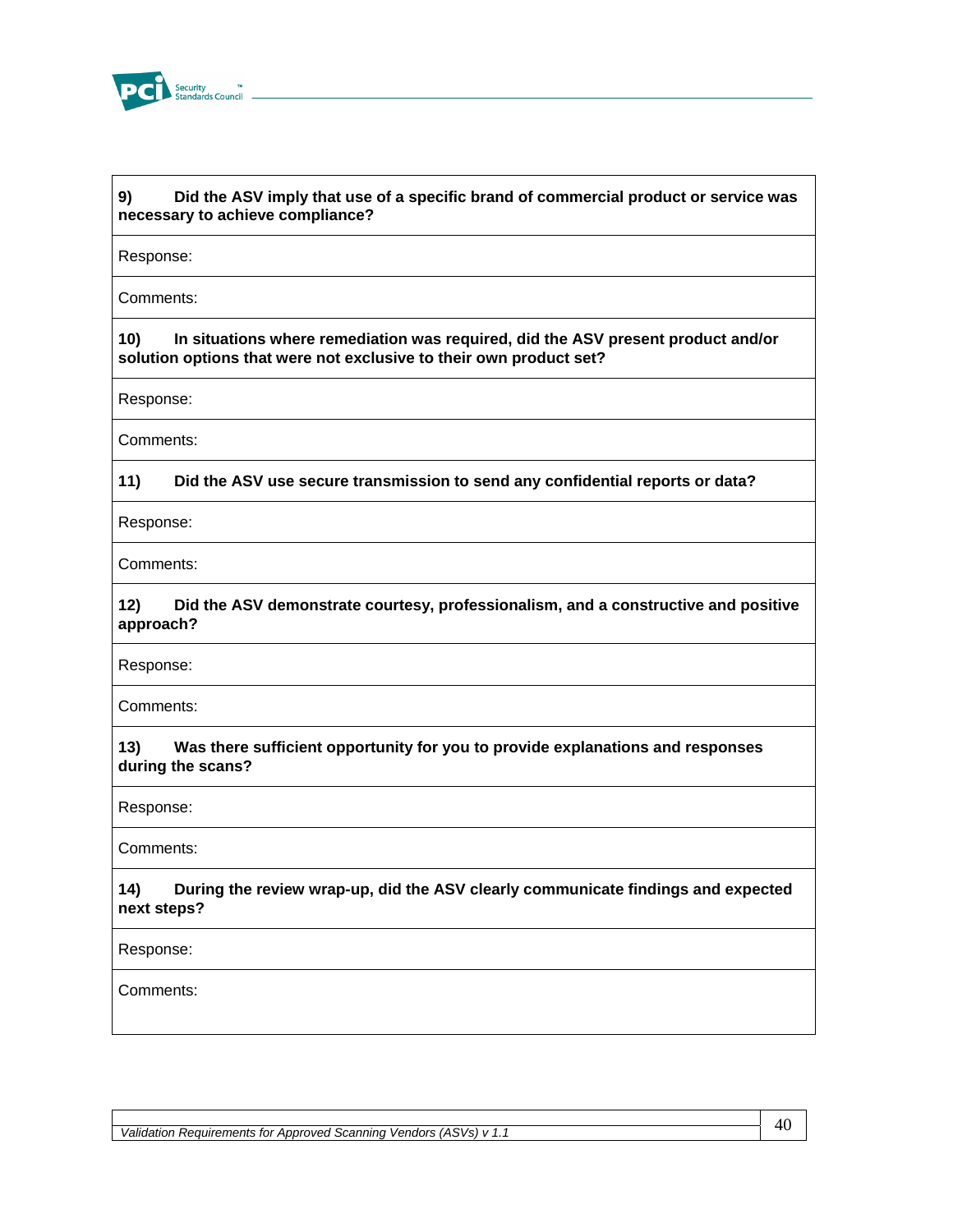| |
|---|
| **9) Did the ASV imply that use of a specific brand of commercial product or service was necessary to achieve compliance?** |
| Response: |
| Comments: |
| **10) In situations where remediation was required, did the ASV present product and/or solution options that were not exclusive to their own product set?** |
| Response: |
| Comments: |
| **11) Did the ASV use secure transmission to send any confidential reports or data?** |
| Response: |
| Comments: |
| **12) Did the ASV demonstrate courtesy, professionalism, and a constructive and positive approach?** |
| Response: |
| Comments: |
| **13) Was there sufficient opportunity for you to provide explanations and responses during the scans?** |
| Response: |
| Comments: |
| **14) During the review wrap-up, did the ASV clearly communicate findings and expected next steps?** |
| Response: |
| Comments: |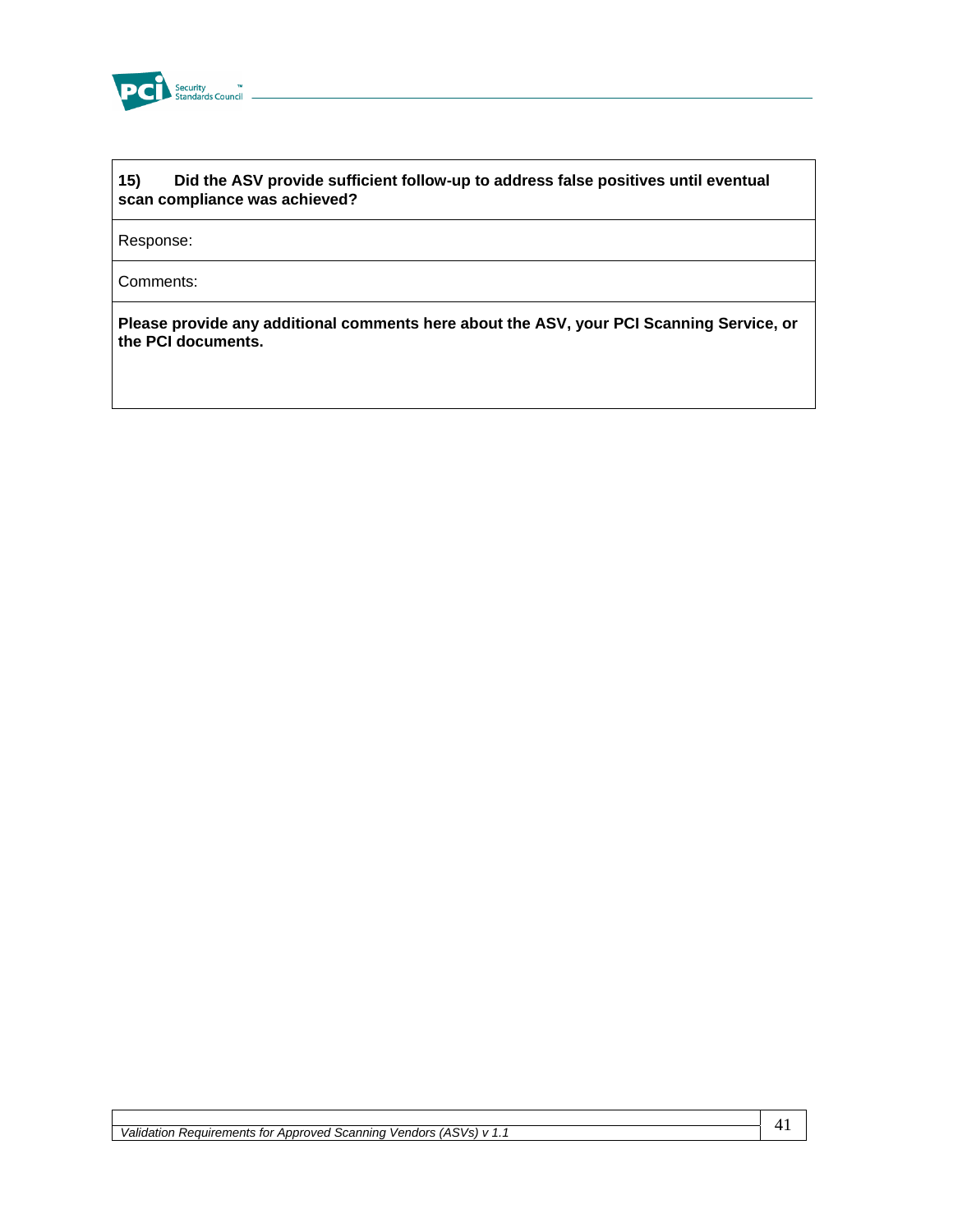| **15) Did the ASV provide sufficient follow-up to address false positives until eventual scan compliance was achieved?** |
| --- |
| Response: |
| Comments: |
| **Please provide any additional comments here about the ASV, your PCI Scanning Service, or the PCI documents.** |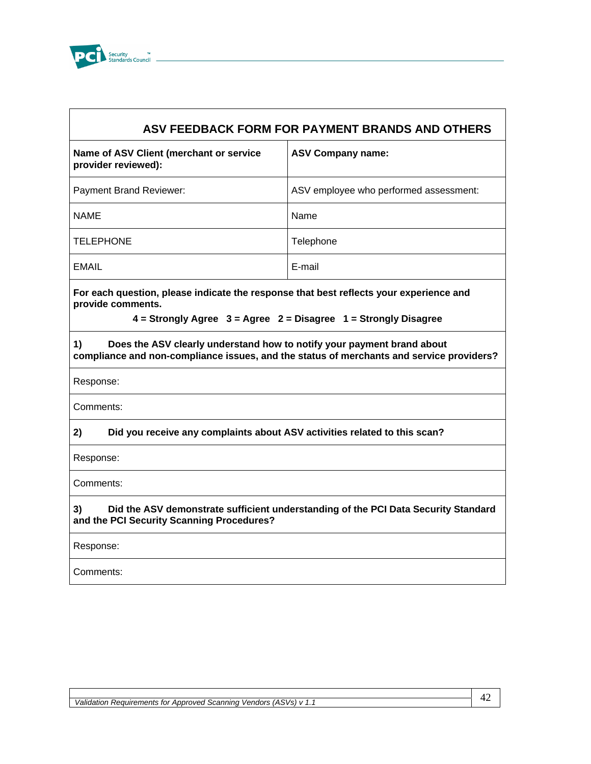| ASV FEEDBACK FORM FOR PAYMENT BRANDS AND OTHERS | |
|---|---|
| **Name of ASV Client (merchant or service provider reviewed):** | **ASV Company name:** |
| Payment Brand Reviewer: | ASV employee who performed assessment: |
| NAME | Name |
| TELEPHONE | Telephone |
| EMAIL | E-mail |
| **For each question, please indicate the response that best reflects your experience and provide comments.** **4 = Strongly Agree 3 = Agree 2 = Disagree 1 = Strongly Disagree** | |
| **1) Does the ASV clearly understand how to notify your payment brand about compliance and non-compliance issues, and the status of merchants and service providers?** | |
| Response: | |
| Comments: | |
| **2) Did you receive any complaints about ASV activities related to this scan?** | |
| Response: | |
| Comments: | |
| **3) Did the ASV demonstrate sufficient understanding of the PCI Data Security Standard and the PCI Security Scanning Procedures?** | |
| Response: | |
| Comments: | |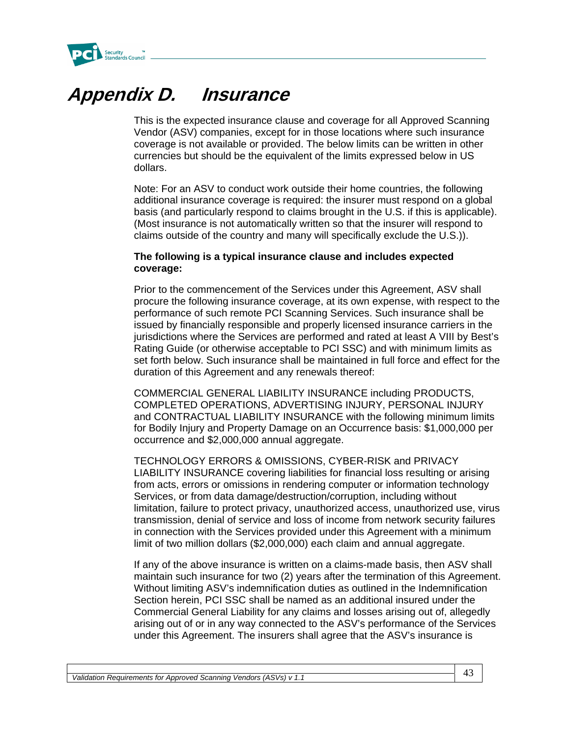# Appendix D. Insurance

This is the expected insurance clause and coverage for all Approved Scanning Vendor (ASV) companies, except for in those locations where such insurance coverage is not available or provided. The below limits can be written in other currencies but should be the equivalent of the limits expressed below in US dollars.

Note: For an ASV to conduct work outside their home countries, the following additional insurance coverage is required: the insurer must respond on a global basis (and particularly respond to claims brought in the U.S. if this is applicable). (Most insurance is not automatically written so that the insurer will respond to claims outside of the country and many will specifically exclude the U.S.)).

**The following is a typical insurance clause and includes expected coverage:**

Prior to the commencement of the Services under this Agreement, ASV shall procure the following insurance coverage, at its own expense, with respect to the performance of such remote PCI Scanning Services. Such insurance shall be issued by financially responsible and properly licensed insurance carriers in the jurisdictions where the Services are performed and rated at least A VIII by Best's Rating Guide (or otherwise acceptable to PCI SSC) and with minimum limits as set forth below. Such insurance shall be maintained in full force and effect for the duration of this Agreement and any renewals thereof:

COMMERCIAL GENERAL LIABILITY INSURANCE including PRODUCTS, COMPLETED OPERATIONS, ADVERTISING INJURY, PERSONAL INJURY and CONTRACTUAL LIABILITY INSURANCE with the following minimum limits for Bodily Injury and Property Damage on an Occurrence basis: $1,000,000 per occurrence and $2,000,000 annual aggregate.

TECHNOLOGY ERRORS & OMISSIONS, CYBER-RISK and PRIVACY LIABILITY INSURANCE covering liabilities for financial loss resulting or arising from acts, errors or omissions in rendering computer or information technology Services, or from data damage/destruction/corruption, including without limitation, failure to protect privacy, unauthorized access, unauthorized use, virus transmission, denial of service and loss of income from network security failures in connection with the Services provided under this Agreement with a minimum limit of two million dollars ($2,000,000) each claim and annual aggregate.

If any of the above insurance is written on a claims-made basis, then ASV shall maintain such insurance for two (2) years after the termination of this Agreement. Without limiting ASV's indemnification duties as outlined in the Indemnification Section herein, PCI SSC shall be named as an additional insured under the Commercial General Liability for any claims and losses arising out of, allegedly arising out of or in any way connected to the ASV's performance of the Services under this Agreement. The insurers shall agree that the ASV's insurance is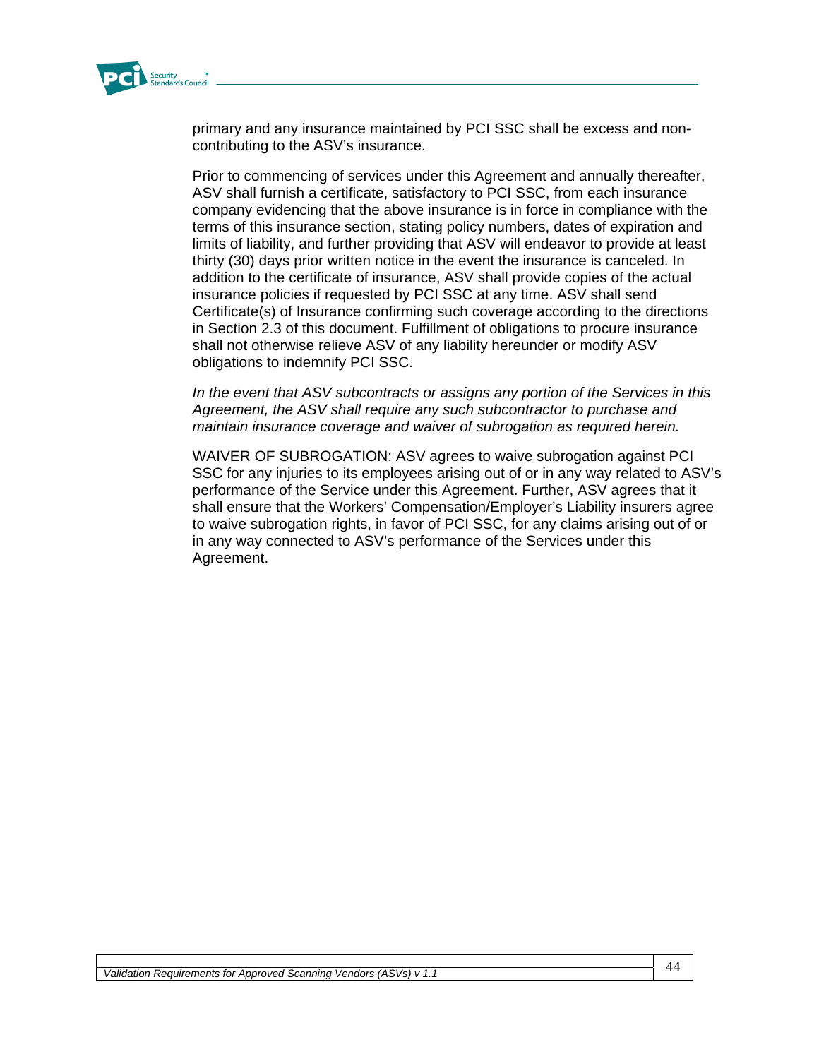primary and any insurance maintained by PCI SSC shall be excess and non-contributing to the ASV's insurance.

Prior to commencing of services under this Agreement and annually thereafter, ASV shall furnish a certificate, satisfactory to PCI SSC, from each insurance company evidencing that the above insurance is in force in compliance with the terms of this insurance section, stating policy numbers, dates of expiration and limits of liability, and further providing that ASV will endeavor to provide at least thirty (30) days prior written notice in the event the insurance is canceled. In addition to the certificate of insurance, ASV shall provide copies of the actual insurance policies if requested by PCI SSC at any time. ASV shall send Certificate(s) of Insurance confirming such coverage according to the directions in Section 2.3 of this document. Fulfillment of obligations to procure insurance shall not otherwise relieve ASV of any liability hereunder or modify ASV obligations to indemnify PCI SSC.

*In the event that ASV subcontracts or assigns any portion of the Services in this Agreement, the ASV shall require any such subcontractor to purchase and maintain insurance coverage and waiver of subrogation as required herein.*

WAIVER OF SUBROGATION: ASV agrees to waive subrogation against PCI SSC for any injuries to its employees arising out of or in any way related to ASV's performance of the Service under this Agreement. Further, ASV agrees that it shall ensure that the Workers' Compensation/Employer's Liability insurers agree to waive subrogation rights, in favor of PCI SSC, for any claims arising out of or in any way connected to ASV's performance of the Services under this Agreement.